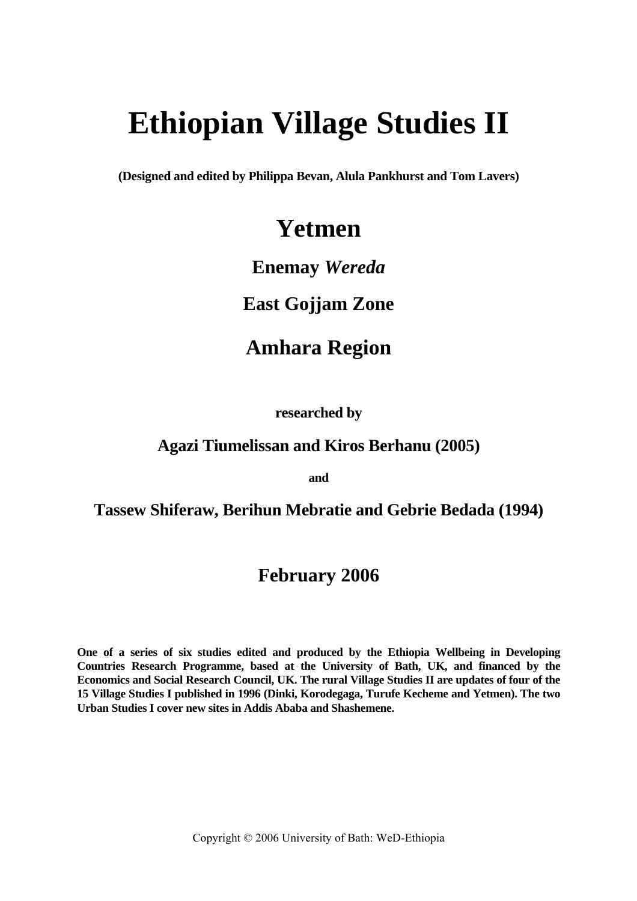# Ethiopian Village Studies II

**(Designed and edited by Philippa Bevan, Alula Pankhurst and Tom Lavers)**

## Yetmen

### Enemay *Wereda*

### East Gojjam Zone

### Amhara Region

**researched by**

**Agazi Tiumelissan and Kiros Berhanu (2005)**

**and**

**Tassew Shiferaw, Berihun Mebratie and Gebrie Bedada (1994)**

**February 2006**

**One of a series of six studies edited and produced by the Ethiopia Wellbeing in Developing Countries Research Programme, based at the University of Bath, UK, and financed by the Economics and Social Research Council, UK. The rural Village Studies II are updates of four of the 15 Village Studies I published in 1996 (Dinki, Korodegaga, Turufe Kecheme and Yetmen). The two Urban Studies I cover new sites in Addis Ababa and Shashemene.**

Copyright © 2006 University of Bath: WeD-Ethiopia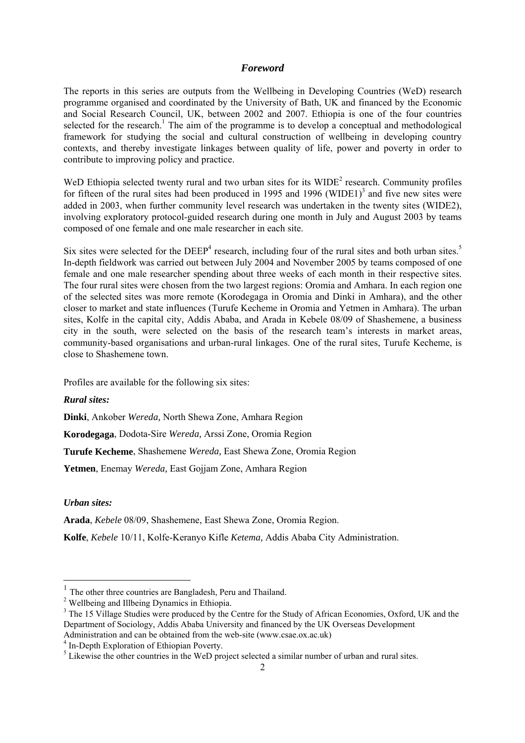## *Foreword*

The reports in this series are outputs from the Wellbeing in Developing Countries (WeD) research programme organised and coordinated by the University of Bath, UK and financed by the Economic and Social Research Council, UK, between 2002 and 2007. Ethiopia is one of the four countries selected for the research.[1] The aim of the programme is to develop a conceptual and methodological framework for studying the social and cultural construction of wellbeing in developing country contexts, and thereby investigate linkages between quality of life, power and poverty in order to contribute to improving policy and practice.

WeD Ethiopia selected twenty rural and two urban sites for its WIDE[2] research. Community profiles for fifteen of the rural sites had been produced in 1995 and 1996 (WIDE1)[3] and five new sites were added in 2003, when further community level research was undertaken in the twenty sites (WIDE2), involving exploratory protocol-guided research during one month in July and August 2003 by teams composed of one female and one male researcher in each site.

Six sites were selected for the DEEP[4] research, including four of the rural sites and both urban sites.[5] In-depth fieldwork was carried out between July 2004 and November 2005 by teams composed of one female and one male researcher spending about three weeks of each month in their respective sites. The four rural sites were chosen from the two largest regions: Oromia and Amhara. In each region one of the selected sites was more remote (Korodegaga in Oromia and Dinki in Amhara), and the other closer to market and state influences (Turufe Kecheme in Oromia and Yetmen in Amhara). The urban sites, Kolfe in the capital city, Addis Ababa, and Arada in Kebele 08/09 of Shashemene, a business city in the south, were selected on the basis of the research team's interests in market areas, community-based organisations and urban-rural linkages. One of the rural sites, Turufe Kecheme, is close to Shashemene town.

Profiles are available for the following six sites:

***Rural sites:***

**Dinki**, Ankober *Wereda,* North Shewa Zone, Amhara Region

**Korodegaga**, Dodota-Sire *Wereda,* Arssi Zone, Oromia Region

**Turufe Kecheme**, Shashemene *Wereda,* East Shewa Zone, Oromia Region

**Yetmen**, Enemay *Wereda,* East Gojjam Zone, Amhara Region

***Urban sites:***

**Arada**, *Kebele* 08/09, Shashemene, East Shewa Zone, Oromia Region.

**Kolfe**, *Kebele* 10/11, Kolfe-Keranyo Kifle *Ketema,* Addis Ababa City Administration.

---

[1] The other three countries are Bangladesh, Peru and Thailand.

[2] Wellbeing and Illbeing Dynamics in Ethiopia.

[3] The 15 Village Studies were produced by the Centre for the Study of African Economies, Oxford, UK and the Department of Sociology, Addis Ababa University and financed by the UK Overseas Development Administration and can be obtained from the web-site (www.csae.ox.ac.uk)

[4] In-Depth Exploration of Ethiopian Poverty.

[5] Likewise the other countries in the WeD project selected a similar number of urban and rural sites.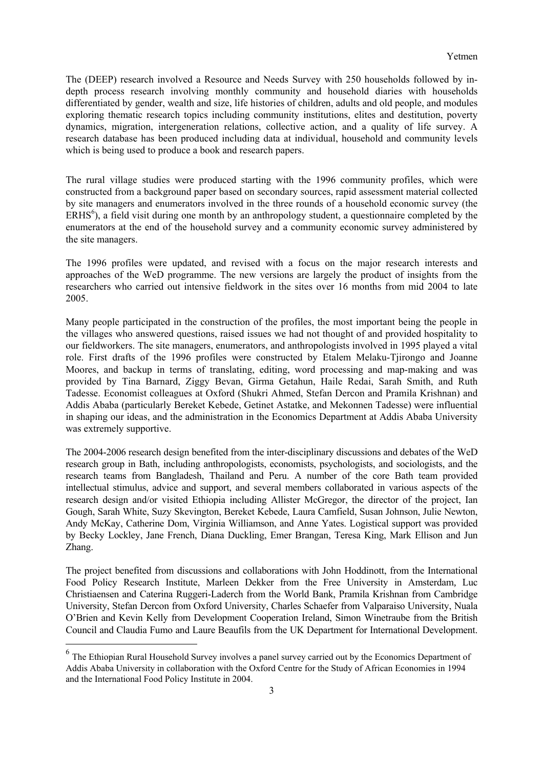The (DEEP) research involved a Resource and Needs Survey with 250 households followed by in-depth process research involving monthly community and household diaries with households differentiated by gender, wealth and size, life histories of children, adults and old people, and modules exploring thematic research topics including community institutions, elites and destitution, poverty dynamics, migration, intergeneration relations, collective action, and a quality of life survey. A research database has been produced including data at individual, household and community levels which is being used to produce a book and research papers.

The rural village studies were produced starting with the 1996 community profiles, which were constructed from a background paper based on secondary sources, rapid assessment material collected by site managers and enumerators involved in the three rounds of a household economic survey (the ERHS[6]), a field visit during one month by an anthropology student, a questionnaire completed by the enumerators at the end of the household survey and a community economic survey administered by the site managers.

The 1996 profiles were updated, and revised with a focus on the major research interests and approaches of the WeD programme. The new versions are largely the product of insights from the researchers who carried out intensive fieldwork in the sites over 16 months from mid 2004 to late 2005.

Many people participated in the construction of the profiles, the most important being the people in the villages who answered questions, raised issues we had not thought of and provided hospitality to our fieldworkers. The site managers, enumerators, and anthropologists involved in 1995 played a vital role. First drafts of the 1996 profiles were constructed by Etalem Melaku-Tjirongo and Joanne Moores, and backup in terms of translating, editing, word processing and map-making and was provided by Tina Barnard, Ziggy Bevan, Girma Getahun, Haile Redai, Sarah Smith, and Ruth Tadesse. Economist colleagues at Oxford (Shukri Ahmed, Stefan Dercon and Pramila Krishnan) and Addis Ababa (particularly Bereket Kebede, Getinet Astatke, and Mekonnen Tadesse) were influential in shaping our ideas, and the administration in the Economics Department at Addis Ababa University was extremely supportive.

The 2004-2006 research design benefited from the inter-disciplinary discussions and debates of the WeD research group in Bath, including anthropologists, economists, psychologists, and sociologists, and the research teams from Bangladesh, Thailand and Peru. A number of the core Bath team provided intellectual stimulus, advice and support, and several members collaborated in various aspects of the research design and/or visited Ethiopia including Allister McGregor, the director of the project, Ian Gough, Sarah White, Suzy Skevington, Bereket Kebede, Laura Camfield, Susan Johnson, Julie Newton, Andy McKay, Catherine Dom, Virginia Williamson, and Anne Yates. Logistical support was provided by Becky Lockley, Jane French, Diana Duckling, Emer Brangan, Teresa King, Mark Ellison and Jun Zhang.

The project benefited from discussions and collaborations with John Hoddinott, from the International Food Policy Research Institute, Marleen Dekker from the Free University in Amsterdam, Luc Christiaensen and Caterina Ruggeri-Laderch from the World Bank, Pramila Krishnan from Cambridge University, Stefan Dercon from Oxford University, Charles Schaefer from Valparaiso University, Nuala O'Brien and Kevin Kelly from Development Cooperation Ireland, Simon Winetraube from the British Council and Claudia Fumo and Laure Beaufils from the UK Department for International Development.

---

[6] The Ethiopian Rural Household Survey involves a panel survey carried out by the Economics Department of Addis Ababa University in collaboration with the Oxford Centre for the Study of African Economies in 1994 and the International Food Policy Institute in 2004.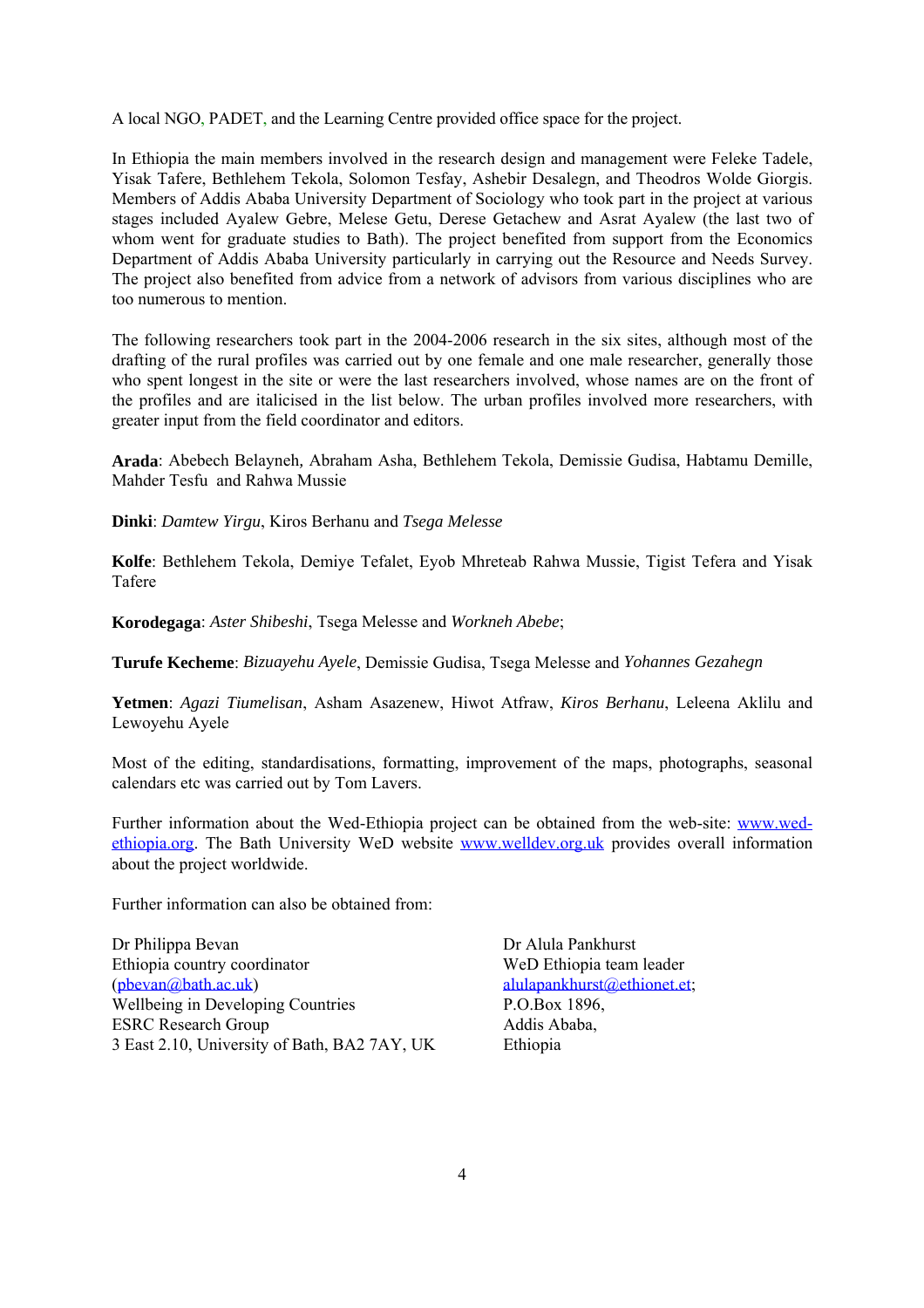A local NGO, PADET, and the Learning Centre provided office space for the project.

In Ethiopia the main members involved in the research design and management were Feleke Tadele, Yisak Tafere, Bethlehem Tekola, Solomon Tesfay, Ashebir Desalegn, and Theodros Wolde Giorgis. Members of Addis Ababa University Department of Sociology who took part in the project at various stages included Ayalew Gebre, Melese Getu, Derese Getachew and Asrat Ayalew (the last two of whom went for graduate studies to Bath). The project benefited from support from the Economics Department of Addis Ababa University particularly in carrying out the Resource and Needs Survey. The project also benefited from advice from a network of advisors from various disciplines who are too numerous to mention.

The following researchers took part in the 2004-2006 research in the six sites, although most of the drafting of the rural profiles was carried out by one female and one male researcher, generally those who spent longest in the site or were the last researchers involved, whose names are on the front of the profiles and are italicised in the list below. The urban profiles involved more researchers, with greater input from the field coordinator and editors.

**Arada**: Abebech Belayneh, Abraham Asha, Bethlehem Tekola, Demissie Gudisa, Habtamu Demille, Mahder Tesfu and Rahwa Mussie

**Dinki**: *Damtew Yirgu*, Kiros Berhanu and *Tsega Melesse*

**Kolfe**: Bethlehem Tekola, Demiye Tefalet, Eyob Mhreteab Rahwa Mussie, Tigist Tefera and Yisak Tafere

**Korodegaga**: *Aster Shibeshi*, Tsega Melesse and *Workneh Abebe*;

**Turufe Kecheme**: *Bizuayehu Ayele*, Demissie Gudisa, Tsega Melesse and *Yohannes Gezahegn*

**Yetmen**: *Agazi Tiumelisan*, Asham Asazenew, Hiwot Atfraw, *Kiros Berhanu*, Leleena Aklilu and Lewoyehu Ayele

Most of the editing, standardisations, formatting, improvement of the maps, photographs, seasonal calendars etc was carried out by Tom Lavers.

Further information about the Wed-Ethiopia project can be obtained from the web-site: [www.wed-ethiopia.org](www.wed-ethiopia.org). The Bath University WeD website [www.welldev.org.uk](www.welldev.org.uk) provides overall information about the project worldwide.

Further information can also be obtained from:

Dr Philippa Bevan
Ethiopia country coordinator
(pbevan@bath.ac.uk)
Wellbeing in Developing Countries
ESRC Research Group
3 East 2.10, University of Bath, BA2 7AY, UK

Dr Alula Pankhurst
WeD Ethiopia team leader
alulapankhurst@ethionet.et;
P.O.Box 1896,
Addis Ababa,
Ethiopia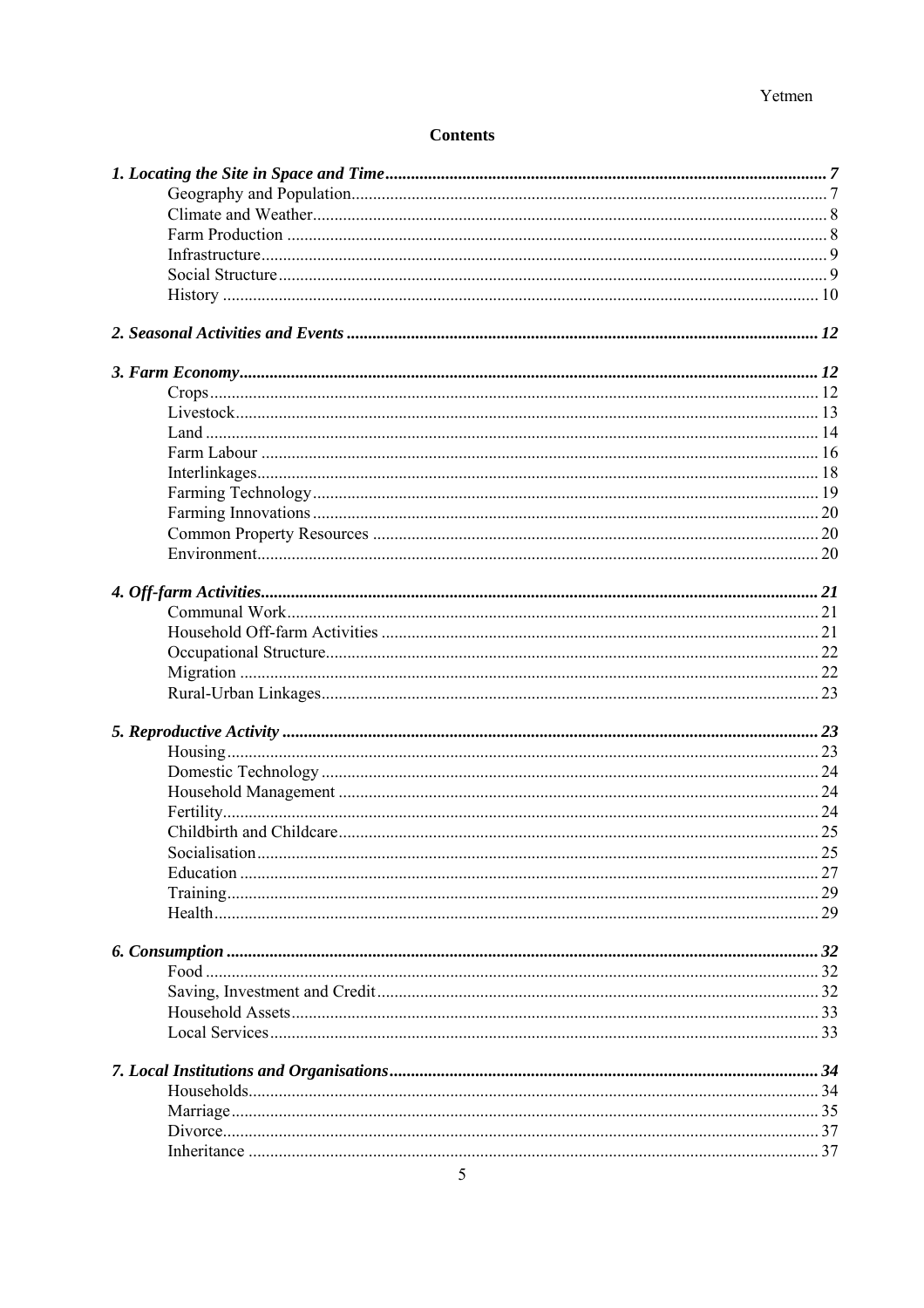# Contents

*1. Locating the Site in Space and Time* ..... *7*
- Geography and Population ..... 7
- Climate and Weather ..... 8
- Farm Production ..... 8
- Infrastructure ..... 9
- Social Structure ..... 9
- History ..... 10

*2. Seasonal Activities and Events* ..... *12*

*3. Farm Economy* ..... *12*
- Crops ..... 12
- Livestock ..... 13
- Land ..... 14
- Farm Labour ..... 16
- Interlinkages ..... 18
- Farming Technology ..... 19
- Farming Innovations ..... 20
- Common Property Resources ..... 20
- Environment ..... 20

*4. Off-farm Activities* ..... *21*
- Communal Work ..... 21
- Household Off-farm Activities ..... 21
- Occupational Structure ..... 22
- Migration ..... 22
- Rural-Urban Linkages ..... 23

*5. Reproductive Activity* ..... *23*
- Housing ..... 23
- Domestic Technology ..... 24
- Household Management ..... 24
- Fertility ..... 24
- Childbirth and Childcare ..... 25
- Socialisation ..... 25
- Education ..... 27
- Training ..... 29
- Health ..... 29

*6. Consumption* ..... *32*
- Food ..... 32
- Saving, Investment and Credit ..... 32
- Household Assets ..... 33
- Local Services ..... 33

*7. Local Institutions and Organisations* ..... *34*
- Households ..... 34
- Marriage ..... 35
- Divorce ..... 37
- Inheritance ..... 37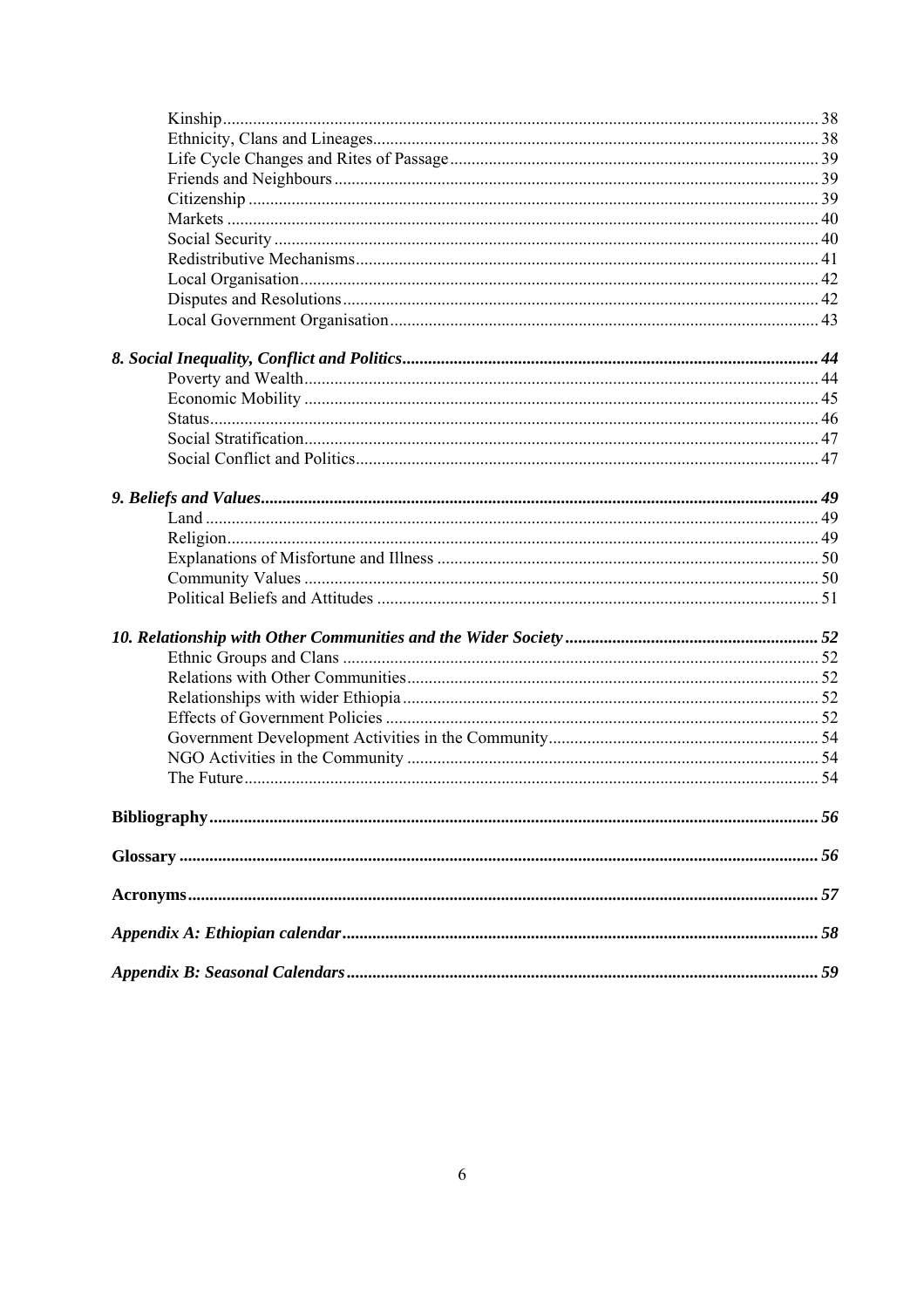Kinship ... 38
Ethnicity, Clans and Lineages ... 38
Life Cycle Changes and Rites of Passage ... 39
Friends and Neighbours ... 39
Citizenship ... 39
Markets ... 40
Social Security ... 40
Redistributive Mechanisms ... 41
Local Organisation ... 42
Disputes and Resolutions ... 42
Local Government Organisation ... 43

***8. Social Inequality, Conflict and Politics ... 44***

Poverty and Wealth ... 44
Economic Mobility ... 45
Status ... 46
Social Stratification ... 47
Social Conflict and Politics ... 47

***9. Beliefs and Values ... 49***

Land ... 49
Religion ... 49
Explanations of Misfortune and Illness ... 50
Community Values ... 50
Political Beliefs and Attitudes ... 51

***10. Relationship with Other Communities and the Wider Society ... 52***

Ethnic Groups and Clans ... 52
Relations with Other Communities ... 52
Relationships with wider Ethiopia ... 52
Effects of Government Policies ... 52
Government Development Activities in the Community ... 54
NGO Activities in the Community ... 54
The Future ... 54

**Bibliography ... 56**

**Glossary ... 56**

**Acronyms ... 57**

***Appendix A: Ethiopian calendar ... 58***

***Appendix B: Seasonal Calendars ... 59***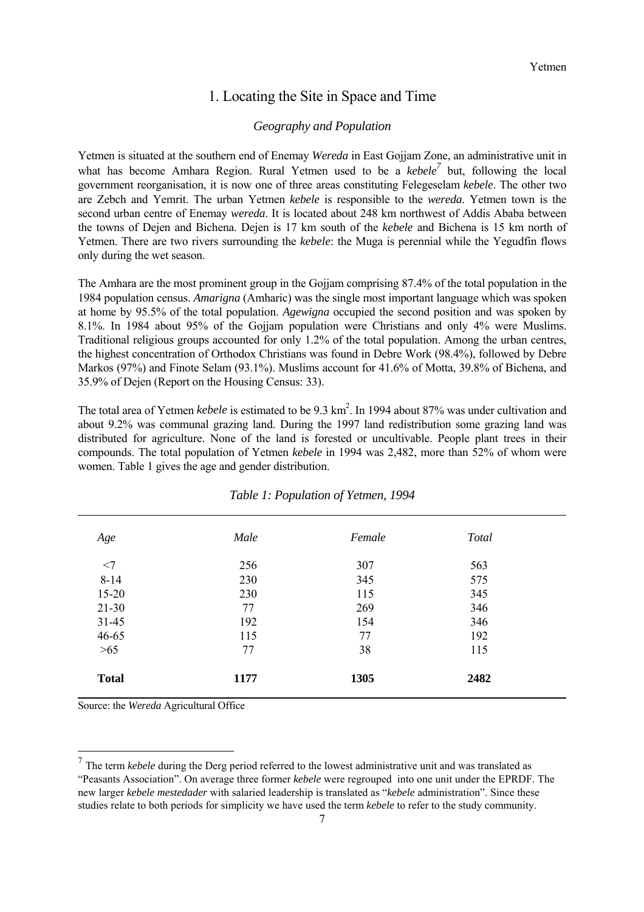# 1. Locating the Site in Space and Time

## *Geography and Population*

Yetmen is situated at the southern end of Enemay *Wereda* in East Gojjam Zone, an administrative unit in what has become Amhara Region. Rural Yetmen used to be a *kebele*[7] but, following the local government reorganisation, it is now one of three areas constituting Felegeselam *kebele*. The other two are Zebch and Yemrit. The urban Yetmen *kebele* is responsible to the *wereda*. Yetmen town is the second urban centre of Enemay *wereda*. It is located about 248 km northwest of Addis Ababa between the towns of Dejen and Bichena. Dejen is 17 km south of the *kebele* and Bichena is 15 km north of Yetmen. There are two rivers surrounding the *kebele*: the Muga is perennial while the Yegudfin flows only during the wet season.

The Amhara are the most prominent group in the Gojjam comprising 87.4% of the total population in the 1984 population census. *Amarigna* (Amharic) was the single most important language which was spoken at home by 95.5% of the total population. *Agewigna* occupied the second position and was spoken by 8.1%. In 1984 about 95% of the Gojjam population were Christians and only 4% were Muslims. Traditional religious groups accounted for only 1.2% of the total population. Among the urban centres, the highest concentration of Orthodox Christians was found in Debre Work (98.4%), followed by Debre Markos (97%) and Finote Selam (93.1%). Muslims account for 41.6% of Motta, 39.8% of Bichena, and 35.9% of Dejen (Report on the Housing Census: 33).

The total area of Yetmen *kebele* is estimated to be 9.3 km$^2$. In 1994 about 87% was under cultivation and about 9.2% was communal grazing land. During the 1997 land redistribution some grazing land was distributed for agriculture. None of the land is forested or uncultivable. People plant trees in their compounds. The total population of Yetmen *kebele* in 1994 was 2,482, more than 52% of whom were women. Table 1 gives the age and gender distribution.

*Table 1: Population of Yetmen, 1994*

| *Age* | *Male* | *Female* | *Total* |
|---|---|---|---|
| <7 | 256 | 307 | 563 |
| 8-14 | 230 | 345 | 575 |
| 15-20 | 230 | 115 | 345 |
| 21-30 | 77 | 269 | 346 |
| 31-45 | 192 | 154 | 346 |
| 46-65 | 115 | 77 | 192 |
| >65 | 77 | 38 | 115 |
| **Total** | **1177** | **1305** | **2482** |

Source: the *Wereda* Agricultural Office

[7] The term *kebele* during the Derg period referred to the lowest administrative unit and was translated as "Peasants Association". On average three former *kebele* were regrouped into one unit under the EPRDF. The new larger *kebele mestedader* with salaried leadership is translated as "*kebele* administration". Since these studies relate to both periods for simplicity we have used the term *kebele* to refer to the study community.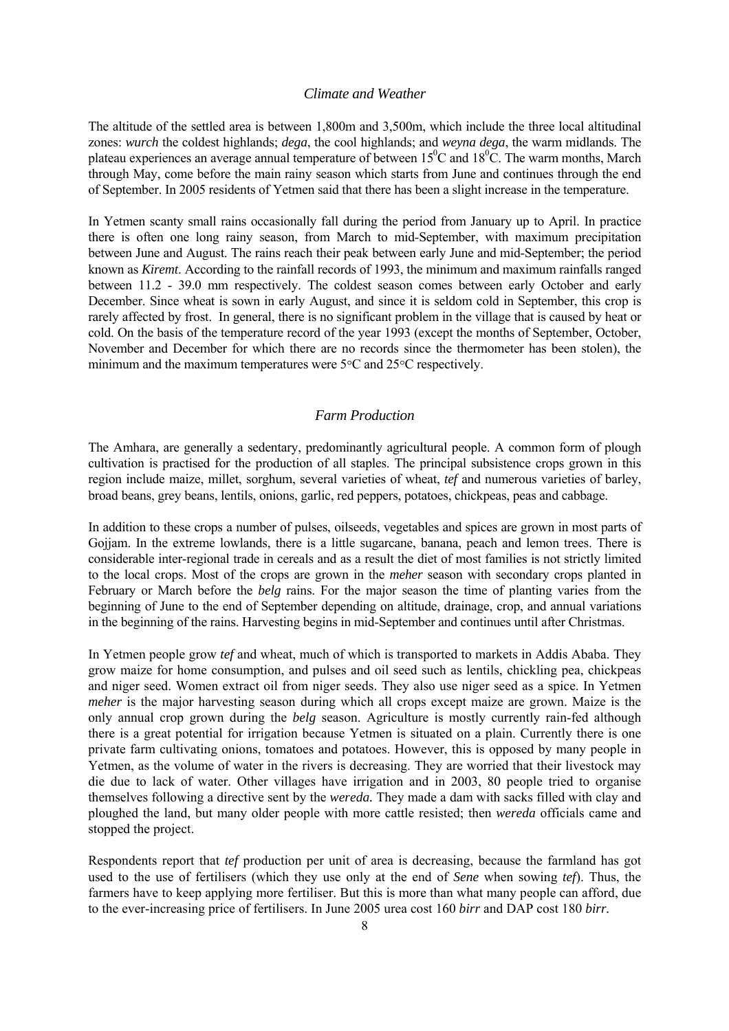### *Climate and Weather*

The altitude of the settled area is between 1,800m and 3,500m, which include the three local altitudinal zones: *wurch* the coldest highlands; *dega*, the cool highlands; and *weyna dega*, the warm midlands. The plateau experiences an average annual temperature of between $15^0$C and $18^0$C. The warm months, March through May, come before the main rainy season which starts from June and continues through the end of September. In 2005 residents of Yetmen said that there has been a slight increase in the temperature.

In Yetmen scanty small rains occasionally fall during the period from January up to April. In practice there is often one long rainy season, from March to mid-September, with maximum precipitation between June and August. The rains reach their peak between early June and mid-September; the period known as *Kiremt*. According to the rainfall records of 1993, the minimum and maximum rainfalls ranged between 11.2 - 39.0 mm respectively. The coldest season comes between early October and early December. Since wheat is sown in early August, and since it is seldom cold in September, this crop is rarely affected by frost. In general, there is no significant problem in the village that is caused by heat or cold. On the basis of the temperature record of the year 1993 (except the months of September, October, November and December for which there are no records since the thermometer has been stolen), the minimum and the maximum temperatures were 5°C and 25°C respectively.

### *Farm Production*

The Amhara, are generally a sedentary, predominantly agricultural people. A common form of plough cultivation is practised for the production of all staples. The principal subsistence crops grown in this region include maize, millet, sorghum, several varieties of wheat, *tef* and numerous varieties of barley, broad beans, grey beans, lentils, onions, garlic, red peppers, potatoes, chickpeas, peas and cabbage.

In addition to these crops a number of pulses, oilseeds, vegetables and spices are grown in most parts of Gojjam. In the extreme lowlands, there is a little sugarcane, banana, peach and lemon trees. There is considerable inter-regional trade in cereals and as a result the diet of most families is not strictly limited to the local crops. Most of the crops are grown in the *meher* season with secondary crops planted in February or March before the *belg* rains. For the major season the time of planting varies from the beginning of June to the end of September depending on altitude, drainage, crop, and annual variations in the beginning of the rains. Harvesting begins in mid-September and continues until after Christmas.

In Yetmen people grow *tef* and wheat, much of which is transported to markets in Addis Ababa. They grow maize for home consumption, and pulses and oil seed such as lentils, chickling pea, chickpeas and niger seed. Women extract oil from niger seeds. They also use niger seed as a spice. In Yetmen *meher* is the major harvesting season during which all crops except maize are grown. Maize is the only annual crop grown during the *belg* season. Agriculture is mostly currently rain-fed although there is a great potential for irrigation because Yetmen is situated on a plain. Currently there is one private farm cultivating onions, tomatoes and potatoes. However, this is opposed by many people in Yetmen, as the volume of water in the rivers is decreasing. They are worried that their livestock may die due to lack of water. Other villages have irrigation and in 2003, 80 people tried to organise themselves following a directive sent by the *wereda.* They made a dam with sacks filled with clay and ploughed the land, but many older people with more cattle resisted; then *wereda* officials came and stopped the project.

Respondents report that *tef* production per unit of area is decreasing, because the farmland has got used to the use of fertilisers (which they use only at the end of *Sene* when sowing *tef*). Thus, the farmers have to keep applying more fertiliser. But this is more than what many people can afford, due to the ever-increasing price of fertilisers. In June 2005 urea cost 160 *birr* and DAP cost 180 *birr.*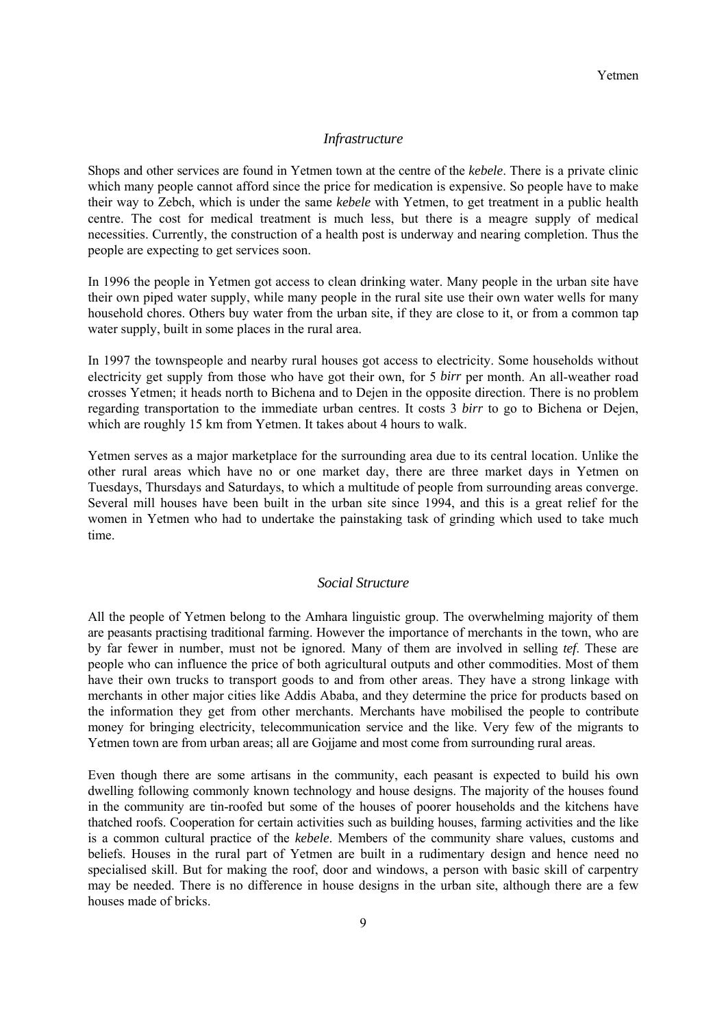## *Infrastructure*

Shops and other services are found in Yetmen town at the centre of the *kebele*. There is a private clinic which many people cannot afford since the price for medication is expensive. So people have to make their way to Zebch, which is under the same *kebele* with Yetmen, to get treatment in a public health centre. The cost for medical treatment is much less, but there is a meagre supply of medical necessities. Currently, the construction of a health post is underway and nearing completion. Thus the people are expecting to get services soon.

In 1996 the people in Yetmen got access to clean drinking water. Many people in the urban site have their own piped water supply, while many people in the rural site use their own water wells for many household chores. Others buy water from the urban site, if they are close to it, or from a common tap water supply, built in some places in the rural area.

In 1997 the townspeople and nearby rural houses got access to electricity. Some households without electricity get supply from those who have got their own, for 5 *birr* per month. An all-weather road crosses Yetmen; it heads north to Bichena and to Dejen in the opposite direction. There is no problem regarding transportation to the immediate urban centres. It costs 3 *birr* to go to Bichena or Dejen, which are roughly 15 km from Yetmen. It takes about 4 hours to walk.

Yetmen serves as a major marketplace for the surrounding area due to its central location. Unlike the other rural areas which have no or one market day, there are three market days in Yetmen on Tuesdays, Thursdays and Saturdays, to which a multitude of people from surrounding areas converge. Several mill houses have been built in the urban site since 1994, and this is a great relief for the women in Yetmen who had to undertake the painstaking task of grinding which used to take much time.

## *Social Structure*

All the people of Yetmen belong to the Amhara linguistic group. The overwhelming majority of them are peasants practising traditional farming. However the importance of merchants in the town, who are by far fewer in number, must not be ignored. Many of them are involved in selling *tef*. These are people who can influence the price of both agricultural outputs and other commodities. Most of them have their own trucks to transport goods to and from other areas. They have a strong linkage with merchants in other major cities like Addis Ababa, and they determine the price for products based on the information they get from other merchants. Merchants have mobilised the people to contribute money for bringing electricity, telecommunication service and the like. Very few of the migrants to Yetmen town are from urban areas; all are Gojjame and most come from surrounding rural areas.

Even though there are some artisans in the community, each peasant is expected to build his own dwelling following commonly known technology and house designs. The majority of the houses found in the community are tin-roofed but some of the houses of poorer households and the kitchens have thatched roofs. Cooperation for certain activities such as building houses, farming activities and the like is a common cultural practice of the *kebele*. Members of the community share values, customs and beliefs. Houses in the rural part of Yetmen are built in a rudimentary design and hence need no specialised skill. But for making the roof, door and windows, a person with basic skill of carpentry may be needed. There is no difference in house designs in the urban site, although there are a few houses made of bricks.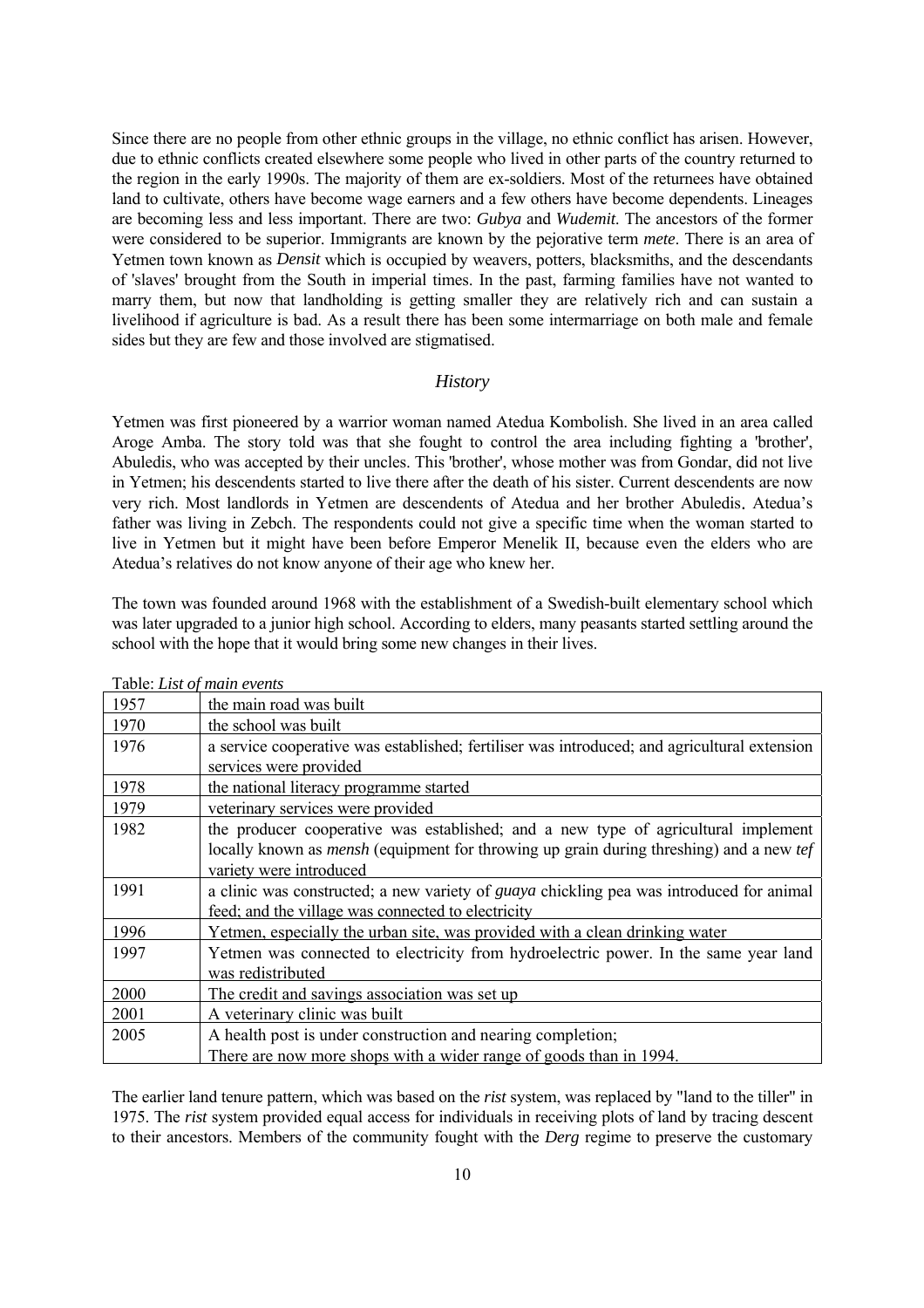Since there are no people from other ethnic groups in the village, no ethnic conflict has arisen. However, due to ethnic conflicts created elsewhere some people who lived in other parts of the country returned to the region in the early 1990s. The majority of them are ex-soldiers. Most of the returnees have obtained land to cultivate, others have become wage earners and a few others have become dependents. Lineages are becoming less and less important. There are two: *Gubya* and *Wudemit*. The ancestors of the former were considered to be superior. Immigrants are known by the pejorative term *mete*. There is an area of Yetmen town known as *Densit* which is occupied by weavers, potters, blacksmiths, and the descendants of 'slaves' brought from the South in imperial times. In the past, farming families have not wanted to marry them, but now that landholding is getting smaller they are relatively rich and can sustain a livelihood if agriculture is bad. As a result there has been some intermarriage on both male and female sides but they are few and those involved are stigmatised.

### *History*

Yetmen was first pioneered by a warrior woman named Atedua Kombolish. She lived in an area called Aroge Amba. The story told was that she fought to control the area including fighting a 'brother', Abuledis, who was accepted by their uncles. This 'brother', whose mother was from Gondar, did not live in Yetmen; his descendents started to live there after the death of his sister. Current descendents are now very rich. Most landlords in Yetmen are descendents of Atedua and her brother Abuledis. Atedua's father was living in Zebch. The respondents could not give a specific time when the woman started to live in Yetmen but it might have been before Emperor Menelik II, because even the elders who are Atedua's relatives do not know anyone of their age who knew her.

The town was founded around 1968 with the establishment of a Swedish-built elementary school which was later upgraded to a junior high school. According to elders, many peasants started settling around the school with the hope that it would bring some new changes in their lives.

Table: *List of main events*

| | |
|---|---|
| 1957 | the main road was built |
| 1970 | the school was built |
| 1976 | a service cooperative was established; fertiliser was introduced; and agricultural extension services were provided |
| 1978 | the national literacy programme started |
| 1979 | veterinary services were provided |
| 1982 | the producer cooperative was established; and a new type of agricultural implement locally known as *mensh* (equipment for throwing up grain during threshing) and a new *tef* variety were introduced |
| 1991 | a clinic was constructed; a new variety of *guaya* chickling pea was introduced for animal feed; and the village was connected to electricity |
| 1996 | Yetmen, especially the urban site, was provided with a clean drinking water |
| 1997 | Yetmen was connected to electricity from hydroelectric power. In the same year land was redistributed |
| 2000 | The credit and savings association was set up |
| 2001 | A veterinary clinic was built |
| 2005 | A health post is under construction and nearing completion; There are now more shops with a wider range of goods than in 1994. |

The earlier land tenure pattern, which was based on the *rist* system, was replaced by "land to the tiller" in 1975. The *rist* system provided equal access for individuals in receiving plots of land by tracing descent to their ancestors. Members of the community fought with the *Derg* regime to preserve the customary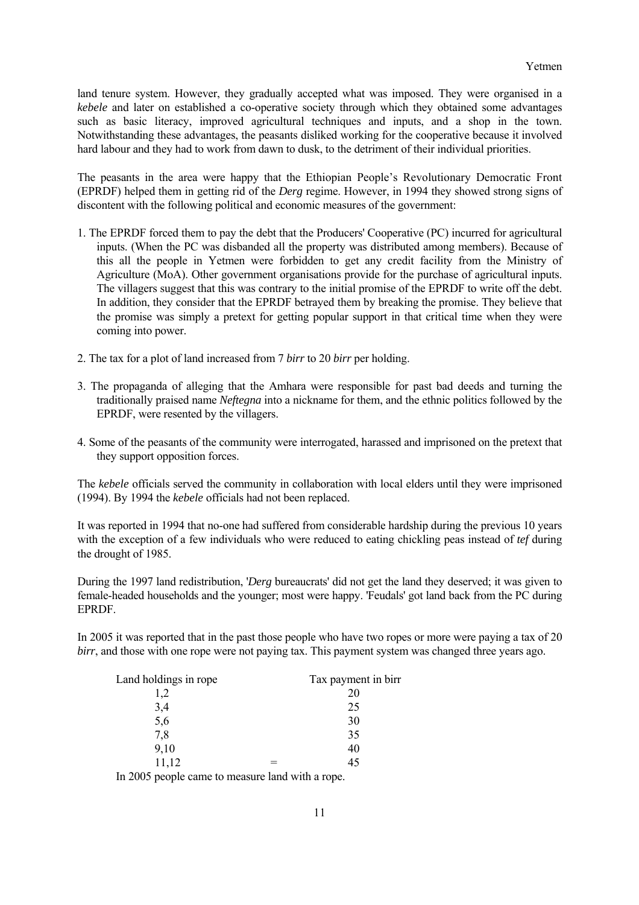land tenure system. However, they gradually accepted what was imposed. They were organised in a *kebele* and later on established a co-operative society through which they obtained some advantages such as basic literacy, improved agricultural techniques and inputs, and a shop in the town. Notwithstanding these advantages, the peasants disliked working for the cooperative because it involved hard labour and they had to work from dawn to dusk, to the detriment of their individual priorities.

The peasants in the area were happy that the Ethiopian People's Revolutionary Democratic Front (EPRDF) helped them in getting rid of the *Derg* regime. However, in 1994 they showed strong signs of discontent with the following political and economic measures of the government:

1. The EPRDF forced them to pay the debt that the Producers' Cooperative (PC) incurred for agricultural inputs. (When the PC was disbanded all the property was distributed among members). Because of this all the people in Yetmen were forbidden to get any credit facility from the Ministry of Agriculture (MoA). Other government organisations provide for the purchase of agricultural inputs. The villagers suggest that this was contrary to the initial promise of the EPRDF to write off the debt. In addition, they consider that the EPRDF betrayed them by breaking the promise. They believe that the promise was simply a pretext for getting popular support in that critical time when they were coming into power.

2. The tax for a plot of land increased from 7 *birr* to 20 *birr* per holding.

3. The propaganda of alleging that the Amhara were responsible for past bad deeds and turning the traditionally praised name *Neftegna* into a nickname for them, and the ethnic politics followed by the EPRDF, were resented by the villagers.

4. Some of the peasants of the community were interrogated, harassed and imprisoned on the pretext that they support opposition forces.

The *kebele* officials served the community in collaboration with local elders until they were imprisoned (1994). By 1994 the *kebele* officials had not been replaced.

It was reported in 1994 that no-one had suffered from considerable hardship during the previous 10 years with the exception of a few individuals who were reduced to eating chickling peas instead of *tef* during the drought of 1985.

During the 1997 land redistribution, '*Derg* bureaucrats' did not get the land they deserved; it was given to female-headed households and the younger; most were happy. 'Feudals' got land back from the PC during EPRDF.

In 2005 it was reported that in the past those people who have two ropes or more were paying a tax of 20 *birr*, and those with one rope were not paying tax. This payment system was changed three years ago.

| Land holdings in rope | Tax payment in birr |
|---|---|
| 1,2 | 20 |
| 3,4 | 25 |
| 5,6 | 30 |
| 7,8 | 35 |
| 9,10 | 40 |
| 11,12 = | 45 |

In 2005 people came to measure land with a rope.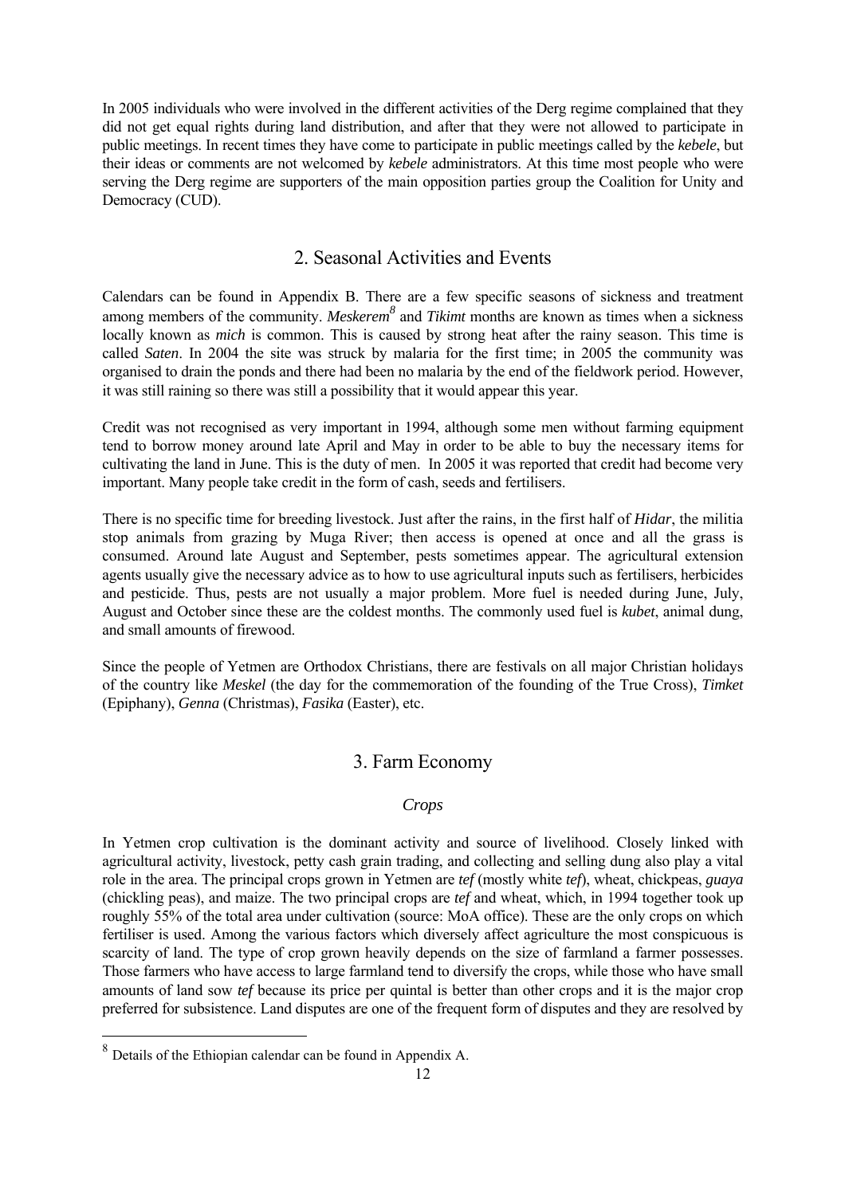In 2005 individuals who were involved in the different activities of the Derg regime complained that they did not get equal rights during land distribution, and after that they were not allowed to participate in public meetings. In recent times they have come to participate in public meetings called by the *kebele*, but their ideas or comments are not welcomed by *kebele* administrators. At this time most people who were serving the Derg regime are supporters of the main opposition parties group the Coalition for Unity and Democracy (CUD).

## 2. Seasonal Activities and Events

Calendars can be found in Appendix B. There are a few specific seasons of sickness and treatment among members of the community. *Meskerem*[8] and *Tikimt* months are known as times when a sickness locally known as *mich* is common. This is caused by strong heat after the rainy season. This time is called *Saten*. In 2004 the site was struck by malaria for the first time; in 2005 the community was organised to drain the ponds and there had been no malaria by the end of the fieldwork period. However, it was still raining so there was still a possibility that it would appear this year.

Credit was not recognised as very important in 1994, although some men without farming equipment tend to borrow money around late April and May in order to be able to buy the necessary items for cultivating the land in June. This is the duty of men. In 2005 it was reported that credit had become very important. Many people take credit in the form of cash, seeds and fertilisers.

There is no specific time for breeding livestock. Just after the rains, in the first half of *Hidar*, the militia stop animals from grazing by Muga River; then access is opened at once and all the grass is consumed. Around late August and September, pests sometimes appear. The agricultural extension agents usually give the necessary advice as to how to use agricultural inputs such as fertilisers, herbicides and pesticide. Thus, pests are not usually a major problem. More fuel is needed during June, July, August and October since these are the coldest months. The commonly used fuel is *kubet*, animal dung, and small amounts of firewood.

Since the people of Yetmen are Orthodox Christians, there are festivals on all major Christian holidays of the country like *Meskel* (the day for the commemoration of the founding of the True Cross), *Timket* (Epiphany), *Genna* (Christmas), *Fasika* (Easter), etc.

## 3. Farm Economy

### *Crops*

In Yetmen crop cultivation is the dominant activity and source of livelihood. Closely linked with agricultural activity, livestock, petty cash grain trading, and collecting and selling dung also play a vital role in the area. The principal crops grown in Yetmen are *tef* (mostly white *tef*), wheat, chickpeas, *guaya* (chickling peas), and maize. The two principal crops are *tef* and wheat, which, in 1994 together took up roughly 55% of the total area under cultivation (source: MoA office). These are the only crops on which fertiliser is used. Among the various factors which diversely affect agriculture the most conspicuous is scarcity of land. The type of crop grown heavily depends on the size of farmland a farmer possesses. Those farmers who have access to large farmland tend to diversify the crops, while those who have small amounts of land sow *tef* because its price per quintal is better than other crops and it is the major crop preferred for subsistence. Land disputes are one of the frequent form of disputes and they are resolved by

---

[8] Details of the Ethiopian calendar can be found in Appendix A.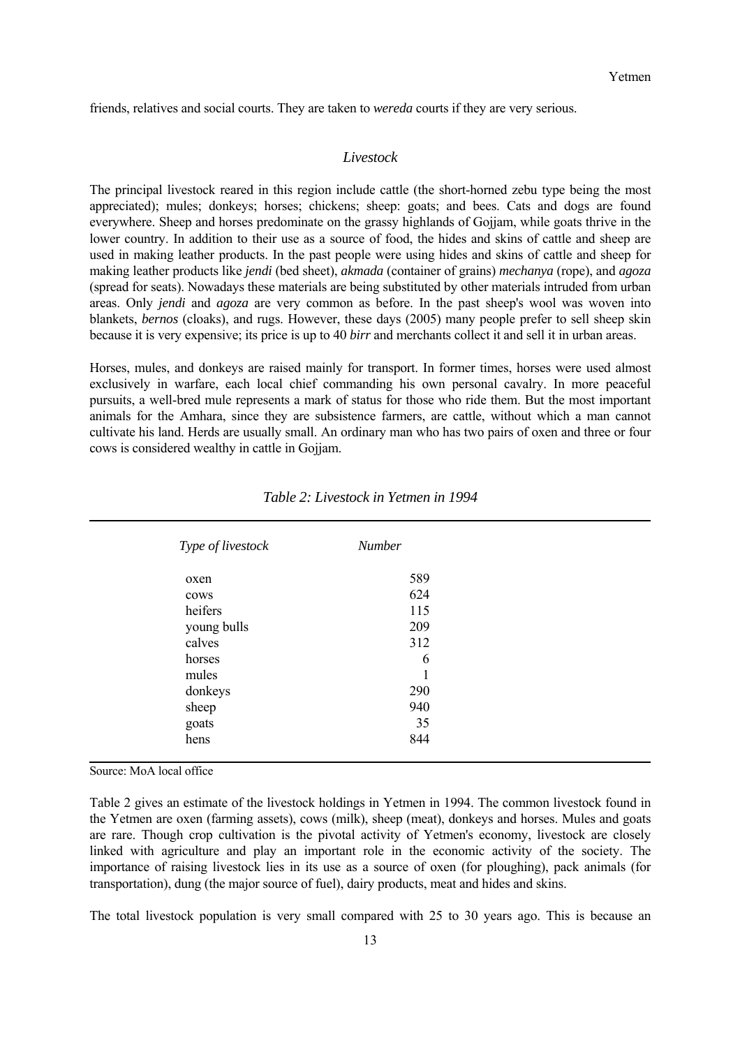friends, relatives and social courts. They are taken to *wereda* courts if they are very serious.

## *Livestock*

The principal livestock reared in this region include cattle (the short-horned zebu type being the most appreciated); mules; donkeys; horses; chickens; sheep: goats; and bees. Cats and dogs are found everywhere. Sheep and horses predominate on the grassy highlands of Gojjam, while goats thrive in the lower country. In addition to their use as a source of food, the hides and skins of cattle and sheep are used in making leather products. In the past people were using hides and skins of cattle and sheep for making leather products like *jendi* (bed sheet), *akmada* (container of grains) *mechanya* (rope), and *agoza* (spread for seats). Nowadays these materials are being substituted by other materials intruded from urban areas. Only *jendi* and *agoza* are very common as before. In the past sheep's wool was woven into blankets, *bernos* (cloaks), and rugs. However, these days (2005) many people prefer to sell sheep skin because it is very expensive; its price is up to 40 *birr* and merchants collect it and sell it in urban areas.

Horses, mules, and donkeys are raised mainly for transport. In former times, horses were used almost exclusively in warfare, each local chief commanding his own personal cavalry. In more peaceful pursuits, a well-bred mule represents a mark of status for those who ride them. But the most important animals for the Amhara, since they are subsistence farmers, are cattle, without which a man cannot cultivate his land. Herds are usually small. An ordinary man who has two pairs of oxen and three or four cows is considered wealthy in cattle in Gojjam.

*Table 2: Livestock in Yetmen in 1994*

| *Type of livestock* | *Number* |
|---|---|
| oxen | 589 |
| cows | 624 |
| heifers | 115 |
| young bulls | 209 |
| calves | 312 |
| horses | 6 |
| mules | 1 |
| donkeys | 290 |
| sheep | 940 |
| goats | 35 |
| hens | 844 |

Source: MoA local office

Table 2 gives an estimate of the livestock holdings in Yetmen in 1994. The common livestock found in the Yetmen are oxen (farming assets), cows (milk), sheep (meat), donkeys and horses. Mules and goats are rare. Though crop cultivation is the pivotal activity of Yetmen's economy, livestock are closely linked with agriculture and play an important role in the economic activity of the society. The importance of raising livestock lies in its use as a source of oxen (for ploughing), pack animals (for transportation), dung (the major source of fuel), dairy products, meat and hides and skins.

The total livestock population is very small compared with 25 to 30 years ago. This is because an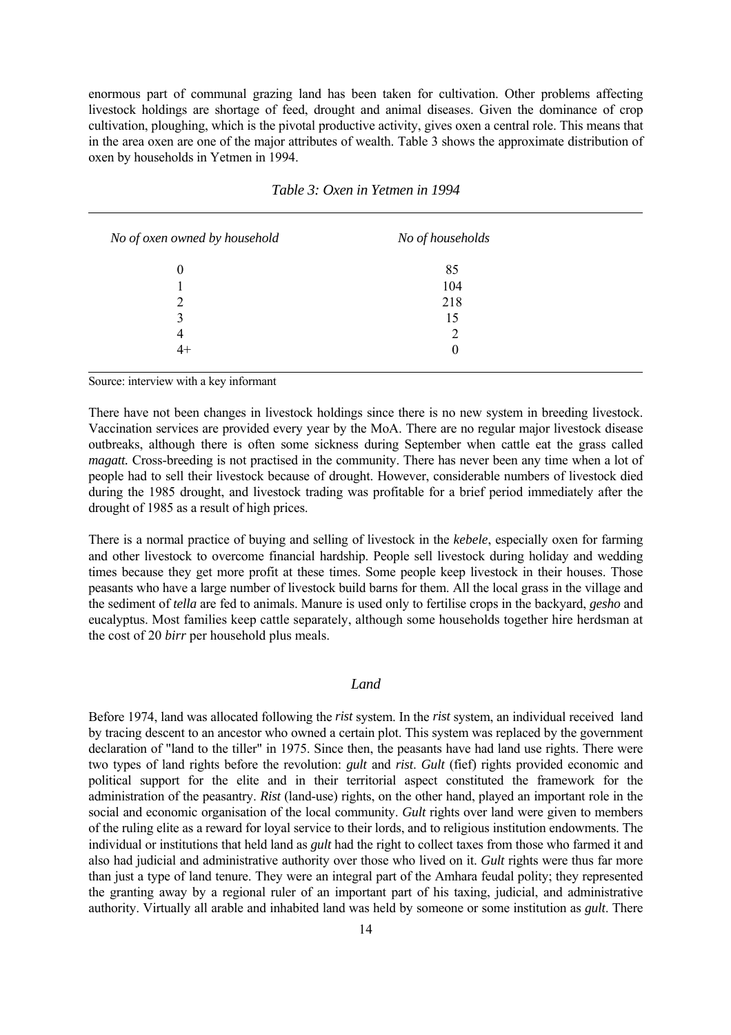enormous part of communal grazing land has been taken for cultivation. Other problems affecting livestock holdings are shortage of feed, drought and animal diseases. Given the dominance of crop cultivation, ploughing, which is the pivotal productive activity, gives oxen a central role. This means that in the area oxen are one of the major attributes of wealth. Table 3 shows the approximate distribution of oxen by households in Yetmen in 1994.

*Table 3: Oxen in Yetmen in 1994*

| *No of oxen owned by household* | *No of households* |
|---|---|
| 0 | 85 |
| 1 | 104 |
| 2 | 218 |
| 3 | 15 |
| 4 | 2 |
| 4+ | 0 |

Source: interview with a key informant

There have not been changes in livestock holdings since there is no new system in breeding livestock. Vaccination services are provided every year by the MoA. There are no regular major livestock disease outbreaks, although there is often some sickness during September when cattle eat the grass called *magatt.* Cross-breeding is not practised in the community. There has never been any time when a lot of people had to sell their livestock because of drought. However, considerable numbers of livestock died during the 1985 drought, and livestock trading was profitable for a brief period immediately after the drought of 1985 as a result of high prices.

There is a normal practice of buying and selling of livestock in the *kebele*, especially oxen for farming and other livestock to overcome financial hardship. People sell livestock during holiday and wedding times because they get more profit at these times. Some people keep livestock in their houses. Those peasants who have a large number of livestock build barns for them. All the local grass in the village and the sediment of *tella* are fed to animals. Manure is used only to fertilise crops in the backyard, *gesho* and eucalyptus. Most families keep cattle separately, although some households together hire herdsman at the cost of 20 *birr* per household plus meals.

## *Land*

Before 1974, land was allocated following the *rist* system. In the *rist* system, an individual received land by tracing descent to an ancestor who owned a certain plot. This system was replaced by the government declaration of "land to the tiller" in 1975. Since then, the peasants have had land use rights. There were two types of land rights before the revolution: *gult* and *rist*. *Gult* (fief) rights provided economic and political support for the elite and in their territorial aspect constituted the framework for the administration of the peasantry. *Rist* (land-use) rights, on the other hand, played an important role in the social and economic organisation of the local community. *Gult* rights over land were given to members of the ruling elite as a reward for loyal service to their lords, and to religious institution endowments. The individual or institutions that held land as *gult* had the right to collect taxes from those who farmed it and also had judicial and administrative authority over those who lived on it. *Gult* rights were thus far more than just a type of land tenure. They were an integral part of the Amhara feudal polity; they represented the granting away by a regional ruler of an important part of his taxing, judicial, and administrative authority. Virtually all arable and inhabited land was held by someone or some institution as *gult*. There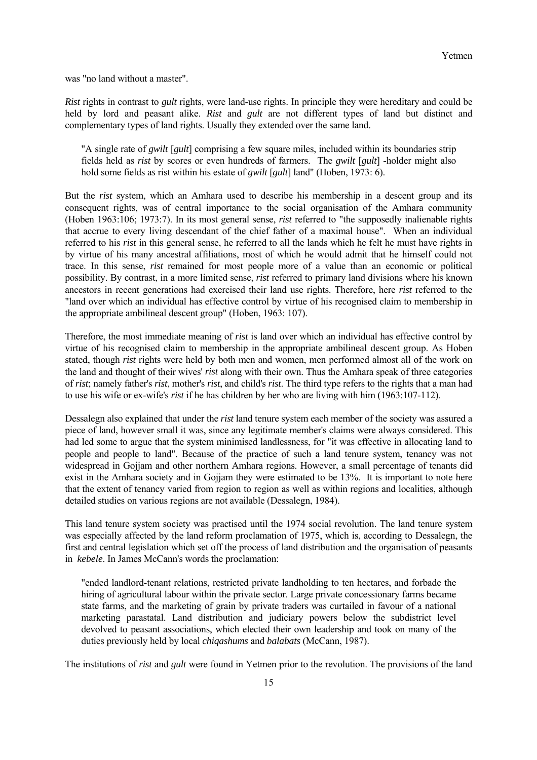was "no land without a master".

*Rist* rights in contrast to *gult* rights, were land-use rights. In principle they were hereditary and could be held by lord and peasant alike. *Rist* and *gult* are not different types of land but distinct and complementary types of land rights. Usually they extended over the same land.

> "A single rate of *gwilt* [*gult*] comprising a few square miles, included within its boundaries strip fields held as *rist* by scores or even hundreds of farmers. The *gwilt* [*gult*] -holder might also hold some fields as rist within his estate of *gwilt* [*gult*] land" (Hoben, 1973: 6).

But the *rist* system, which an Amhara used to describe his membership in a descent group and its consequent rights, was of central importance to the social organisation of the Amhara community (Hoben 1963:106; 1973:7). In its most general sense, *rist* referred to "the supposedly inalienable rights that accrue to every living descendant of the chief father of a maximal house". When an individual referred to his *rist* in this general sense, he referred to all the lands which he felt he must have rights in by virtue of his many ancestral affiliations, most of which he would admit that he himself could not trace. In this sense, *rist* remained for most people more of a value than an economic or political possibility. By contrast, in a more limited sense, *rist* referred to primary land divisions where his known ancestors in recent generations had exercised their land use rights. Therefore, here *rist* referred to the "land over which an individual has effective control by virtue of his recognised claim to membership in the appropriate ambilineal descent group" (Hoben, 1963: 107).

Therefore, the most immediate meaning of *rist* is land over which an individual has effective control by virtue of his recognised claim to membership in the appropriate ambilineal descent group. As Hoben stated, though *rist* rights were held by both men and women, men performed almost all of the work on the land and thought of their wives' *rist* along with their own. Thus the Amhara speak of three categories of *rist*; namely father's *rist*, mother's *rist*, and child's *rist*. The third type refers to the rights that a man had to use his wife or ex-wife's *rist* if he has children by her who are living with him (1963:107-112).

Dessalegn also explained that under the *rist* land tenure system each member of the society was assured a piece of land, however small it was, since any legitimate member's claims were always considered. This had led some to argue that the system minimised landlessness, for "it was effective in allocating land to people and people to land". Because of the practice of such a land tenure system, tenancy was not widespread in Gojjam and other northern Amhara regions. However, a small percentage of tenants did exist in the Amhara society and in Gojjam they were estimated to be 13%. It is important to note here that the extent of tenancy varied from region to region as well as within regions and localities, although detailed studies on various regions are not available (Dessalegn, 1984).

This land tenure system society was practised until the 1974 social revolution. The land tenure system was especially affected by the land reform proclamation of 1975, which is, according to Dessalegn, the first and central legislation which set off the process of land distribution and the organisation of peasants in *kebele*. In James McCann's words the proclamation:

> "ended landlord-tenant relations, restricted private landholding to ten hectares, and forbade the hiring of agricultural labour within the private sector. Large private concessionary farms became state farms, and the marketing of grain by private traders was curtailed in favour of a national marketing parastatal. Land distribution and judiciary powers below the subdistrict level devolved to peasant associations, which elected their own leadership and took on many of the duties previously held by local *chiqashums* and *balabats* (McCann, 1987).

The institutions of *rist* and *gult* were found in Yetmen prior to the revolution. The provisions of the land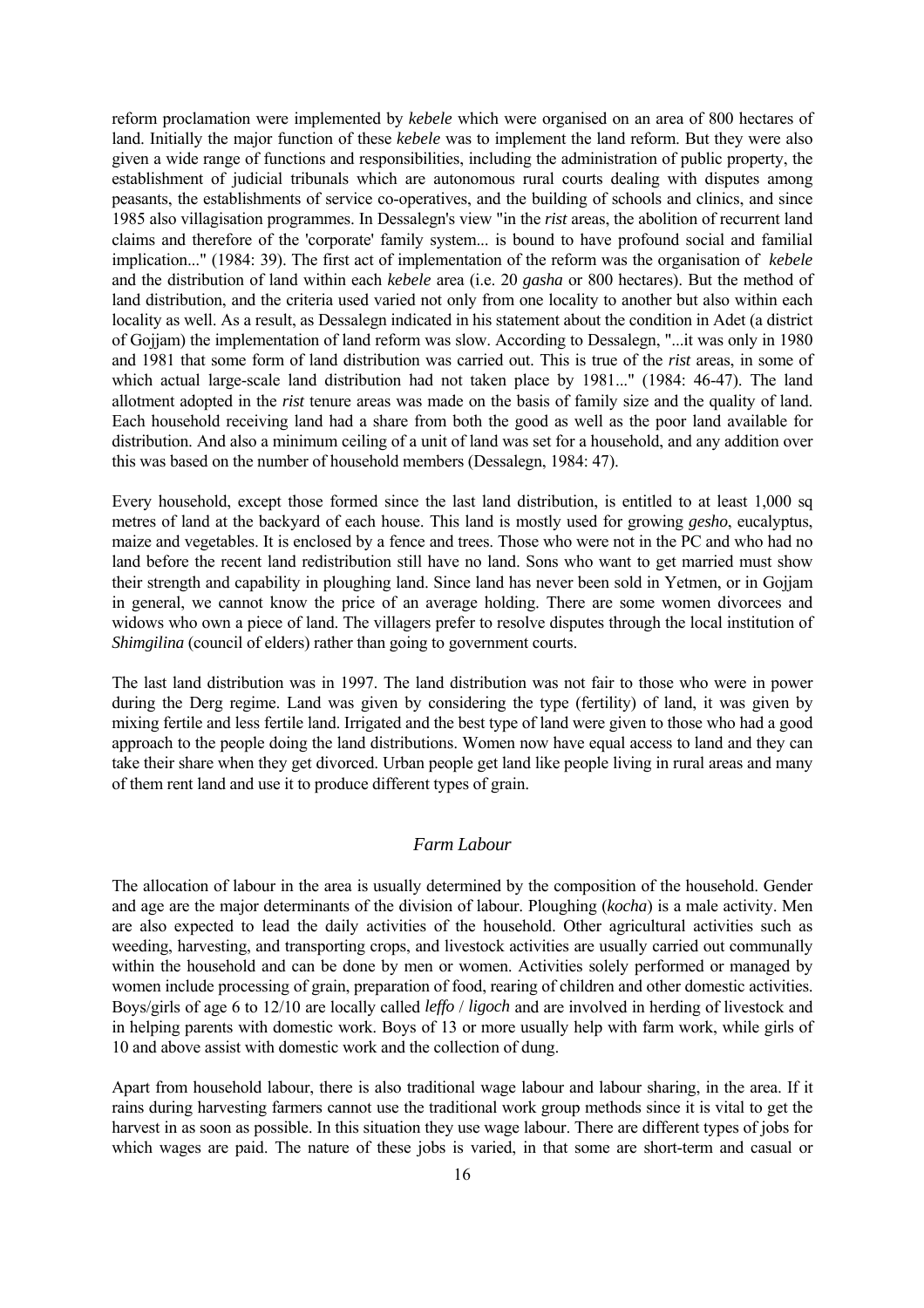reform proclamation were implemented by *kebele* which were organised on an area of 800 hectares of land. Initially the major function of these *kebele* was to implement the land reform. But they were also given a wide range of functions and responsibilities, including the administration of public property, the establishment of judicial tribunals which are autonomous rural courts dealing with disputes among peasants, the establishments of service co-operatives, and the building of schools and clinics, and since 1985 also villagisation programmes. In Dessalegn's view "in the *rist* areas, the abolition of recurrent land claims and therefore of the 'corporate' family system... is bound to have profound social and familial implication..." (1984: 39). The first act of implementation of the reform was the organisation of *kebele* and the distribution of land within each *kebele* area (i.e. 20 *gasha* or 800 hectares). But the method of land distribution, and the criteria used varied not only from one locality to another but also within each locality as well. As a result, as Dessalegn indicated in his statement about the condition in Adet (a district of Gojjam) the implementation of land reform was slow. According to Dessalegn, "...it was only in 1980 and 1981 that some form of land distribution was carried out. This is true of the *rist* areas, in some of which actual large-scale land distribution had not taken place by 1981..." (1984: 46-47). The land allotment adopted in the *rist* tenure areas was made on the basis of family size and the quality of land. Each household receiving land had a share from both the good as well as the poor land available for distribution. And also a minimum ceiling of a unit of land was set for a household, and any addition over this was based on the number of household members (Dessalegn, 1984: 47).

Every household, except those formed since the last land distribution, is entitled to at least 1,000 sq metres of land at the backyard of each house. This land is mostly used for growing *gesho*, eucalyptus, maize and vegetables. It is enclosed by a fence and trees. Those who were not in the PC and who had no land before the recent land redistribution still have no land. Sons who want to get married must show their strength and capability in ploughing land. Since land has never been sold in Yetmen, or in Gojjam in general, we cannot know the price of an average holding. There are some women divorcees and widows who own a piece of land. The villagers prefer to resolve disputes through the local institution of *Shimgilina* (council of elders) rather than going to government courts.

The last land distribution was in 1997. The land distribution was not fair to those who were in power during the Derg regime. Land was given by considering the type (fertility) of land, it was given by mixing fertile and less fertile land. Irrigated and the best type of land were given to those who had a good approach to the people doing the land distributions. Women now have equal access to land and they can take their share when they get divorced. Urban people get land like people living in rural areas and many of them rent land and use it to produce different types of grain.

### *Farm Labour*

The allocation of labour in the area is usually determined by the composition of the household. Gender and age are the major determinants of the division of labour. Ploughing (*kocha*) is a male activity. Men are also expected to lead the daily activities of the household. Other agricultural activities such as weeding, harvesting, and transporting crops, and livestock activities are usually carried out communally within the household and can be done by men or women. Activities solely performed or managed by women include processing of grain, preparation of food, rearing of children and other domestic activities. Boys/girls of age 6 to 12/10 are locally called *leffo* / *ligoch* and are involved in herding of livestock and in helping parents with domestic work. Boys of 13 or more usually help with farm work, while girls of 10 and above assist with domestic work and the collection of dung.

Apart from household labour, there is also traditional wage labour and labour sharing, in the area. If it rains during harvesting farmers cannot use the traditional work group methods since it is vital to get the harvest in as soon as possible. In this situation they use wage labour. There are different types of jobs for which wages are paid. The nature of these jobs is varied, in that some are short-term and casual or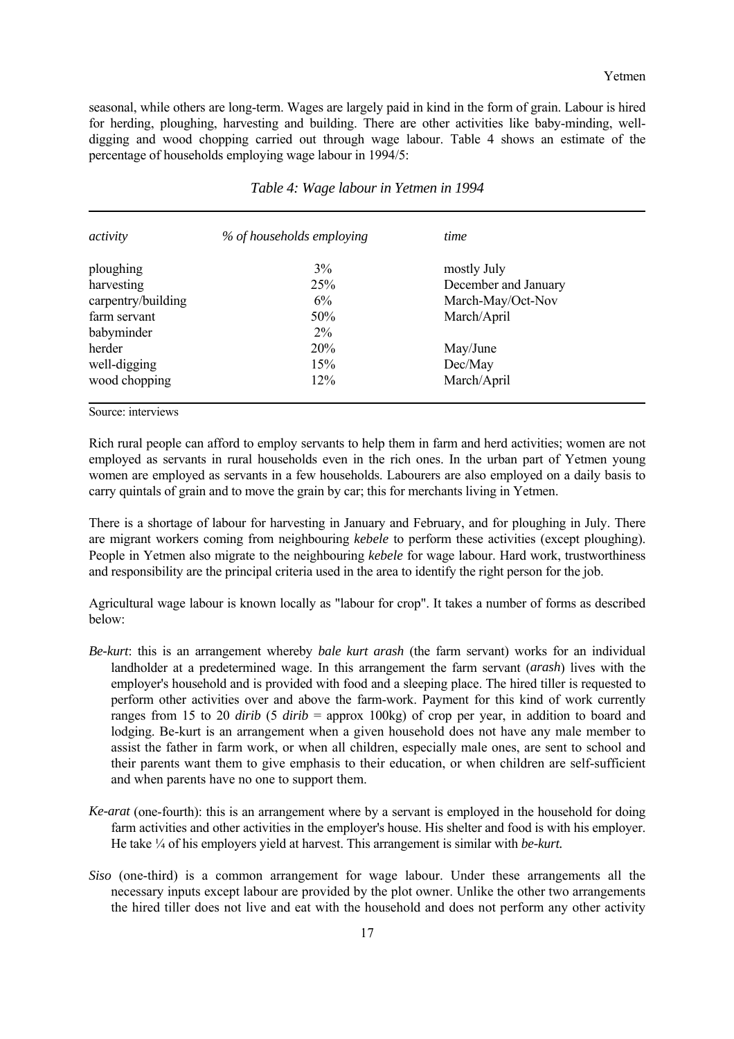seasonal, while others are long-term. Wages are largely paid in kind in the form of grain. Labour is hired for herding, ploughing, harvesting and building. There are other activities like baby-minding, well-digging and wood chopping carried out through wage labour. Table 4 shows an estimate of the percentage of households employing wage labour in 1994/5:

*Table 4: Wage labour in Yetmen in 1994*

| *activity* | *% of households employing* | *time* |
|---|---|---|
| ploughing | 3% | mostly July |
| harvesting | 25% | December and January |
| carpentry/building | 6% | March-May/Oct-Nov |
| farm servant | 50% | March/April |
| babyminder | 2% | |
| herder | 20% | May/June |
| well-digging | 15% | Dec/May |
| wood chopping | 12% | March/April |

Source: interviews

Rich rural people can afford to employ servants to help them in farm and herd activities; women are not employed as servants in rural households even in the rich ones. In the urban part of Yetmen young women are employed as servants in a few households. Labourers are also employed on a daily basis to carry quintals of grain and to move the grain by car; this for merchants living in Yetmen.

There is a shortage of labour for harvesting in January and February, and for ploughing in July. There are migrant workers coming from neighbouring *kebele* to perform these activities (except ploughing). People in Yetmen also migrate to the neighbouring *kebele* for wage labour. Hard work, trustworthiness and responsibility are the principal criteria used in the area to identify the right person for the job.

Agricultural wage labour is known locally as "labour for crop". It takes a number of forms as described below:

- *Be-kurt*: this is an arrangement whereby *bale kurt arash* (the farm servant) works for an individual landholder at a predetermined wage. In this arrangement the farm servant (*arash*) lives with the employer's household and is provided with food and a sleeping place. The hired tiller is requested to perform other activities over and above the farm-work. Payment for this kind of work currently ranges from 15 to 20 *dirib* (5 *dirib* = approx 100kg) of crop per year, in addition to board and lodging. Be-kurt is an arrangement when a given household does not have any male member to assist the father in farm work, or when all children, especially male ones, are sent to school and their parents want them to give emphasis to their education, or when children are self-sufficient and when parents have no one to support them.

- *Ke-arat* (one-fourth): this is an arrangement where by a servant is employed in the household for doing farm activities and other activities in the employer's house. His shelter and food is with his employer. He take ¼ of his employers yield at harvest. This arrangement is similar with *be-kurt.*

- *Siso* (one-third) is a common arrangement for wage labour. Under these arrangements all the necessary inputs except labour are provided by the plot owner. Unlike the other two arrangements the hired tiller does not live and eat with the household and does not perform any other activity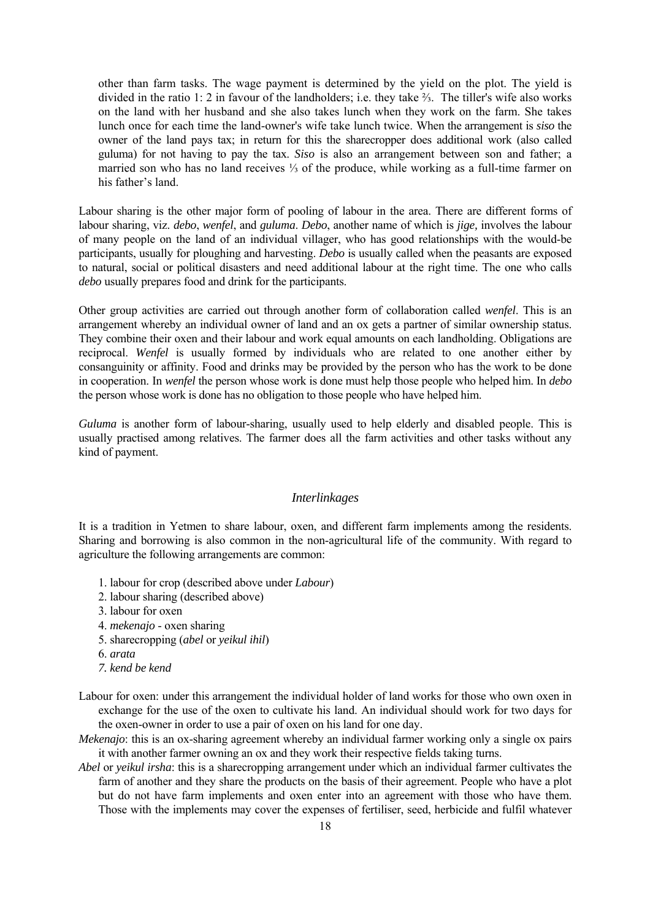other than farm tasks. The wage payment is determined by the yield on the plot. The yield is divided in the ratio 1: 2 in favour of the landholders; i.e. they take ⅔. The tiller's wife also works on the land with her husband and she also takes lunch when they work on the farm. She takes lunch once for each time the land-owner's wife take lunch twice. When the arrangement is *siso* the owner of the land pays tax; in return for this the sharecropper does additional work (also called guluma) for not having to pay the tax. *Siso* is also an arrangement between son and father; a married son who has no land receives ⅓ of the produce, while working as a full-time farmer on his father's land.

Labour sharing is the other major form of pooling of labour in the area. There are different forms of labour sharing, viz. *debo*, *wenfel*, and *guluma*. *Debo*, another name of which is *jige,* involves the labour of many people on the land of an individual villager, who has good relationships with the would-be participants, usually for ploughing and harvesting. *Debo* is usually called when the peasants are exposed to natural, social or political disasters and need additional labour at the right time. The one who calls *debo* usually prepares food and drink for the participants.

Other group activities are carried out through another form of collaboration called *wenfel*. This is an arrangement whereby an individual owner of land and an ox gets a partner of similar ownership status. They combine their oxen and their labour and work equal amounts on each landholding. Obligations are reciprocal. *Wenfel* is usually formed by individuals who are related to one another either by consanguinity or affinity. Food and drinks may be provided by the person who has the work to be done in cooperation. In *wenfel* the person whose work is done must help those people who helped him. In *debo* the person whose work is done has no obligation to those people who have helped him.

*Guluma* is another form of labour-sharing, usually used to help elderly and disabled people. This is usually practised among relatives. The farmer does all the farm activities and other tasks without any kind of payment.

### *Interlinkages*

It is a tradition in Yetmen to share labour, oxen, and different farm implements among the residents. Sharing and borrowing is also common in the non-agricultural life of the community. With regard to agriculture the following arrangements are common:

1. labour for crop (described above under *Labour*)
2. labour sharing (described above)
3. labour for oxen
4. *mekenajo* - oxen sharing
5. sharecropping (*abel* or *yeikul ihil*)
6. *arata*
7. *kend be kend*

Labour for oxen: under this arrangement the individual holder of land works for those who own oxen in exchange for the use of the oxen to cultivate his land. An individual should work for two days for the oxen-owner in order to use a pair of oxen on his land for one day.

*Mekenajo*: this is an ox-sharing agreement whereby an individual farmer working only a single ox pairs it with another farmer owning an ox and they work their respective fields taking turns.

*Abel* or *yeikul irsha*: this is a sharecropping arrangement under which an individual farmer cultivates the farm of another and they share the products on the basis of their agreement. People who have a plot but do not have farm implements and oxen enter into an agreement with those who have them. Those with the implements may cover the expenses of fertiliser, seed, herbicide and fulfil whatever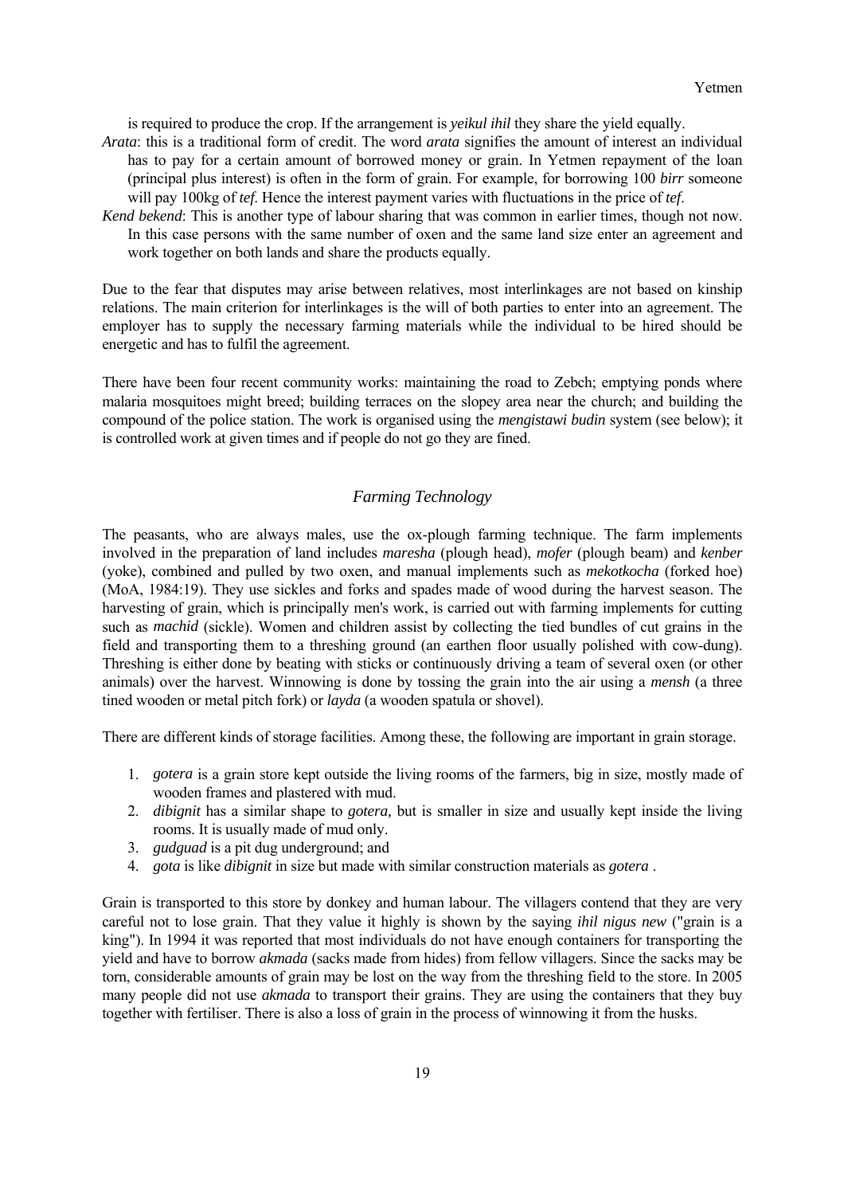is required to produce the crop. If the arrangement is *yeikul ihil* they share the yield equally.

*Arata*: this is a traditional form of credit. The word *arata* signifies the amount of interest an individual has to pay for a certain amount of borrowed money or grain. In Yetmen repayment of the loan (principal plus interest) is often in the form of grain. For example, for borrowing 100 *birr* someone will pay 100kg of *tef*. Hence the interest payment varies with fluctuations in the price of *tef*.

*Kend bekend*: This is another type of labour sharing that was common in earlier times, though not now. In this case persons with the same number of oxen and the same land size enter an agreement and work together on both lands and share the products equally.

Due to the fear that disputes may arise between relatives, most interlinkages are not based on kinship relations. The main criterion for interlinkages is the will of both parties to enter into an agreement. The employer has to supply the necessary farming materials while the individual to be hired should be energetic and has to fulfil the agreement.

There have been four recent community works: maintaining the road to Zebch; emptying ponds where malaria mosquitoes might breed; building terraces on the slopey area near the church; and building the compound of the police station. The work is organised using the *mengistawi budin* system (see below); it is controlled work at given times and if people do not go they are fined.

## *Farming Technology*

The peasants, who are always males, use the ox-plough farming technique. The farm implements involved in the preparation of land includes *maresha* (plough head), *mofer* (plough beam) and *kenber* (yoke), combined and pulled by two oxen, and manual implements such as *mekotkocha* (forked hoe) (MoA, 1984:19). They use sickles and forks and spades made of wood during the harvest season. The harvesting of grain, which is principally men's work, is carried out with farming implements for cutting such as *machid* (sickle). Women and children assist by collecting the tied bundles of cut grains in the field and transporting them to a threshing ground (an earthen floor usually polished with cow-dung). Threshing is either done by beating with sticks or continuously driving a team of several oxen (or other animals) over the harvest. Winnowing is done by tossing the grain into the air using a *mensh* (a three tined wooden or metal pitch fork) or *layda* (a wooden spatula or shovel).

There are different kinds of storage facilities. Among these, the following are important in grain storage.

1. *gotera* is a grain store kept outside the living rooms of the farmers, big in size, mostly made of wooden frames and plastered with mud.
2. *dibignit* has a similar shape to *gotera,* but is smaller in size and usually kept inside the living rooms. It is usually made of mud only.
3. *gudguad* is a pit dug underground; and
4. *gota* is like *dibignit* in size but made with similar construction materials as *gotera* .

Grain is transported to this store by donkey and human labour. The villagers contend that they are very careful not to lose grain. That they value it highly is shown by the saying *ihil nigus new* ("grain is a king"). In 1994 it was reported that most individuals do not have enough containers for transporting the yield and have to borrow *akmada* (sacks made from hides) from fellow villagers. Since the sacks may be torn, considerable amounts of grain may be lost on the way from the threshing field to the store. In 2005 many people did not use *akmada* to transport their grains. They are using the containers that they buy together with fertiliser. There is also a loss of grain in the process of winnowing it from the husks.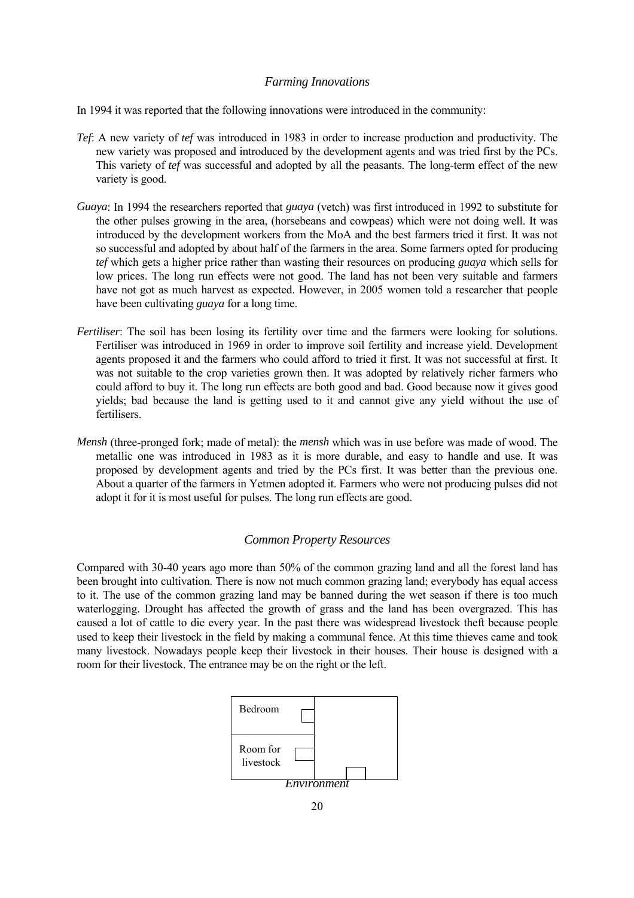### *Farming Innovations*

In 1994 it was reported that the following innovations were introduced in the community:

*Tef*: A new variety of *tef* was introduced in 1983 in order to increase production and productivity. The new variety was proposed and introduced by the development agents and was tried first by the PCs. This variety of *tef* was successful and adopted by all the peasants. The long-term effect of the new variety is good.

*Guaya*: In 1994 the researchers reported that *guaya* (vetch) was first introduced in 1992 to substitute for the other pulses growing in the area, (horsebeans and cowpeas) which were not doing well. It was introduced by the development workers from the MoA and the best farmers tried it first. It was not so successful and adopted by about half of the farmers in the area. Some farmers opted for producing *tef* which gets a higher price rather than wasting their resources on producing *guaya* which sells for low prices. The long run effects were not good. The land has not been very suitable and farmers have not got as much harvest as expected. However, in 2005 women told a researcher that people have been cultivating *guaya* for a long time.

*Fertiliser*: The soil has been losing its fertility over time and the farmers were looking for solutions. Fertiliser was introduced in 1969 in order to improve soil fertility and increase yield. Development agents proposed it and the farmers who could afford to tried it first. It was not successful at first. It was not suitable to the crop varieties grown then. It was adopted by relatively richer farmers who could afford to buy it. The long run effects are both good and bad. Good because now it gives good yields; bad because the land is getting used to it and cannot give any yield without the use of fertilisers.

*Mensh* (three-pronged fork; made of metal): the *mensh* which was in use before was made of wood. The metallic one was introduced in 1983 as it is more durable, and easy to handle and use. It was proposed by development agents and tried by the PCs first. It was better than the previous one. About a quarter of the farmers in Yetmen adopted it. Farmers who were not producing pulses did not adopt it for it is most useful for pulses. The long run effects are good.

### *Common Property Resources*

Compared with 30-40 years ago more than 50% of the common grazing land and all the forest land has been brought into cultivation. There is now not much common grazing land; everybody has equal access to it. The use of the common grazing land may be banned during the wet season if there is too much waterlogging. Drought has affected the growth of grass and the land has been overgrazed. This has caused a lot of cattle to die every year. In the past there was widespread livestock theft because people used to keep their livestock in the field by making a communal fence. At this time thieves came and took many livestock. Nowadays people keep their livestock in their houses. Their house is designed with a room for their livestock. The entrance may be on the right or the left.

Bedroom

Room for livestock

### *Environment*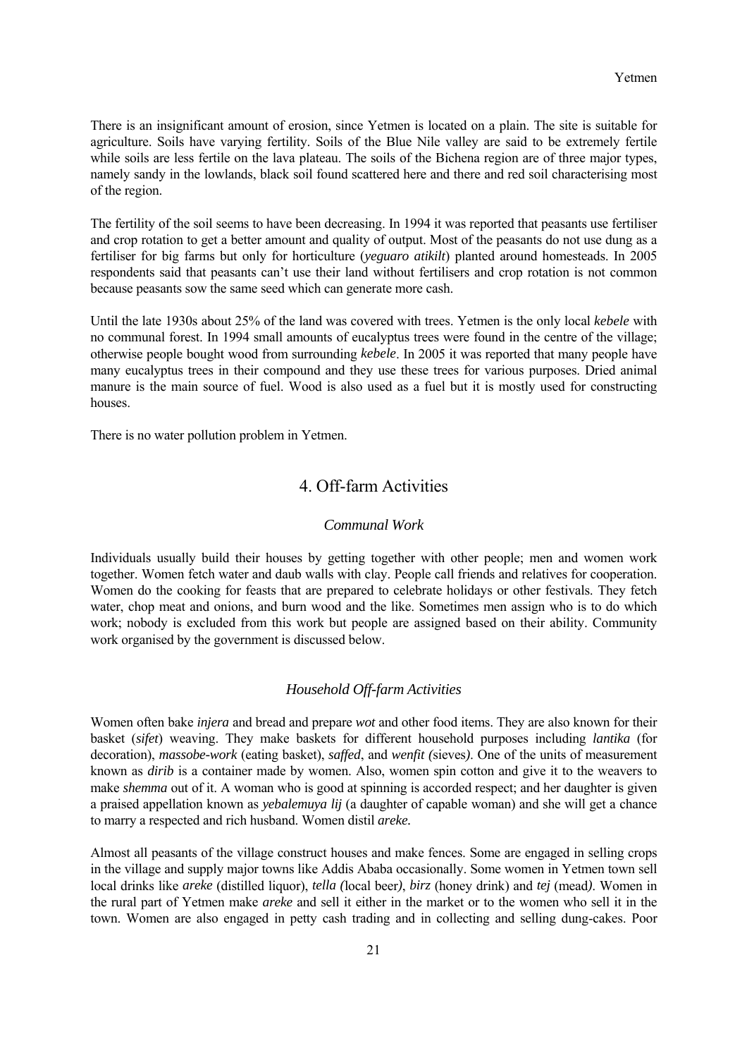There is an insignificant amount of erosion, since Yetmen is located on a plain. The site is suitable for agriculture. Soils have varying fertility. Soils of the Blue Nile valley are said to be extremely fertile while soils are less fertile on the lava plateau. The soils of the Bichena region are of three major types, namely sandy in the lowlands, black soil found scattered here and there and red soil characterising most of the region.

The fertility of the soil seems to have been decreasing. In 1994 it was reported that peasants use fertiliser and crop rotation to get a better amount and quality of output. Most of the peasants do not use dung as a fertiliser for big farms but only for horticulture (*yeguaro atikilt*) planted around homesteads. In 2005 respondents said that peasants can't use their land without fertilisers and crop rotation is not common because peasants sow the same seed which can generate more cash.

Until the late 1930s about 25% of the land was covered with trees. Yetmen is the only local *kebele* with no communal forest. In 1994 small amounts of eucalyptus trees were found in the centre of the village; otherwise people bought wood from surrounding *kebele*. In 2005 it was reported that many people have many eucalyptus trees in their compound and they use these trees for various purposes. Dried animal manure is the main source of fuel. Wood is also used as a fuel but it is mostly used for constructing houses.

There is no water pollution problem in Yetmen.

## 4. Off-farm Activities

### *Communal Work*

Individuals usually build their houses by getting together with other people; men and women work together. Women fetch water and daub walls with clay. People call friends and relatives for cooperation. Women do the cooking for feasts that are prepared to celebrate holidays or other festivals. They fetch water, chop meat and onions, and burn wood and the like. Sometimes men assign who is to do which work; nobody is excluded from this work but people are assigned based on their ability. Community work organised by the government is discussed below.

### *Household Off-farm Activities*

Women often bake *injera* and bread and prepare *wot* and other food items. They are also known for their basket (*sifet*) weaving. They make baskets for different household purposes including *lantika* (for decoration), *massobe-work* (eating basket), *saffed*, and *wenfit (*sieves*)*. One of the units of measurement known as *dirib* is a container made by women. Also, women spin cotton and give it to the weavers to make *shemma* out of it. A woman who is good at spinning is accorded respect; and her daughter is given a praised appellation known as *yebalemuya lij* (a daughter of capable woman) and she will get a chance to marry a respected and rich husband. Women distil *areke.*

Almost all peasants of the village construct houses and make fences. Some are engaged in selling crops in the village and supply major towns like Addis Ababa occasionally. Some women in Yetmen town sell local drinks like *areke* (distilled liquor), *tella (*local beer*)*, *birz* (honey drink) and *tej* (mead*)*. Women in the rural part of Yetmen make *areke* and sell it either in the market or to the women who sell it in the town. Women are also engaged in petty cash trading and in collecting and selling dung-cakes. Poor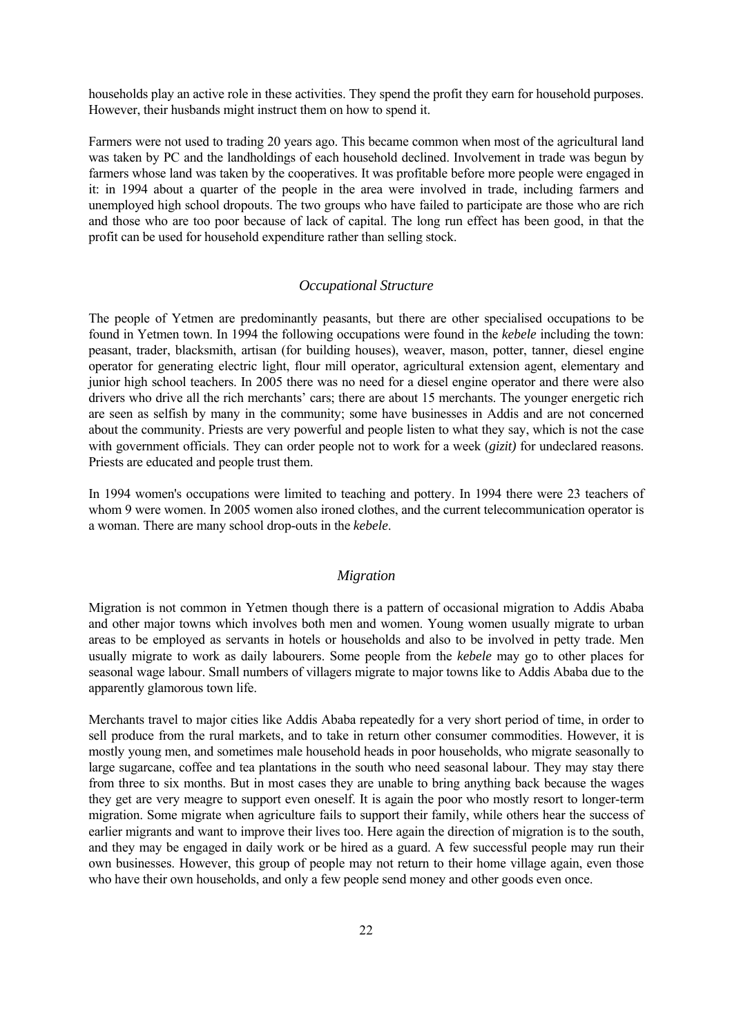households play an active role in these activities. They spend the profit they earn for household purposes. However, their husbands might instruct them on how to spend it.

Farmers were not used to trading 20 years ago. This became common when most of the agricultural land was taken by PC and the landholdings of each household declined. Involvement in trade was begun by farmers whose land was taken by the cooperatives. It was profitable before more people were engaged in it: in 1994 about a quarter of the people in the area were involved in trade, including farmers and unemployed high school dropouts. The two groups who have failed to participate are those who are rich and those who are too poor because of lack of capital. The long run effect has been good, in that the profit can be used for household expenditure rather than selling stock.

### *Occupational Structure*

The people of Yetmen are predominantly peasants, but there are other specialised occupations to be found in Yetmen town. In 1994 the following occupations were found in the *kebele* including the town: peasant, trader, blacksmith, artisan (for building houses), weaver, mason, potter, tanner, diesel engine operator for generating electric light, flour mill operator, agricultural extension agent, elementary and junior high school teachers. In 2005 there was no need for a diesel engine operator and there were also drivers who drive all the rich merchants' cars; there are about 15 merchants. The younger energetic rich are seen as selfish by many in the community; some have businesses in Addis and are not concerned about the community. Priests are very powerful and people listen to what they say, which is not the case with government officials. They can order people not to work for a week (*gizit)* for undeclared reasons. Priests are educated and people trust them.

In 1994 women's occupations were limited to teaching and pottery. In 1994 there were 23 teachers of whom 9 were women. In 2005 women also ironed clothes, and the current telecommunication operator is a woman. There are many school drop-outs in the *kebele*.

### *Migration*

Migration is not common in Yetmen though there is a pattern of occasional migration to Addis Ababa and other major towns which involves both men and women. Young women usually migrate to urban areas to be employed as servants in hotels or households and also to be involved in petty trade. Men usually migrate to work as daily labourers. Some people from the *kebele* may go to other places for seasonal wage labour. Small numbers of villagers migrate to major towns like to Addis Ababa due to the apparently glamorous town life.

Merchants travel to major cities like Addis Ababa repeatedly for a very short period of time, in order to sell produce from the rural markets, and to take in return other consumer commodities. However, it is mostly young men, and sometimes male household heads in poor households, who migrate seasonally to large sugarcane, coffee and tea plantations in the south who need seasonal labour. They may stay there from three to six months. But in most cases they are unable to bring anything back because the wages they get are very meagre to support even oneself. It is again the poor who mostly resort to longer-term migration. Some migrate when agriculture fails to support their family, while others hear the success of earlier migrants and want to improve their lives too. Here again the direction of migration is to the south, and they may be engaged in daily work or be hired as a guard. A few successful people may run their own businesses. However, this group of people may not return to their home village again, even those who have their own households, and only a few people send money and other goods even once.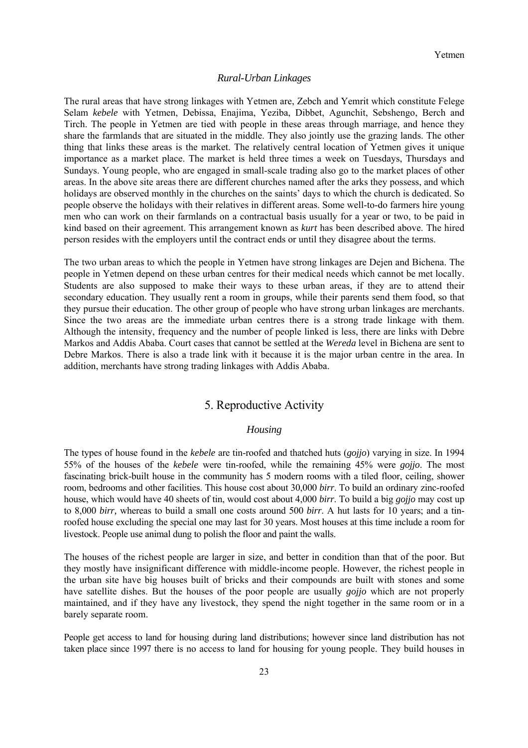### *Rural-Urban Linkages*

The rural areas that have strong linkages with Yetmen are, Zebch and Yemrit which constitute Felege Selam *kebele* with Yetmen, Debissa, Enajima, Yeziba, Dibbet, Agunchit, Sebshengo, Berch and Tirch. The people in Yetmen are tied with people in these areas through marriage, and hence they share the farmlands that are situated in the middle. They also jointly use the grazing lands. The other thing that links these areas is the market. The relatively central location of Yetmen gives it unique importance as a market place. The market is held three times a week on Tuesdays, Thursdays and Sundays. Young people, who are engaged in small-scale trading also go to the market places of other areas. In the above site areas there are different churches named after the arks they possess, and which holidays are observed monthly in the churches on the saints' days to which the church is dedicated. So people observe the holidays with their relatives in different areas. Some well-to-do farmers hire young men who can work on their farmlands on a contractual basis usually for a year or two, to be paid in kind based on their agreement. This arrangement known as *kurt* has been described above. The hired person resides with the employers until the contract ends or until they disagree about the terms.

The two urban areas to which the people in Yetmen have strong linkages are Dejen and Bichena. The people in Yetmen depend on these urban centres for their medical needs which cannot be met locally. Students are also supposed to make their ways to these urban areas, if they are to attend their secondary education. They usually rent a room in groups, while their parents send them food, so that they pursue their education. The other group of people who have strong urban linkages are merchants. Since the two areas are the immediate urban centres there is a strong trade linkage with them. Although the intensity, frequency and the number of people linked is less, there are links with Debre Markos and Addis Ababa. Court cases that cannot be settled at the *Wereda* level in Bichena are sent to Debre Markos. There is also a trade link with it because it is the major urban centre in the area. In addition, merchants have strong trading linkages with Addis Ababa.

## 5. Reproductive Activity

### *Housing*

The types of house found in the *kebele* are tin-roofed and thatched huts (*gojjo*) varying in size. In 1994 55% of the houses of the *kebele* were tin-roofed, while the remaining 45% were *gojjo*. The most fascinating brick-built house in the community has 5 modern rooms with a tiled floor, ceiling, shower room, bedrooms and other facilities. This house cost about 30,000 *birr*. To build an ordinary zinc-roofed house, which would have 40 sheets of tin, would cost about 4,000 *birr*. To build a big *gojjo* may cost up to 8,000 *birr,* whereas to build a small one costs around 500 *birr*. A hut lasts for 10 years; and a tin-roofed house excluding the special one may last for 30 years. Most houses at this time include a room for livestock. People use animal dung to polish the floor and paint the walls.

The houses of the richest people are larger in size, and better in condition than that of the poor. But they mostly have insignificant difference with middle-income people. However, the richest people in the urban site have big houses built of bricks and their compounds are built with stones and some have satellite dishes. But the houses of the poor people are usually *gojjo* which are not properly maintained, and if they have any livestock, they spend the night together in the same room or in a barely separate room.

People get access to land for housing during land distributions; however since land distribution has not taken place since 1997 there is no access to land for housing for young people. They build houses in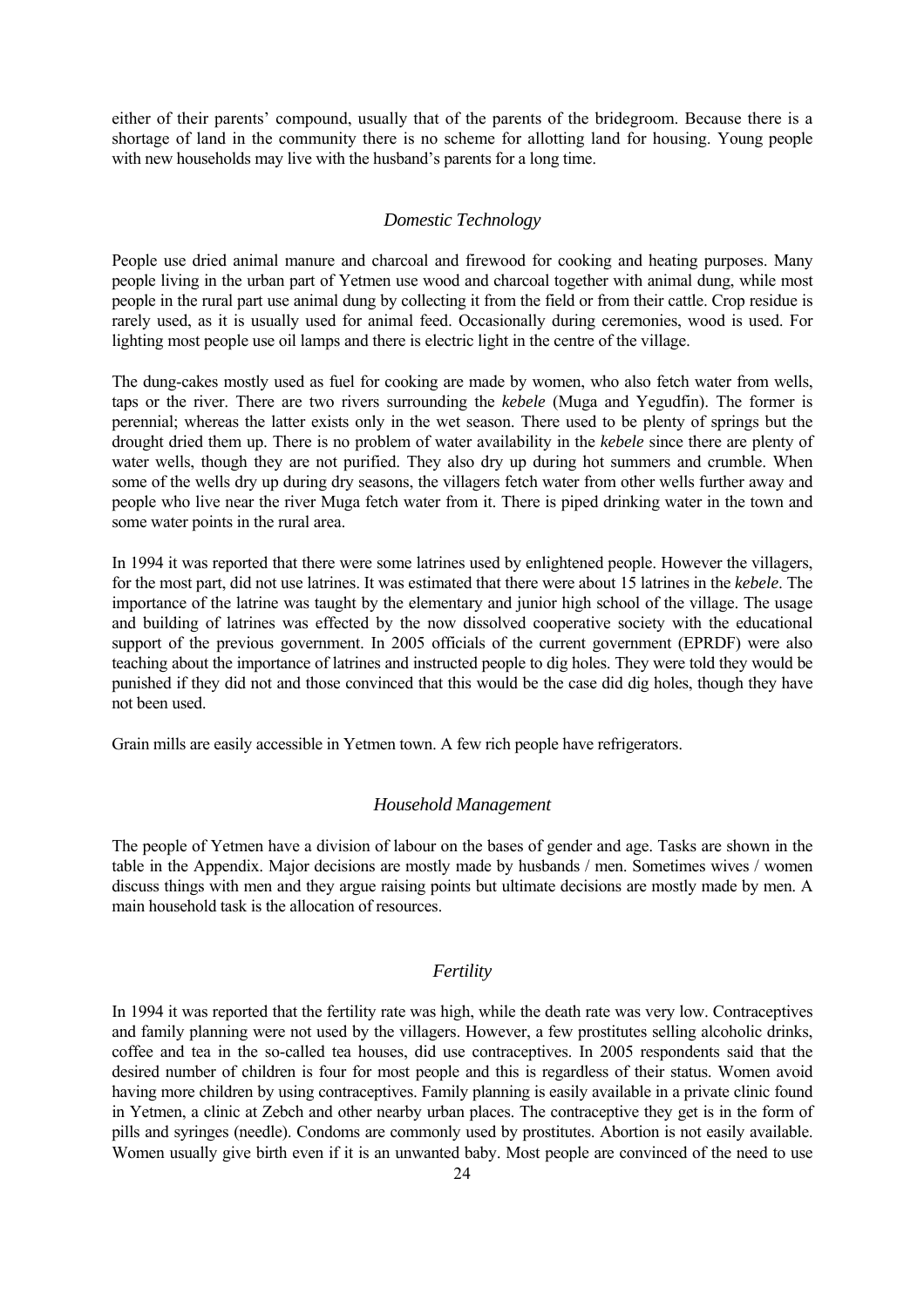either of their parents' compound, usually that of the parents of the bridegroom. Because there is a shortage of land in the community there is no scheme for allotting land for housing. Young people with new households may live with the husband's parents for a long time.

### *Domestic Technology*

People use dried animal manure and charcoal and firewood for cooking and heating purposes. Many people living in the urban part of Yetmen use wood and charcoal together with animal dung, while most people in the rural part use animal dung by collecting it from the field or from their cattle. Crop residue is rarely used, as it is usually used for animal feed. Occasionally during ceremonies, wood is used. For lighting most people use oil lamps and there is electric light in the centre of the village.

The dung-cakes mostly used as fuel for cooking are made by women, who also fetch water from wells, taps or the river. There are two rivers surrounding the *kebele* (Muga and Yegudfin). The former is perennial; whereas the latter exists only in the wet season. There used to be plenty of springs but the drought dried them up. There is no problem of water availability in the *kebele* since there are plenty of water wells, though they are not purified. They also dry up during hot summers and crumble. When some of the wells dry up during dry seasons, the villagers fetch water from other wells further away and people who live near the river Muga fetch water from it. There is piped drinking water in the town and some water points in the rural area.

In 1994 it was reported that there were some latrines used by enlightened people. However the villagers, for the most part, did not use latrines. It was estimated that there were about 15 latrines in the *kebele*. The importance of the latrine was taught by the elementary and junior high school of the village. The usage and building of latrines was effected by the now dissolved cooperative society with the educational support of the previous government. In 2005 officials of the current government (EPRDF) were also teaching about the importance of latrines and instructed people to dig holes. They were told they would be punished if they did not and those convinced that this would be the case did dig holes, though they have not been used.

Grain mills are easily accessible in Yetmen town. A few rich people have refrigerators.

### *Household Management*

The people of Yetmen have a division of labour on the bases of gender and age. Tasks are shown in the table in the Appendix. Major decisions are mostly made by husbands / men. Sometimes wives / women discuss things with men and they argue raising points but ultimate decisions are mostly made by men. A main household task is the allocation of resources.

### *Fertility*

In 1994 it was reported that the fertility rate was high, while the death rate was very low. Contraceptives and family planning were not used by the villagers. However, a few prostitutes selling alcoholic drinks, coffee and tea in the so-called tea houses, did use contraceptives. In 2005 respondents said that the desired number of children is four for most people and this is regardless of their status. Women avoid having more children by using contraceptives. Family planning is easily available in a private clinic found in Yetmen, a clinic at Zebch and other nearby urban places. The contraceptive they get is in the form of pills and syringes (needle). Condoms are commonly used by prostitutes. Abortion is not easily available. Women usually give birth even if it is an unwanted baby. Most people are convinced of the need to use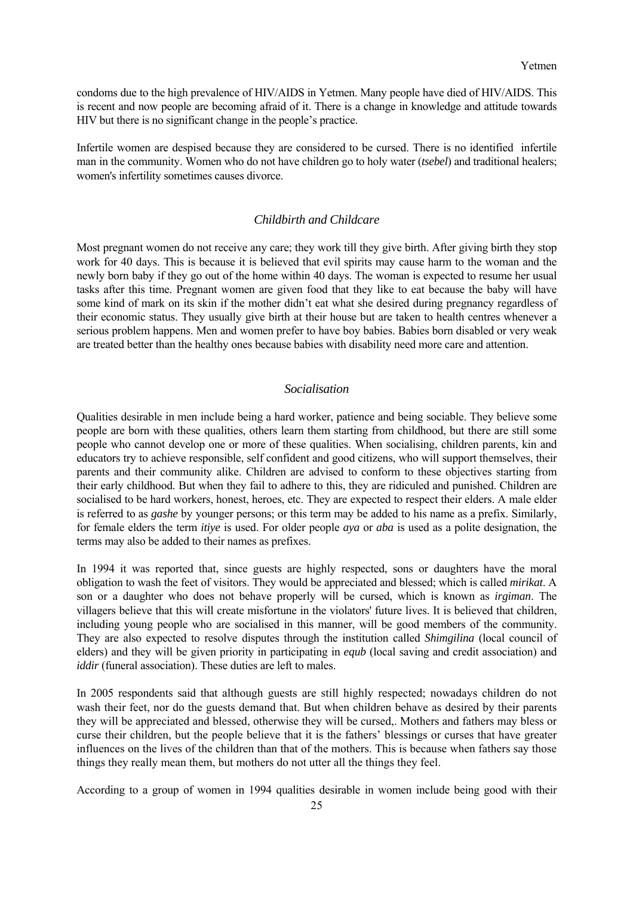condoms due to the high prevalence of HIV/AIDS in Yetmen. Many people have died of HIV/AIDS. This is recent and now people are becoming afraid of it. There is a change in knowledge and attitude towards HIV but there is no significant change in the people's practice.

Infertile women are despised because they are considered to be cursed. There is no identified infertile man in the community. Women who do not have children go to holy water (*tsebel*) and traditional healers; women's infertility sometimes causes divorce.

### *Childbirth and Childcare*

Most pregnant women do not receive any care; they work till they give birth. After giving birth they stop work for 40 days. This is because it is believed that evil spirits may cause harm to the woman and the newly born baby if they go out of the home within 40 days. The woman is expected to resume her usual tasks after this time. Pregnant women are given food that they like to eat because the baby will have some kind of mark on its skin if the mother didn't eat what she desired during pregnancy regardless of their economic status. They usually give birth at their house but are taken to health centres whenever a serious problem happens. Men and women prefer to have boy babies. Babies born disabled or very weak are treated better than the healthy ones because babies with disability need more care and attention.

### *Socialisation*

Qualities desirable in men include being a hard worker, patience and being sociable. They believe some people are born with these qualities, others learn them starting from childhood, but there are still some people who cannot develop one or more of these qualities. When socialising, children parents, kin and educators try to achieve responsible, self confident and good citizens, who will support themselves, their parents and their community alike. Children are advised to conform to these objectives starting from their early childhood. But when they fail to adhere to this, they are ridiculed and punished. Children are socialised to be hard workers, honest, heroes, etc. They are expected to respect their elders. A male elder is referred to as *gashe* by younger persons; or this term may be added to his name as a prefix. Similarly, for female elders the term *itiye* is used. For older people *aya* or *aba* is used as a polite designation, the terms may also be added to their names as prefixes.

In 1994 it was reported that, since guests are highly respected, sons or daughters have the moral obligation to wash the feet of visitors. They would be appreciated and blessed; which is called *mirikat*. A son or a daughter who does not behave properly will be cursed, which is known as *irgiman*. The villagers believe that this will create misfortune in the violators' future lives. It is believed that children, including young people who are socialised in this manner, will be good members of the community. They are also expected to resolve disputes through the institution called *Shimgilina* (local council of elders) and they will be given priority in participating in *equb* (local saving and credit association) and *iddir* (funeral association). These duties are left to males.

In 2005 respondents said that although guests are still highly respected; nowadays children do not wash their feet, nor do the guests demand that. But when children behave as desired by their parents they will be appreciated and blessed, otherwise they will be cursed,. Mothers and fathers may bless or curse their children, but the people believe that it is the fathers' blessings or curses that have greater influences on the lives of the children than that of the mothers. This is because when fathers say those things they really mean them, but mothers do not utter all the things they feel.

According to a group of women in 1994 qualities desirable in women include being good with their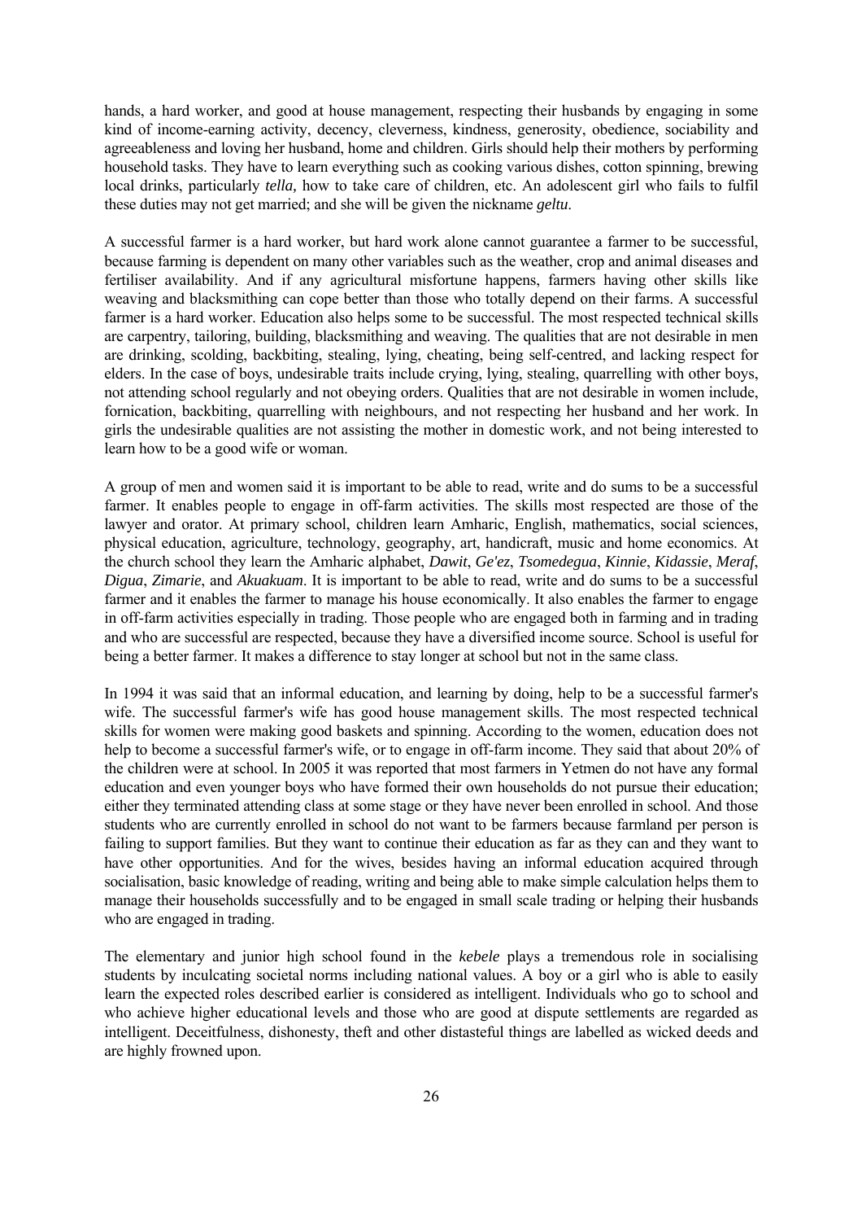hands, a hard worker, and good at house management, respecting their husbands by engaging in some kind of income-earning activity, decency, cleverness, kindness, generosity, obedience, sociability and agreeableness and loving her husband, home and children. Girls should help their mothers by performing household tasks. They have to learn everything such as cooking various dishes, cotton spinning, brewing local drinks, particularly *tella,* how to take care of children, etc. An adolescent girl who fails to fulfil these duties may not get married; and she will be given the nickname *geltu*.

A successful farmer is a hard worker, but hard work alone cannot guarantee a farmer to be successful, because farming is dependent on many other variables such as the weather, crop and animal diseases and fertiliser availability. And if any agricultural misfortune happens, farmers having other skills like weaving and blacksmithing can cope better than those who totally depend on their farms. A successful farmer is a hard worker. Education also helps some to be successful. The most respected technical skills are carpentry, tailoring, building, blacksmithing and weaving. The qualities that are not desirable in men are drinking, scolding, backbiting, stealing, lying, cheating, being self-centred, and lacking respect for elders. In the case of boys, undesirable traits include crying, lying, stealing, quarrelling with other boys, not attending school regularly and not obeying orders. Qualities that are not desirable in women include, fornication, backbiting, quarrelling with neighbours, and not respecting her husband and her work. In girls the undesirable qualities are not assisting the mother in domestic work, and not being interested to learn how to be a good wife or woman.

A group of men and women said it is important to be able to read, write and do sums to be a successful farmer. It enables people to engage in off-farm activities. The skills most respected are those of the lawyer and orator. At primary school, children learn Amharic, English, mathematics, social sciences, physical education, agriculture, technology, geography, art, handicraft, music and home economics. At the church school they learn the Amharic alphabet, *Dawit*, *Ge'ez*, *Tsomedegua*, *Kinnie*, *Kidassie*, *Meraf*, *Digua*, *Zimarie*, and *Akuakuam*. It is important to be able to read, write and do sums to be a successful farmer and it enables the farmer to manage his house economically. It also enables the farmer to engage in off-farm activities especially in trading. Those people who are engaged both in farming and in trading and who are successful are respected, because they have a diversified income source. School is useful for being a better farmer. It makes a difference to stay longer at school but not in the same class.

In 1994 it was said that an informal education, and learning by doing, help to be a successful farmer's wife. The successful farmer's wife has good house management skills. The most respected technical skills for women were making good baskets and spinning. According to the women, education does not help to become a successful farmer's wife, or to engage in off-farm income. They said that about 20% of the children were at school. In 2005 it was reported that most farmers in Yetmen do not have any formal education and even younger boys who have formed their own households do not pursue their education; either they terminated attending class at some stage or they have never been enrolled in school. And those students who are currently enrolled in school do not want to be farmers because farmland per person is failing to support families. But they want to continue their education as far as they can and they want to have other opportunities. And for the wives, besides having an informal education acquired through socialisation, basic knowledge of reading, writing and being able to make simple calculation helps them to manage their households successfully and to be engaged in small scale trading or helping their husbands who are engaged in trading.

The elementary and junior high school found in the *kebele* plays a tremendous role in socialising students by inculcating societal norms including national values. A boy or a girl who is able to easily learn the expected roles described earlier is considered as intelligent. Individuals who go to school and who achieve higher educational levels and those who are good at dispute settlements are regarded as intelligent. Deceitfulness, dishonesty, theft and other distasteful things are labelled as wicked deeds and are highly frowned upon.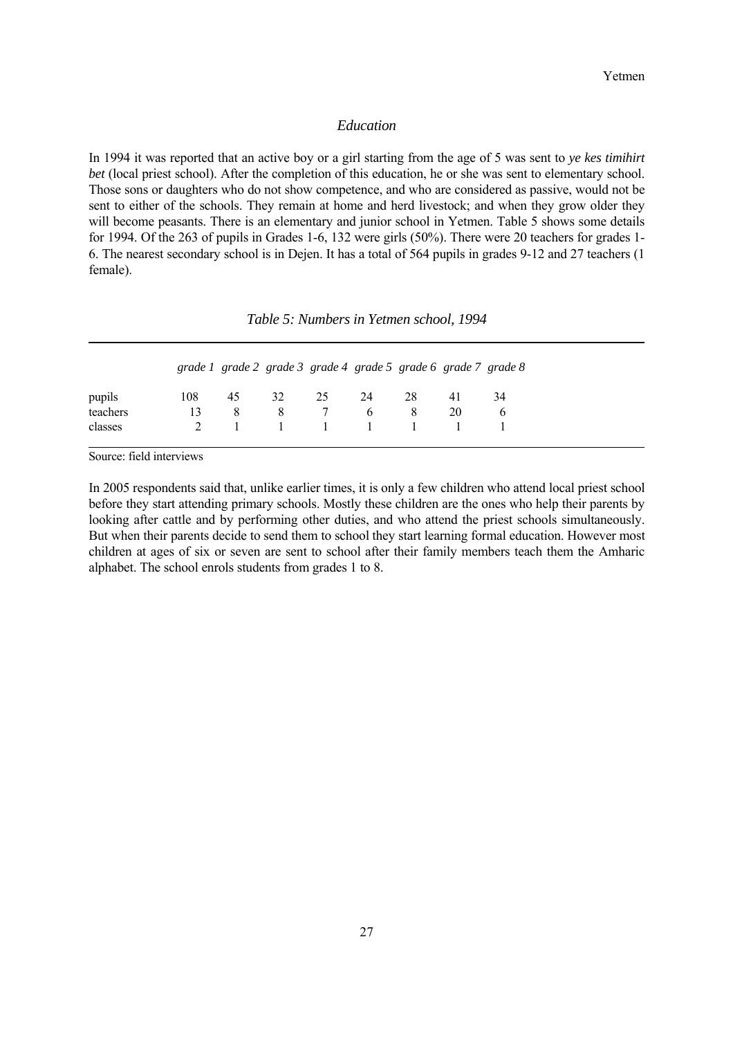## *Education*

In 1994 it was reported that an active boy or a girl starting from the age of 5 was sent to *ye kes timihirt bet* (local priest school). After the completion of this education, he or she was sent to elementary school. Those sons or daughters who do not show competence, and who are considered as passive, would not be sent to either of the schools. They remain at home and herd livestock; and when they grow older they will become peasants. There is an elementary and junior school in Yetmen. Table 5 shows some details for 1994. Of the 263 of pupils in Grades 1-6, 132 were girls (50%). There were 20 teachers for grades 1-6. The nearest secondary school is in Dejen. It has a total of 564 pupils in grades 9-12 and 27 teachers (1 female).

*Table 5: Numbers in Yetmen school, 1994*

| | *grade 1* | *grade 2* | *grade 3* | *grade 4* | *grade 5* | *grade 6* | *grade 7* | *grade 8* |
|---|---|---|---|---|---|---|---|---|
| pupils | 108 | 45 | 32 | 25 | 24 | 28 | 41 | 34 |
| teachers | 13 | 8 | 8 | 7 | 6 | 8 | 20 | 6 |
| classes | 2 | 1 | 1 | 1 | 1 | 1 | 1 | 1 |

Source: field interviews

In 2005 respondents said that, unlike earlier times, it is only a few children who attend local priest school before they start attending primary schools. Mostly these children are the ones who help their parents by looking after cattle and by performing other duties, and who attend the priest schools simultaneously. But when their parents decide to send them to school they start learning formal education. However most children at ages of six or seven are sent to school after their family members teach them the Amharic alphabet. The school enrols students from grades 1 to 8.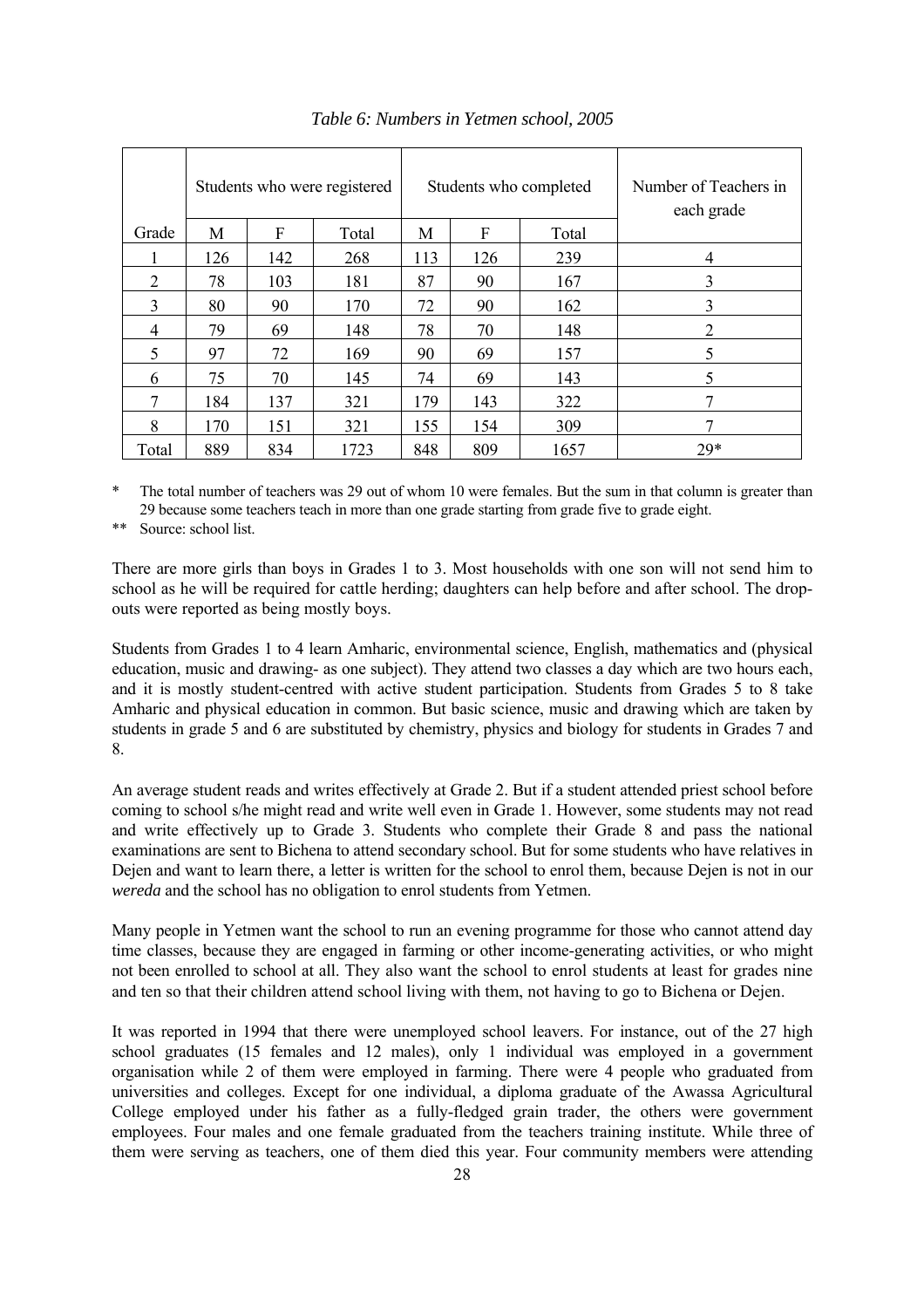*Table 6: Numbers in Yetmen school, 2005*

| Grade | Students who were registered | | | Students who completed | | | Number of Teachers in each grade |
|---|---|---|---|---|---|---|---|
| | M | F | Total | M | F | Total | |
| 1 | 126 | 142 | 268 | 113 | 126 | 239 | 4 |
| 2 | 78 | 103 | 181 | 87 | 90 | 167 | 3 |
| 3 | 80 | 90 | 170 | 72 | 90 | 162 | 3 |
| 4 | 79 | 69 | 148 | 78 | 70 | 148 | 2 |
| 5 | 97 | 72 | 169 | 90 | 69 | 157 | 5 |
| 6 | 75 | 70 | 145 | 74 | 69 | 143 | 5 |
| 7 | 184 | 137 | 321 | 179 | 143 | 322 | 7 |
| 8 | 170 | 151 | 321 | 155 | 154 | 309 | 7 |
| Total | 889 | 834 | 1723 | 848 | 809 | 1657 | 29* |

\* The total number of teachers was 29 out of whom 10 were females. But the sum in that column is greater than 29 because some teachers teach in more than one grade starting from grade five to grade eight.

\*\* Source: school list.

There are more girls than boys in Grades 1 to 3. Most households with one son will not send him to school as he will be required for cattle herding; daughters can help before and after school. The drop-outs were reported as being mostly boys.

Students from Grades 1 to 4 learn Amharic, environmental science, English, mathematics and (physical education, music and drawing- as one subject). They attend two classes a day which are two hours each, and it is mostly student-centred with active student participation. Students from Grades 5 to 8 take Amharic and physical education in common. But basic science, music and drawing which are taken by students in grade 5 and 6 are substituted by chemistry, physics and biology for students in Grades 7 and 8.

An average student reads and writes effectively at Grade 2. But if a student attended priest school before coming to school s/he might read and write well even in Grade 1. However, some students may not read and write effectively up to Grade 3. Students who complete their Grade 8 and pass the national examinations are sent to Bichena to attend secondary school. But for some students who have relatives in Dejen and want to learn there, a letter is written for the school to enrol them, because Dejen is not in our *wereda* and the school has no obligation to enrol students from Yetmen.

Many people in Yetmen want the school to run an evening programme for those who cannot attend day time classes, because they are engaged in farming or other income-generating activities, or who might not been enrolled to school at all. They also want the school to enrol students at least for grades nine and ten so that their children attend school living with them, not having to go to Bichena or Dejen.

It was reported in 1994 that there were unemployed school leavers. For instance, out of the 27 high school graduates (15 females and 12 males), only 1 individual was employed in a government organisation while 2 of them were employed in farming. There were 4 people who graduated from universities and colleges. Except for one individual, a diploma graduate of the Awassa Agricultural College employed under his father as a fully-fledged grain trader, the others were government employees. Four males and one female graduated from the teachers training institute. While three of them were serving as teachers, one of them died this year. Four community members were attending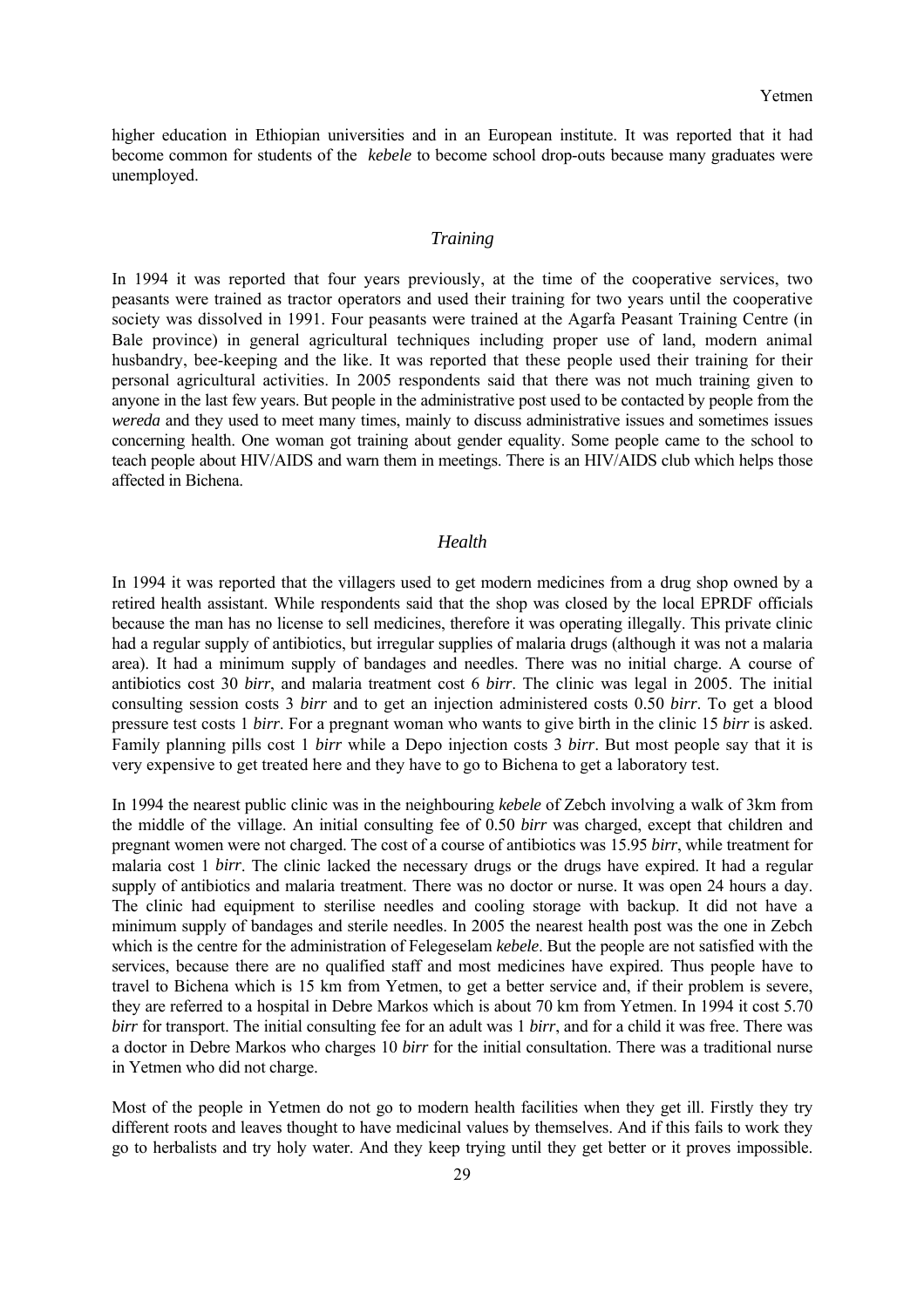higher education in Ethiopian universities and in an European institute. It was reported that it had become common for students of the *kebele* to become school drop-outs because many graduates were unemployed.

### *Training*

In 1994 it was reported that four years previously, at the time of the cooperative services, two peasants were trained as tractor operators and used their training for two years until the cooperative society was dissolved in 1991. Four peasants were trained at the Agarfa Peasant Training Centre (in Bale province) in general agricultural techniques including proper use of land, modern animal husbandry, bee-keeping and the like. It was reported that these people used their training for their personal agricultural activities. In 2005 respondents said that there was not much training given to anyone in the last few years. But people in the administrative post used to be contacted by people from the *wereda* and they used to meet many times, mainly to discuss administrative issues and sometimes issues concerning health. One woman got training about gender equality. Some people came to the school to teach people about HIV/AIDS and warn them in meetings. There is an HIV/AIDS club which helps those affected in Bichena.

### *Health*

In 1994 it was reported that the villagers used to get modern medicines from a drug shop owned by a retired health assistant. While respondents said that the shop was closed by the local EPRDF officials because the man has no license to sell medicines, therefore it was operating illegally. This private clinic had a regular supply of antibiotics, but irregular supplies of malaria drugs (although it was not a malaria area). It had a minimum supply of bandages and needles. There was no initial charge. A course of antibiotics cost 30 *birr*, and malaria treatment cost 6 *birr*. The clinic was legal in 2005. The initial consulting session costs 3 *birr* and to get an injection administered costs 0.50 *birr*. To get a blood pressure test costs 1 *birr*. For a pregnant woman who wants to give birth in the clinic 15 *birr* is asked. Family planning pills cost 1 *birr* while a Depo injection costs 3 *birr*. But most people say that it is very expensive to get treated here and they have to go to Bichena to get a laboratory test.

In 1994 the nearest public clinic was in the neighbouring *kebele* of Zebch involving a walk of 3km from the middle of the village. An initial consulting fee of 0.50 *birr* was charged, except that children and pregnant women were not charged. The cost of a course of antibiotics was 15.95 *birr*, while treatment for malaria cost 1 *birr*. The clinic lacked the necessary drugs or the drugs have expired. It had a regular supply of antibiotics and malaria treatment. There was no doctor or nurse. It was open 24 hours a day. The clinic had equipment to sterilise needles and cooling storage with backup. It did not have a minimum supply of bandages and sterile needles. In 2005 the nearest health post was the one in Zebch which is the centre for the administration of Felegeselam *kebele*. But the people are not satisfied with the services, because there are no qualified staff and most medicines have expired. Thus people have to travel to Bichena which is 15 km from Yetmen, to get a better service and, if their problem is severe, they are referred to a hospital in Debre Markos which is about 70 km from Yetmen. In 1994 it cost 5.70 *birr* for transport. The initial consulting fee for an adult was 1 *birr*, and for a child it was free. There was a doctor in Debre Markos who charges 10 *birr* for the initial consultation. There was a traditional nurse in Yetmen who did not charge.

Most of the people in Yetmen do not go to modern health facilities when they get ill. Firstly they try different roots and leaves thought to have medicinal values by themselves. And if this fails to work they go to herbalists and try holy water. And they keep trying until they get better or it proves impossible.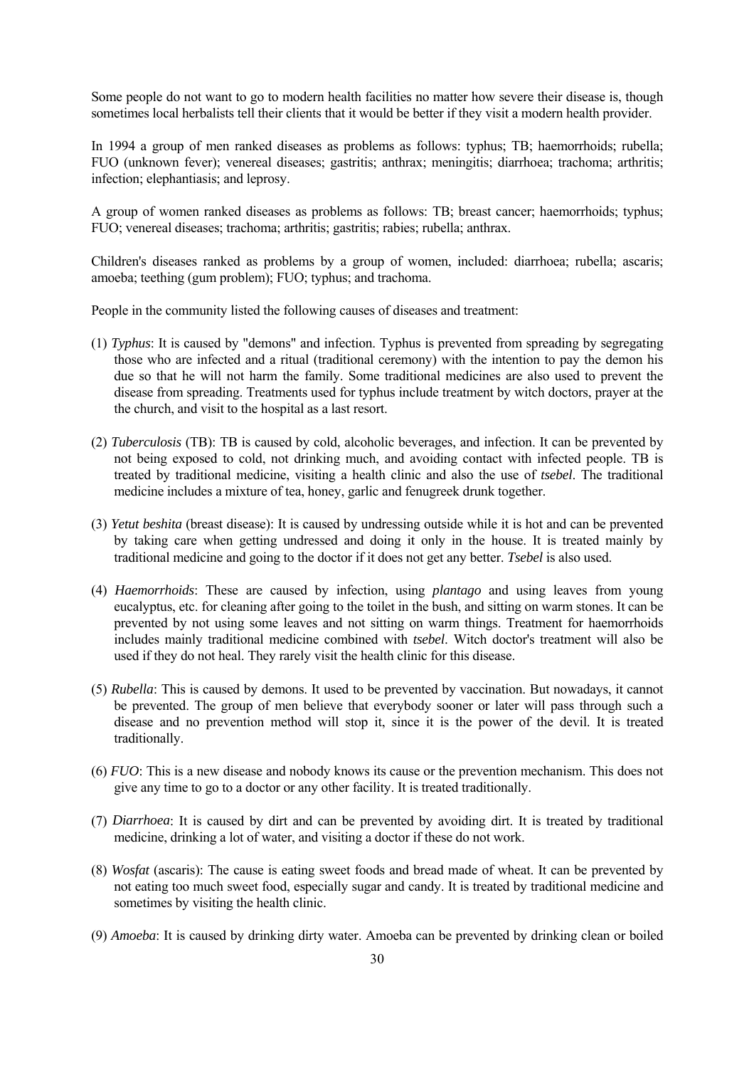Some people do not want to go to modern health facilities no matter how severe their disease is, though sometimes local herbalists tell their clients that it would be better if they visit a modern health provider.

In 1994 a group of men ranked diseases as problems as follows: typhus; TB; haemorrhoids; rubella; FUO (unknown fever); venereal diseases; gastritis; anthrax; meningitis; diarrhoea; trachoma; arthritis; infection; elephantiasis; and leprosy.

A group of women ranked diseases as problems as follows: TB; breast cancer; haemorrhoids; typhus; FUO; venereal diseases; trachoma; arthritis; gastritis; rabies; rubella; anthrax.

Children's diseases ranked as problems by a group of women, included: diarrhoea; rubella; ascaris; amoeba; teething (gum problem); FUO; typhus; and trachoma.

People in the community listed the following causes of diseases and treatment:

(1) *Typhus*: It is caused by "demons" and infection. Typhus is prevented from spreading by segregating those who are infected and a ritual (traditional ceremony) with the intention to pay the demon his due so that he will not harm the family. Some traditional medicines are also used to prevent the disease from spreading. Treatments used for typhus include treatment by witch doctors, prayer at the the church, and visit to the hospital as a last resort.

(2) *Tuberculosis* (TB): TB is caused by cold, alcoholic beverages, and infection. It can be prevented by not being exposed to cold, not drinking much, and avoiding contact with infected people. TB is treated by traditional medicine, visiting a health clinic and also the use of *tsebel*. The traditional medicine includes a mixture of tea, honey, garlic and fenugreek drunk together.

(3) *Yetut beshita* (breast disease): It is caused by undressing outside while it is hot and can be prevented by taking care when getting undressed and doing it only in the house. It is treated mainly by traditional medicine and going to the doctor if it does not get any better. *Tsebel* is also used.

(4) *Haemorrhoids*: These are caused by infection, using *plantago* and using leaves from young eucalyptus, etc. for cleaning after going to the toilet in the bush, and sitting on warm stones. It can be prevented by not using some leaves and not sitting on warm things. Treatment for haemorrhoids includes mainly traditional medicine combined with *tsebel*. Witch doctor's treatment will also be used if they do not heal. They rarely visit the health clinic for this disease.

(5) *Rubella*: This is caused by demons. It used to be prevented by vaccination. But nowadays, it cannot be prevented. The group of men believe that everybody sooner or later will pass through such a disease and no prevention method will stop it, since it is the power of the devil. It is treated traditionally.

(6) *FUO*: This is a new disease and nobody knows its cause or the prevention mechanism. This does not give any time to go to a doctor or any other facility. It is treated traditionally.

(7) *Diarrhoea*: It is caused by dirt and can be prevented by avoiding dirt. It is treated by traditional medicine, drinking a lot of water, and visiting a doctor if these do not work.

(8) *Wosfat* (ascaris): The cause is eating sweet foods and bread made of wheat. It can be prevented by not eating too much sweet food, especially sugar and candy. It is treated by traditional medicine and sometimes by visiting the health clinic.

(9) *Amoeba*: It is caused by drinking dirty water. Amoeba can be prevented by drinking clean or boiled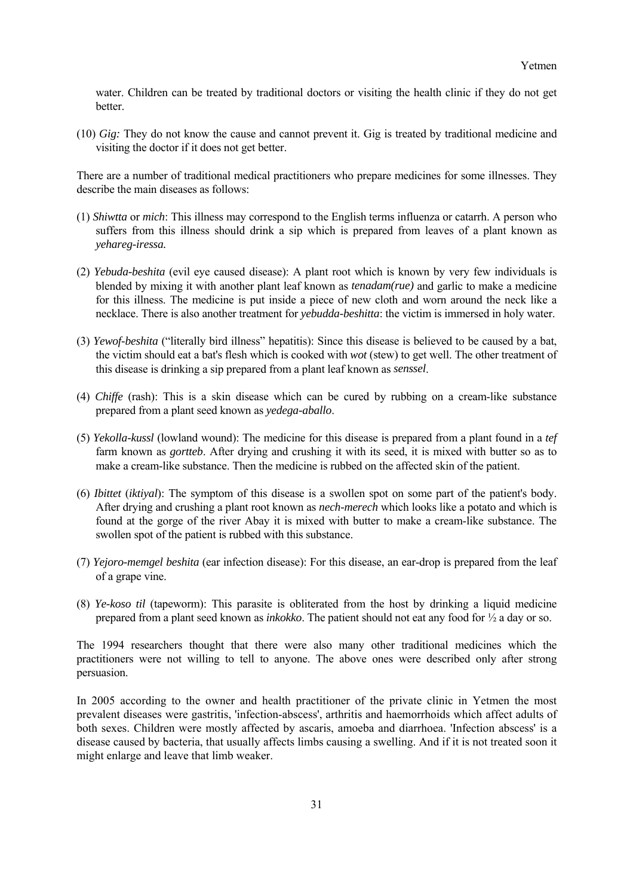water. Children can be treated by traditional doctors or visiting the health clinic if they do not get better.

(10) *Gig:* They do not know the cause and cannot prevent it. Gig is treated by traditional medicine and visiting the doctor if it does not get better.

There are a number of traditional medical practitioners who prepare medicines for some illnesses. They describe the main diseases as follows:

(1) *Shiwtta* or *mich*: This illness may correspond to the English terms influenza or catarrh. A person who suffers from this illness should drink a sip which is prepared from leaves of a plant known as *yehareg-iressa.*

(2) *Yebuda-beshita* (evil eye caused disease): A plant root which is known by very few individuals is blended by mixing it with another plant leaf known as *tenadam(rue)* and garlic to make a medicine for this illness. The medicine is put inside a piece of new cloth and worn around the neck like a necklace. There is also another treatment for *yebudda-beshitta*: the victim is immersed in holy water.

(3) *Yewof-beshita* ("literally bird illness" hepatitis): Since this disease is believed to be caused by a bat, the victim should eat a bat's flesh which is cooked with *wot* (stew) to get well. The other treatment of this disease is drinking a sip prepared from a plant leaf known as *senssel*.

(4) *Chiffe* (rash): This is a skin disease which can be cured by rubbing on a cream-like substance prepared from a plant seed known as *yedega-aballo*.

(5) *Yekolla-kussl* (lowland wound): The medicine for this disease is prepared from a plant found in a *tef* farm known as *gortteb*. After drying and crushing it with its seed, it is mixed with butter so as to make a cream-like substance. Then the medicine is rubbed on the affected skin of the patient.

(6) *Ibittet* (*iktiyal*): The symptom of this disease is a swollen spot on some part of the patient's body. After drying and crushing a plant root known as *nech-merech* which looks like a potato and which is found at the gorge of the river Abay it is mixed with butter to make a cream-like substance. The swollen spot of the patient is rubbed with this substance.

(7) *Yejoro-memgel beshita* (ear infection disease): For this disease, an ear-drop is prepared from the leaf of a grape vine.

(8) *Ye-koso til* (tapeworm): This parasite is obliterated from the host by drinking a liquid medicine prepared from a plant seed known as *inkokko*. The patient should not eat any food for ½ a day or so.

The 1994 researchers thought that there were also many other traditional medicines which the practitioners were not willing to tell to anyone. The above ones were described only after strong persuasion.

In 2005 according to the owner and health practitioner of the private clinic in Yetmen the most prevalent diseases were gastritis, 'infection-abscess', arthritis and haemorrhoids which affect adults of both sexes. Children were mostly affected by ascaris, amoeba and diarrhoea. 'Infection abscess' is a disease caused by bacteria, that usually affects limbs causing a swelling. And if it is not treated soon it might enlarge and leave that limb weaker.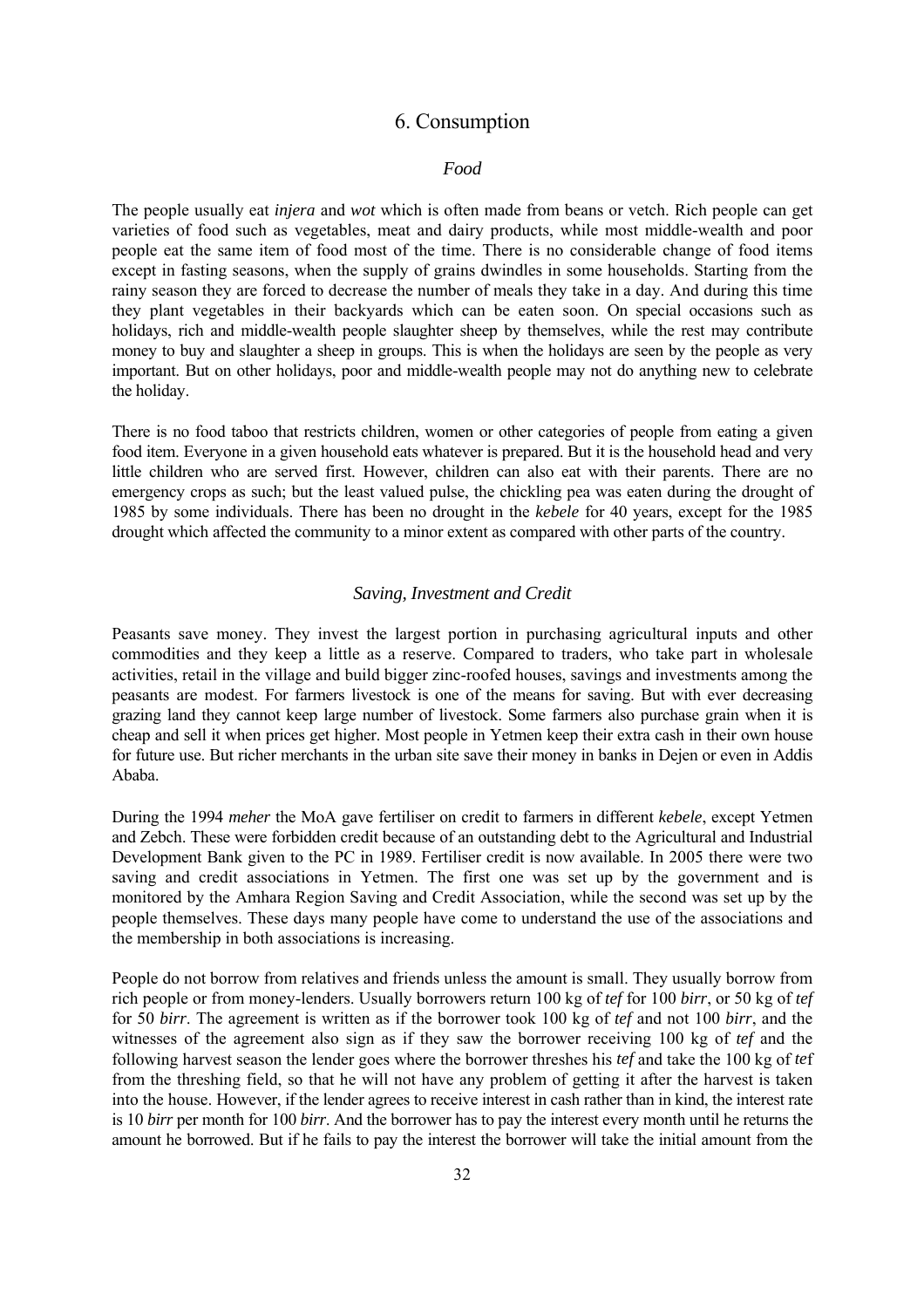# 6. Consumption

## *Food*

The people usually eat *injera* and *wot* which is often made from beans or vetch. Rich people can get varieties of food such as vegetables, meat and dairy products, while most middle-wealth and poor people eat the same item of food most of the time. There is no considerable change of food items except in fasting seasons, when the supply of grains dwindles in some households. Starting from the rainy season they are forced to decrease the number of meals they take in a day. And during this time they plant vegetables in their backyards which can be eaten soon. On special occasions such as holidays, rich and middle-wealth people slaughter sheep by themselves, while the rest may contribute money to buy and slaughter a sheep in groups. This is when the holidays are seen by the people as very important. But on other holidays, poor and middle-wealth people may not do anything new to celebrate the holiday.

There is no food taboo that restricts children, women or other categories of people from eating a given food item. Everyone in a given household eats whatever is prepared. But it is the household head and very little children who are served first. However, children can also eat with their parents. There are no emergency crops as such; but the least valued pulse, the chickling pea was eaten during the drought of 1985 by some individuals. There has been no drought in the *kebele* for 40 years, except for the 1985 drought which affected the community to a minor extent as compared with other parts of the country.

## *Saving, Investment and Credit*

Peasants save money. They invest the largest portion in purchasing agricultural inputs and other commodities and they keep a little as a reserve. Compared to traders, who take part in wholesale activities, retail in the village and build bigger zinc-roofed houses, savings and investments among the peasants are modest. For farmers livestock is one of the means for saving. But with ever decreasing grazing land they cannot keep large number of livestock. Some farmers also purchase grain when it is cheap and sell it when prices get higher. Most people in Yetmen keep their extra cash in their own house for future use. But richer merchants in the urban site save their money in banks in Dejen or even in Addis Ababa.

During the 1994 *meher* the MoA gave fertiliser on credit to farmers in different *kebele*, except Yetmen and Zebch. These were forbidden credit because of an outstanding debt to the Agricultural and Industrial Development Bank given to the PC in 1989. Fertiliser credit is now available. In 2005 there were two saving and credit associations in Yetmen. The first one was set up by the government and is monitored by the Amhara Region Saving and Credit Association, while the second was set up by the people themselves. These days many people have come to understand the use of the associations and the membership in both associations is increasing.

People do not borrow from relatives and friends unless the amount is small. They usually borrow from rich people or from money-lenders. Usually borrowers return 100 kg of *tef* for 100 *birr*, or 50 kg of *tef* for 50 *birr*. The agreement is written as if the borrower took 100 kg of *tef* and not 100 *birr*, and the witnesses of the agreement also sign as if they saw the borrower receiving 100 kg of *tef* and the following harvest season the lender goes where the borrower threshes his *tef* and take the 100 kg of *tef* from the threshing field, so that he will not have any problem of getting it after the harvest is taken into the house. However, if the lender agrees to receive interest in cash rather than in kind, the interest rate is 10 *birr* per month for 100 *birr*. And the borrower has to pay the interest every month until he returns the amount he borrowed. But if he fails to pay the interest the borrower will take the initial amount from the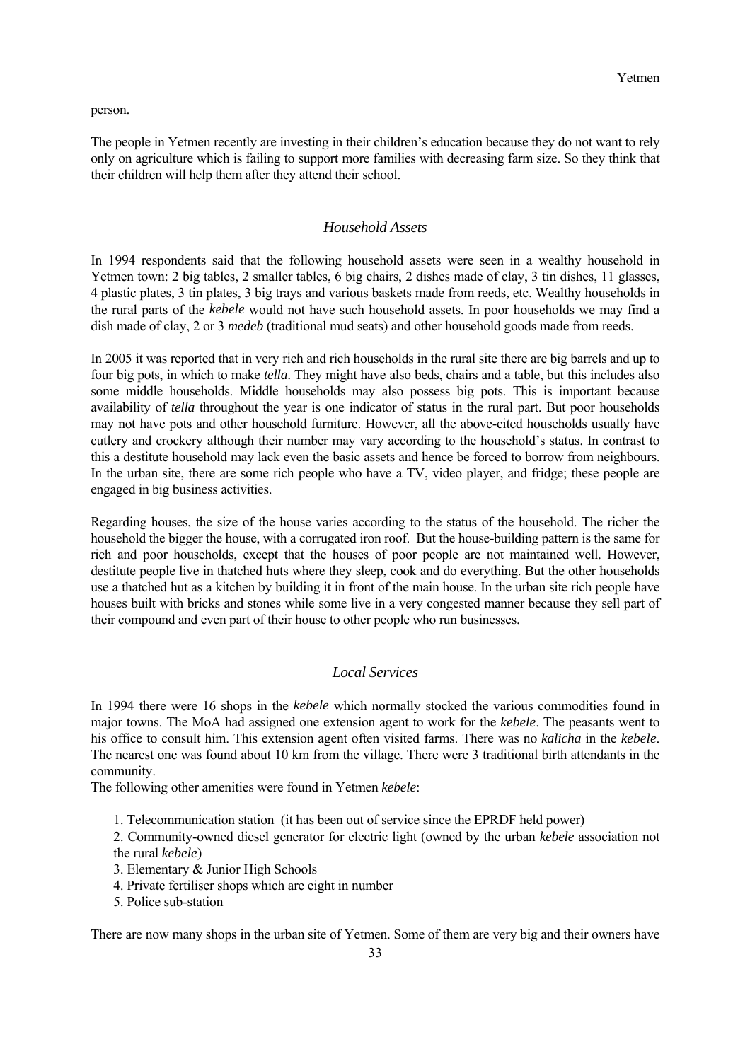person.

The people in Yetmen recently are investing in their children's education because they do not want to rely only on agriculture which is failing to support more families with decreasing farm size. So they think that their children will help them after they attend their school.

### *Household Assets*

In 1994 respondents said that the following household assets were seen in a wealthy household in Yetmen town: 2 big tables, 2 smaller tables, 6 big chairs, 2 dishes made of clay, 3 tin dishes, 11 glasses, 4 plastic plates, 3 tin plates, 3 big trays and various baskets made from reeds, etc. Wealthy households in the rural parts of the *kebele* would not have such household assets. In poor households we may find a dish made of clay, 2 or 3 *medeb* (traditional mud seats) and other household goods made from reeds.

In 2005 it was reported that in very rich and rich households in the rural site there are big barrels and up to four big pots, in which to make *tella*. They might have also beds, chairs and a table, but this includes also some middle households. Middle households may also possess big pots. This is important because availability of *tella* throughout the year is one indicator of status in the rural part. But poor households may not have pots and other household furniture. However, all the above-cited households usually have cutlery and crockery although their number may vary according to the household's status. In contrast to this a destitute household may lack even the basic assets and hence be forced to borrow from neighbours. In the urban site, there are some rich people who have a TV, video player, and fridge; these people are engaged in big business activities.

Regarding houses, the size of the house varies according to the status of the household. The richer the household the bigger the house, with a corrugated iron roof. But the house-building pattern is the same for rich and poor households, except that the houses of poor people are not maintained well. However, destitute people live in thatched huts where they sleep, cook and do everything. But the other households use a thatched hut as a kitchen by building it in front of the main house. In the urban site rich people have houses built with bricks and stones while some live in a very congested manner because they sell part of their compound and even part of their house to other people who run businesses.

### *Local Services*

In 1994 there were 16 shops in the *kebele* which normally stocked the various commodities found in major towns. The MoA had assigned one extension agent to work for the *kebele*. The peasants went to his office to consult him. This extension agent often visited farms. There was no *kalicha* in the *kebele*. The nearest one was found about 10 km from the village. There were 3 traditional birth attendants in the community.

The following other amenities were found in Yetmen *kebele*:

1. Telecommunication station (it has been out of service since the EPRDF held power)
2. Community-owned diesel generator for electric light (owned by the urban *kebele* association not the rural *kebele*)
3. Elementary & Junior High Schools
4. Private fertiliser shops which are eight in number
5. Police sub-station

There are now many shops in the urban site of Yetmen. Some of them are very big and their owners have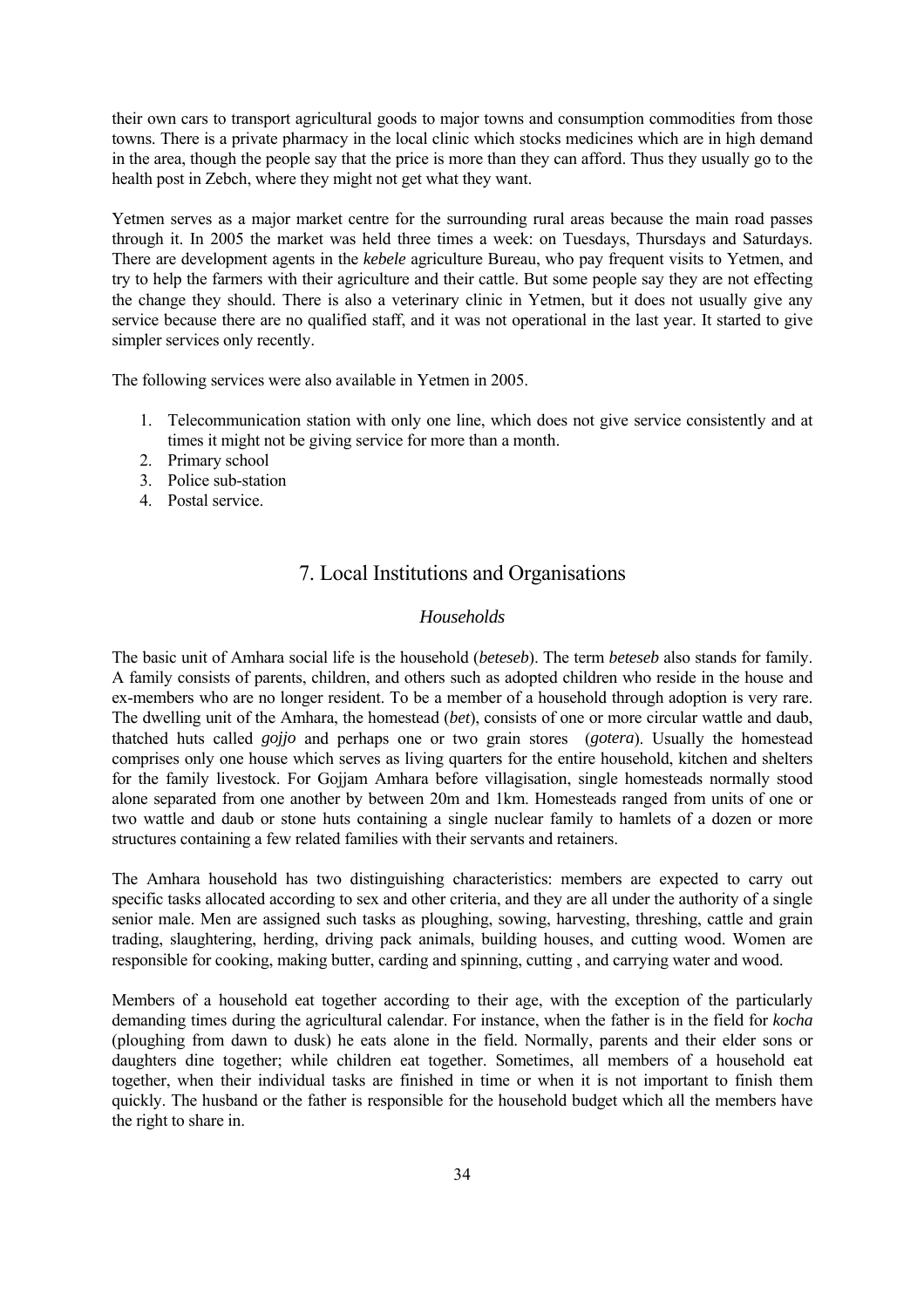their own cars to transport agricultural goods to major towns and consumption commodities from those towns. There is a private pharmacy in the local clinic which stocks medicines which are in high demand in the area, though the people say that the price is more than they can afford. Thus they usually go to the health post in Zebch, where they might not get what they want.

Yetmen serves as a major market centre for the surrounding rural areas because the main road passes through it. In 2005 the market was held three times a week: on Tuesdays, Thursdays and Saturdays. There are development agents in the *kebele* agriculture Bureau, who pay frequent visits to Yetmen, and try to help the farmers with their agriculture and their cattle. But some people say they are not effecting the change they should. There is also a veterinary clinic in Yetmen, but it does not usually give any service because there are no qualified staff, and it was not operational in the last year. It started to give simpler services only recently.

The following services were also available in Yetmen in 2005.

1. Telecommunication station with only one line, which does not give service consistently and at times it might not be giving service for more than a month.
2. Primary school
3. Police sub-station
4. Postal service.

# 7. Local Institutions and Organisations

### *Households*

The basic unit of Amhara social life is the household (*beteseb*). The term *beteseb* also stands for family. A family consists of parents, children, and others such as adopted children who reside in the house and ex-members who are no longer resident. To be a member of a household through adoption is very rare. The dwelling unit of the Amhara, the homestead (*bet*), consists of one or more circular wattle and daub, thatched huts called *gojjo* and perhaps one or two grain stores (*gotera*). Usually the homestead comprises only one house which serves as living quarters for the entire household, kitchen and shelters for the family livestock. For Gojjam Amhara before villagisation, single homesteads normally stood alone separated from one another by between 20m and 1km. Homesteads ranged from units of one or two wattle and daub or stone huts containing a single nuclear family to hamlets of a dozen or more structures containing a few related families with their servants and retainers.

The Amhara household has two distinguishing characteristics: members are expected to carry out specific tasks allocated according to sex and other criteria, and they are all under the authority of a single senior male. Men are assigned such tasks as ploughing, sowing, harvesting, threshing, cattle and grain trading, slaughtering, herding, driving pack animals, building houses, and cutting wood. Women are responsible for cooking, making butter, carding and spinning, cutting , and carrying water and wood.

Members of a household eat together according to their age, with the exception of the particularly demanding times during the agricultural calendar. For instance, when the father is in the field for *kocha* (ploughing from dawn to dusk) he eats alone in the field. Normally, parents and their elder sons or daughters dine together; while children eat together. Sometimes, all members of a household eat together, when their individual tasks are finished in time or when it is not important to finish them quickly. The husband or the father is responsible for the household budget which all the members have the right to share in.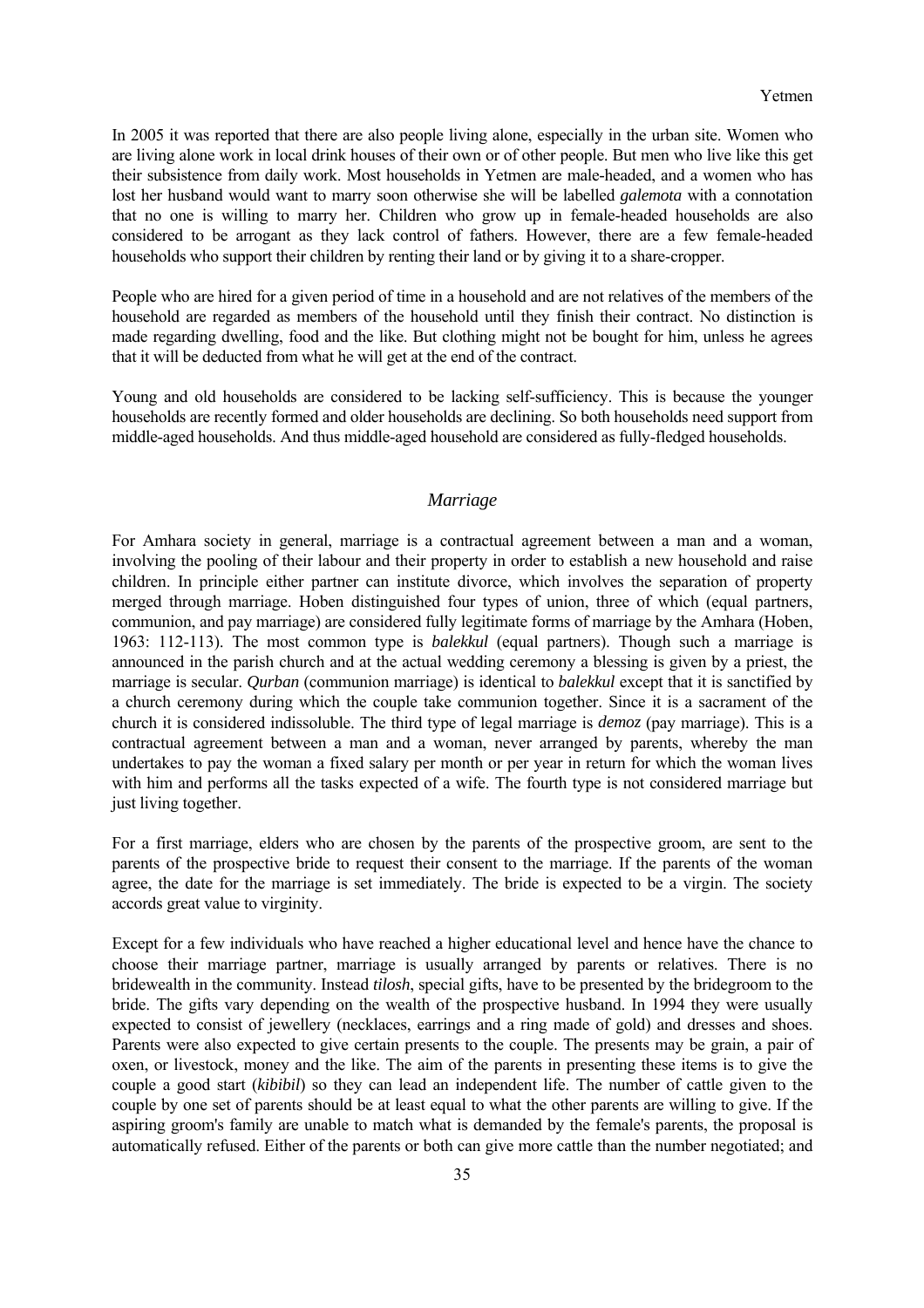In 2005 it was reported that there are also people living alone, especially in the urban site. Women who are living alone work in local drink houses of their own or of other people. But men who live like this get their subsistence from daily work. Most households in Yetmen are male-headed, and a women who has lost her husband would want to marry soon otherwise she will be labelled *galemota* with a connotation that no one is willing to marry her. Children who grow up in female-headed households are also considered to be arrogant as they lack control of fathers. However, there are a few female-headed households who support their children by renting their land or by giving it to a share-cropper.

People who are hired for a given period of time in a household and are not relatives of the members of the household are regarded as members of the household until they finish their contract. No distinction is made regarding dwelling, food and the like. But clothing might not be bought for him, unless he agrees that it will be deducted from what he will get at the end of the contract.

Young and old households are considered to be lacking self-sufficiency. This is because the younger households are recently formed and older households are declining. So both households need support from middle-aged households. And thus middle-aged household are considered as fully-fledged households.

## *Marriage*

For Amhara society in general, marriage is a contractual agreement between a man and a woman, involving the pooling of their labour and their property in order to establish a new household and raise children. In principle either partner can institute divorce, which involves the separation of property merged through marriage. Hoben distinguished four types of union, three of which (equal partners, communion, and pay marriage) are considered fully legitimate forms of marriage by the Amhara (Hoben, 1963: 112-113). The most common type is *balekkul* (equal partners). Though such a marriage is announced in the parish church and at the actual wedding ceremony a blessing is given by a priest, the marriage is secular. *Qurban* (communion marriage) is identical to *balekkul* except that it is sanctified by a church ceremony during which the couple take communion together. Since it is a sacrament of the church it is considered indissoluble. The third type of legal marriage is *demoz* (pay marriage). This is a contractual agreement between a man and a woman, never arranged by parents, whereby the man undertakes to pay the woman a fixed salary per month or per year in return for which the woman lives with him and performs all the tasks expected of a wife. The fourth type is not considered marriage but just living together.

For a first marriage, elders who are chosen by the parents of the prospective groom, are sent to the parents of the prospective bride to request their consent to the marriage. If the parents of the woman agree, the date for the marriage is set immediately. The bride is expected to be a virgin. The society accords great value to virginity.

Except for a few individuals who have reached a higher educational level and hence have the chance to choose their marriage partner, marriage is usually arranged by parents or relatives. There is no bridewealth in the community. Instead *tilosh*, special gifts, have to be presented by the bridegroom to the bride. The gifts vary depending on the wealth of the prospective husband. In 1994 they were usually expected to consist of jewellery (necklaces, earrings and a ring made of gold) and dresses and shoes. Parents were also expected to give certain presents to the couple. The presents may be grain, a pair of oxen, or livestock, money and the like. The aim of the parents in presenting these items is to give the couple a good start (*kibibil*) so they can lead an independent life. The number of cattle given to the couple by one set of parents should be at least equal to what the other parents are willing to give. If the aspiring groom's family are unable to match what is demanded by the female's parents, the proposal is automatically refused. Either of the parents or both can give more cattle than the number negotiated; and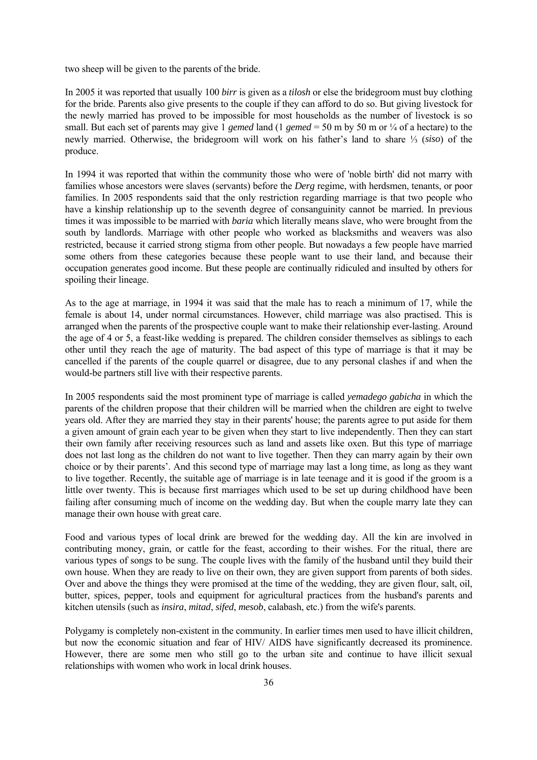two sheep will be given to the parents of the bride.

In 2005 it was reported that usually 100 *birr* is given as a *tilosh* or else the bridegroom must buy clothing for the bride. Parents also give presents to the couple if they can afford to do so. But giving livestock for the newly married has proved to be impossible for most households as the number of livestock is so small. But each set of parents may give 1 *gemed* land (1 *gemed* = 50 m by 50 m or ¼ of a hectare) to the newly married. Otherwise, the bridegroom will work on his father's land to share ⅓ (*siso*) of the produce.

In 1994 it was reported that within the community those who were of 'noble birth' did not marry with families whose ancestors were slaves (servants) before the *Derg* regime, with herdsmen, tenants, or poor families. In 2005 respondents said that the only restriction regarding marriage is that two people who have a kinship relationship up to the seventh degree of consanguinity cannot be married. In previous times it was impossible to be married with *baria* which literally means slave, who were brought from the south by landlords. Marriage with other people who worked as blacksmiths and weavers was also restricted, because it carried strong stigma from other people. But nowadays a few people have married some others from these categories because these people want to use their land, and because their occupation generates good income. But these people are continually ridiculed and insulted by others for spoiling their lineage.

As to the age at marriage, in 1994 it was said that the male has to reach a minimum of 17, while the female is about 14, under normal circumstances. However, child marriage was also practised. This is arranged when the parents of the prospective couple want to make their relationship ever-lasting. Around the age of 4 or 5, a feast-like wedding is prepared. The children consider themselves as siblings to each other until they reach the age of maturity. The bad aspect of this type of marriage is that it may be cancelled if the parents of the couple quarrel or disagree, due to any personal clashes if and when the would-be partners still live with their respective parents.

In 2005 respondents said the most prominent type of marriage is called *yemadego gabicha* in which the parents of the children propose that their children will be married when the children are eight to twelve years old. After they are married they stay in their parents' house; the parents agree to put aside for them a given amount of grain each year to be given when they start to live independently. Then they can start their own family after receiving resources such as land and assets like oxen. But this type of marriage does not last long as the children do not want to live together. Then they can marry again by their own choice or by their parents'. And this second type of marriage may last a long time, as long as they want to live together. Recently, the suitable age of marriage is in late teenage and it is good if the groom is a little over twenty. This is because first marriages which used to be set up during childhood have been failing after consuming much of income on the wedding day. But when the couple marry late they can manage their own house with great care.

Food and various types of local drink are brewed for the wedding day. All the kin are involved in contributing money, grain, or cattle for the feast, according to their wishes. For the ritual, there are various types of songs to be sung. The couple lives with the family of the husband until they build their own house. When they are ready to live on their own, they are given support from parents of both sides. Over and above the things they were promised at the time of the wedding, they are given flour, salt, oil, butter, spices, pepper, tools and equipment for agricultural practices from the husband's parents and kitchen utensils (such as *insira*, *mitad*, *sifed*, *mesob*, calabash, etc.) from the wife's parents.

Polygamy is completely non-existent in the community. In earlier times men used to have illicit children, but now the economic situation and fear of HIV/ AIDS have significantly decreased its prominence. However, there are some men who still go to the urban site and continue to have illicit sexual relationships with women who work in local drink houses.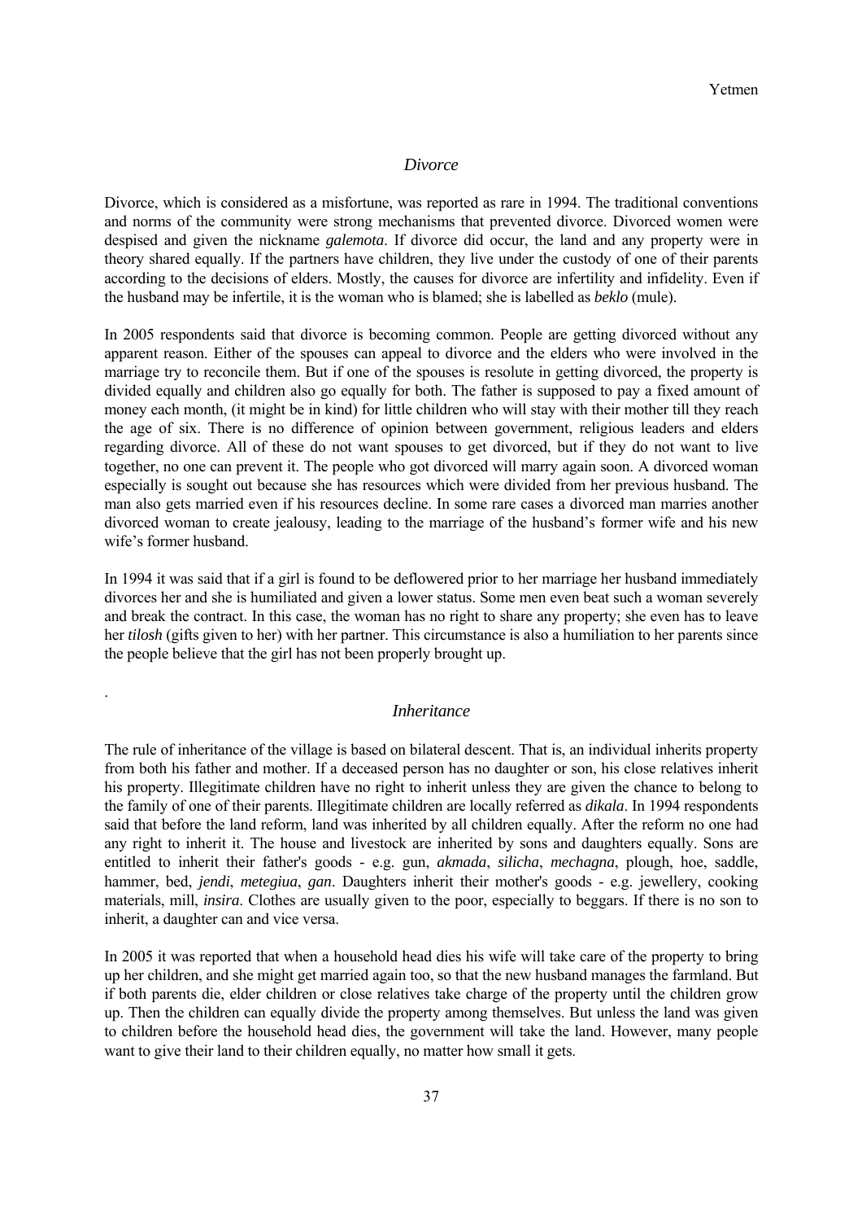### *Divorce*

Divorce, which is considered as a misfortune, was reported as rare in 1994. The traditional conventions and norms of the community were strong mechanisms that prevented divorce. Divorced women were despised and given the nickname *galemota*. If divorce did occur, the land and any property were in theory shared equally. If the partners have children, they live under the custody of one of their parents according to the decisions of elders. Mostly, the causes for divorce are infertility and infidelity. Even if the husband may be infertile, it is the woman who is blamed; she is labelled as *beklo* (mule).

In 2005 respondents said that divorce is becoming common. People are getting divorced without any apparent reason. Either of the spouses can appeal to divorce and the elders who were involved in the marriage try to reconcile them. But if one of the spouses is resolute in getting divorced, the property is divided equally and children also go equally for both. The father is supposed to pay a fixed amount of money each month, (it might be in kind) for little children who will stay with their mother till they reach the age of six. There is no difference of opinion between government, religious leaders and elders regarding divorce. All of these do not want spouses to get divorced, but if they do not want to live together, no one can prevent it. The people who got divorced will marry again soon. A divorced woman especially is sought out because she has resources which were divided from her previous husband. The man also gets married even if his resources decline. In some rare cases a divorced man marries another divorced woman to create jealousy, leading to the marriage of the husband's former wife and his new wife's former husband.

In 1994 it was said that if a girl is found to be deflowered prior to her marriage her husband immediately divorces her and she is humiliated and given a lower status. Some men even beat such a woman severely and break the contract. In this case, the woman has no right to share any property; she even has to leave her *tilosh* (gifts given to her) with her partner. This circumstance is also a humiliation to her parents since the people believe that the girl has not been properly brought up.

### *Inheritance*

The rule of inheritance of the village is based on bilateral descent. That is, an individual inherits property from both his father and mother. If a deceased person has no daughter or son, his close relatives inherit his property. Illegitimate children have no right to inherit unless they are given the chance to belong to the family of one of their parents. Illegitimate children are locally referred as *dikala*. In 1994 respondents said that before the land reform, land was inherited by all children equally. After the reform no one had any right to inherit it. The house and livestock are inherited by sons and daughters equally. Sons are entitled to inherit their father's goods - e.g. gun, *akmada*, *silicha*, *mechagna*, plough, hoe, saddle, hammer, bed, *jendi*, *metegiua*, *gan*. Daughters inherit their mother's goods - e.g. jewellery, cooking materials, mill, *insira*. Clothes are usually given to the poor, especially to beggars. If there is no son to inherit, a daughter can and vice versa.

In 2005 it was reported that when a household head dies his wife will take care of the property to bring up her children, and she might get married again too, so that the new husband manages the farmland. But if both parents die, elder children or close relatives take charge of the property until the children grow up. Then the children can equally divide the property among themselves. But unless the land was given to children before the household head dies, the government will take the land. However, many people want to give their land to their children equally, no matter how small it gets.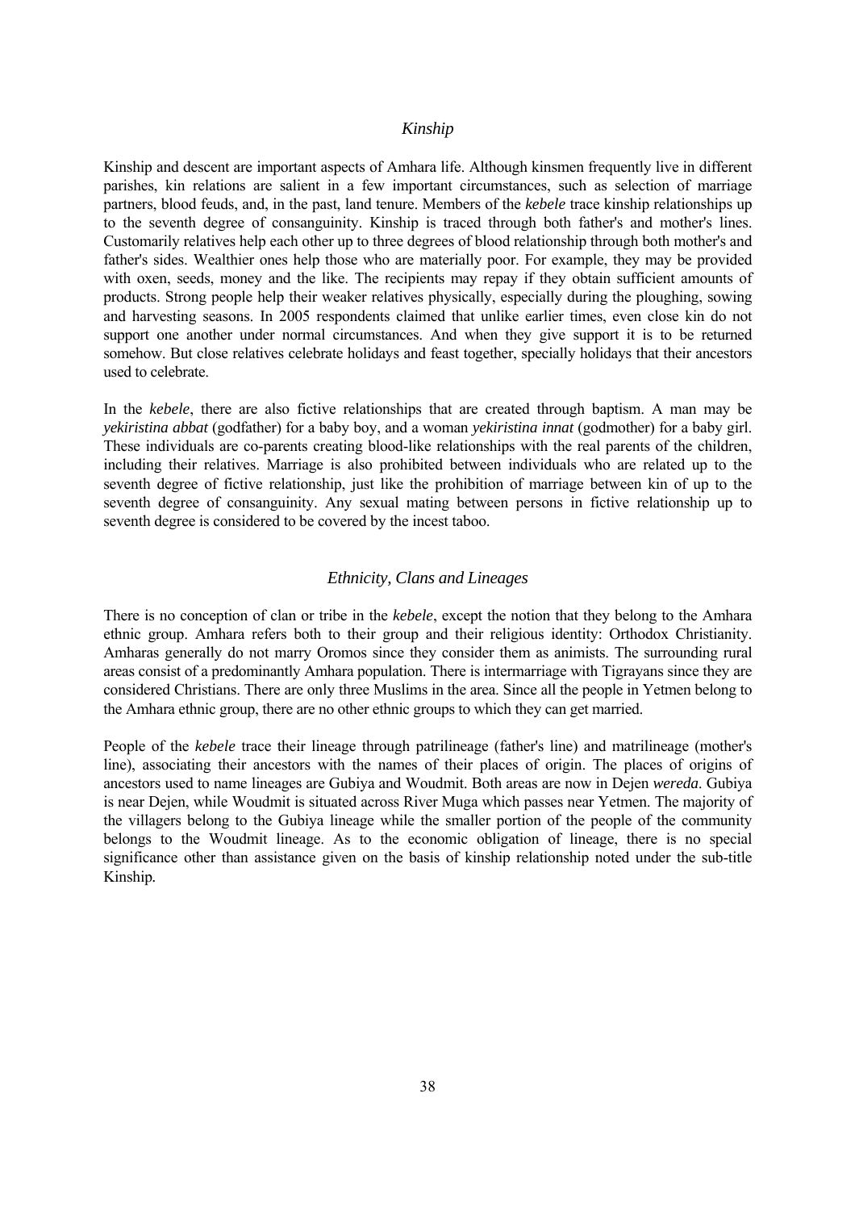### *Kinship*

Kinship and descent are important aspects of Amhara life. Although kinsmen frequently live in different parishes, kin relations are salient in a few important circumstances, such as selection of marriage partners, blood feuds, and, in the past, land tenure. Members of the *kebele* trace kinship relationships up to the seventh degree of consanguinity. Kinship is traced through both father's and mother's lines. Customarily relatives help each other up to three degrees of blood relationship through both mother's and father's sides. Wealthier ones help those who are materially poor. For example, they may be provided with oxen, seeds, money and the like. The recipients may repay if they obtain sufficient amounts of products. Strong people help their weaker relatives physically, especially during the ploughing, sowing and harvesting seasons. In 2005 respondents claimed that unlike earlier times, even close kin do not support one another under normal circumstances. And when they give support it is to be returned somehow. But close relatives celebrate holidays and feast together, specially holidays that their ancestors used to celebrate.

In the *kebele*, there are also fictive relationships that are created through baptism. A man may be *yekiristina abbat* (godfather) for a baby boy, and a woman *yekiristina innat* (godmother) for a baby girl. These individuals are co-parents creating blood-like relationships with the real parents of the children, including their relatives. Marriage is also prohibited between individuals who are related up to the seventh degree of fictive relationship, just like the prohibition of marriage between kin of up to the seventh degree of consanguinity. Any sexual mating between persons in fictive relationship up to seventh degree is considered to be covered by the incest taboo.

### *Ethnicity, Clans and Lineages*

There is no conception of clan or tribe in the *kebele*, except the notion that they belong to the Amhara ethnic group. Amhara refers both to their group and their religious identity: Orthodox Christianity. Amharas generally do not marry Oromos since they consider them as animists. The surrounding rural areas consist of a predominantly Amhara population. There is intermarriage with Tigrayans since they are considered Christians. There are only three Muslims in the area. Since all the people in Yetmen belong to the Amhara ethnic group, there are no other ethnic groups to which they can get married.

People of the *kebele* trace their lineage through patrilineage (father's line) and matrilineage (mother's line), associating their ancestors with the names of their places of origin. The places of origins of ancestors used to name lineages are Gubiya and Woudmit. Both areas are now in Dejen *wereda*. Gubiya is near Dejen, while Woudmit is situated across River Muga which passes near Yetmen. The majority of the villagers belong to the Gubiya lineage while the smaller portion of the people of the community belongs to the Woudmit lineage. As to the economic obligation of lineage, there is no special significance other than assistance given on the basis of kinship relationship noted under the sub-title Kinship.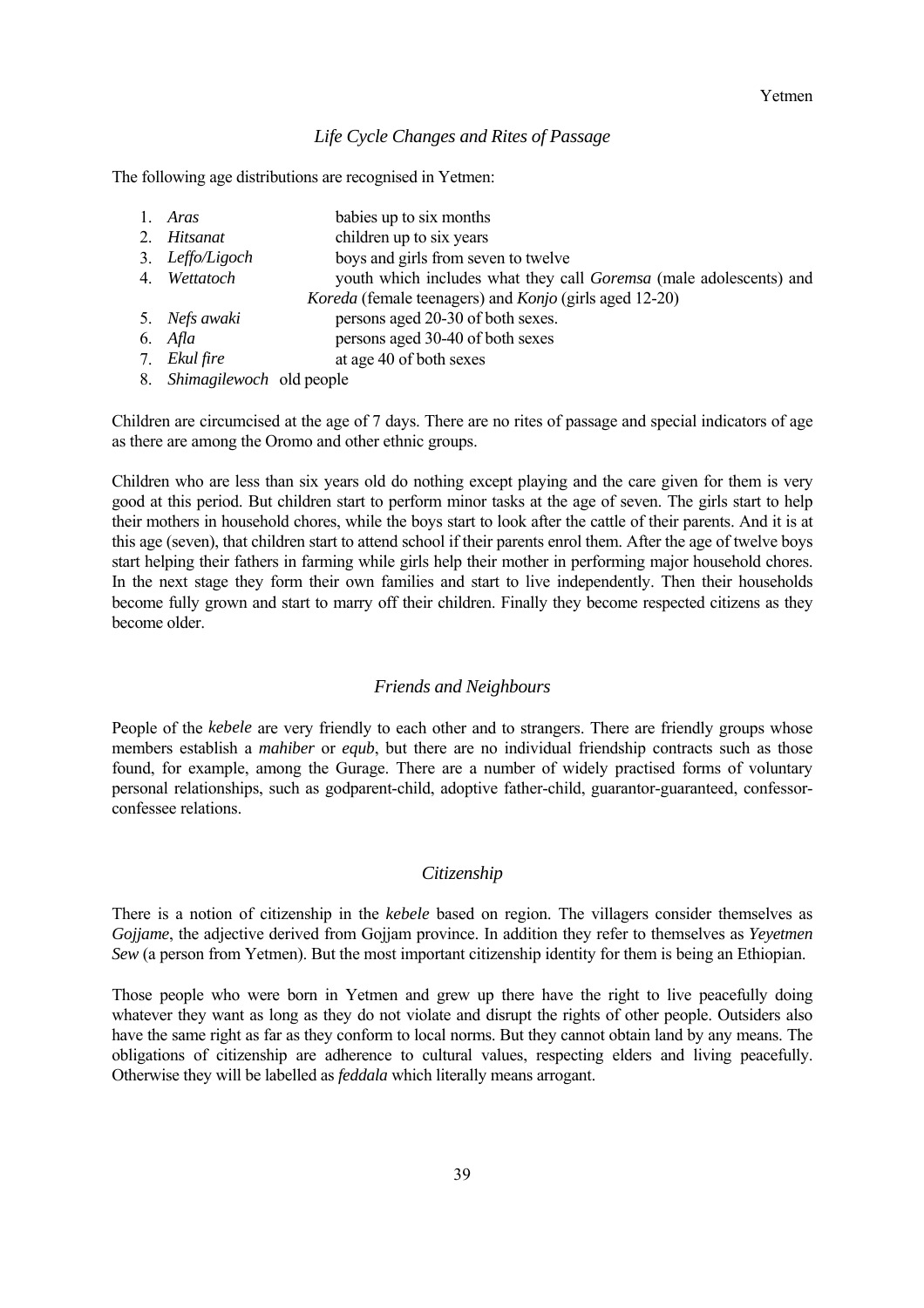### *Life Cycle Changes and Rites of Passage*

The following age distributions are recognised in Yetmen:

1. *Aras* babies up to six months
2. *Hitsanat* children up to six years
3. *Leffo/Ligoch* boys and girls from seven to twelve
4. *Wettatoch* youth which includes what they call *Goremsa* (male adolescents) and *Koreda* (female teenagers) and *Konjo* (girls aged 12-20)
5. *Nefs awaki* persons aged 20-30 of both sexes.
6. *Afla* persons aged 30-40 of both sexes
7. *Ekul fire* at age 40 of both sexes
8. *Shimagilewoch* old people

Children are circumcised at the age of 7 days. There are no rites of passage and special indicators of age as there are among the Oromo and other ethnic groups.

Children who are less than six years old do nothing except playing and the care given for them is very good at this period. But children start to perform minor tasks at the age of seven. The girls start to help their mothers in household chores, while the boys start to look after the cattle of their parents. And it is at this age (seven), that children start to attend school if their parents enrol them. After the age of twelve boys start helping their fathers in farming while girls help their mother in performing major household chores. In the next stage they form their own families and start to live independently. Then their households become fully grown and start to marry off their children. Finally they become respected citizens as they become older.

### *Friends and Neighbours*

People of the *kebele* are very friendly to each other and to strangers. There are friendly groups whose members establish a *mahiber* or *equb*, but there are no individual friendship contracts such as those found, for example, among the Gurage. There are a number of widely practised forms of voluntary personal relationships, such as godparent-child, adoptive father-child, guarantor-guaranteed, confessor-confessee relations.

### *Citizenship*

There is a notion of citizenship in the *kebele* based on region. The villagers consider themselves as *Gojjame*, the adjective derived from Gojjam province. In addition they refer to themselves as *Yeyetmen Sew* (a person from Yetmen). But the most important citizenship identity for them is being an Ethiopian.

Those people who were born in Yetmen and grew up there have the right to live peacefully doing whatever they want as long as they do not violate and disrupt the rights of other people. Outsiders also have the same right as far as they conform to local norms. But they cannot obtain land by any means. The obligations of citizenship are adherence to cultural values, respecting elders and living peacefully. Otherwise they will be labelled as *feddala* which literally means arrogant.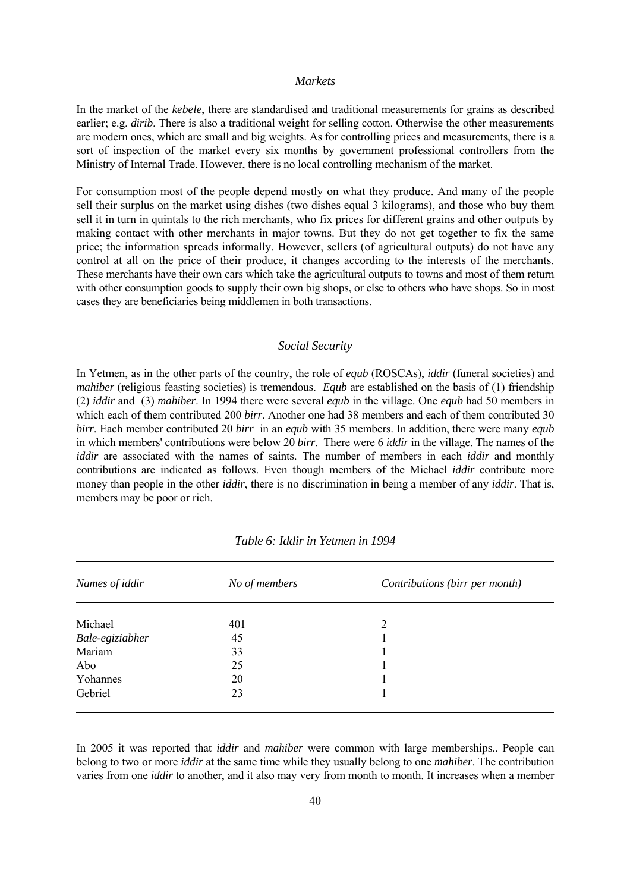### *Markets*

In the market of the *kebele*, there are standardised and traditional measurements for grains as described earlier; e.g. *dirib*. There is also a traditional weight for selling cotton. Otherwise the other measurements are modern ones, which are small and big weights. As for controlling prices and measurements, there is a sort of inspection of the market every six months by government professional controllers from the Ministry of Internal Trade. However, there is no local controlling mechanism of the market.

For consumption most of the people depend mostly on what they produce. And many of the people sell their surplus on the market using dishes (two dishes equal 3 kilograms), and those who buy them sell it in turn in quintals to the rich merchants, who fix prices for different grains and other outputs by making contact with other merchants in major towns. But they do not get together to fix the same price; the information spreads informally. However, sellers (of agricultural outputs) do not have any control at all on the price of their produce, it changes according to the interests of the merchants. These merchants have their own cars which take the agricultural outputs to towns and most of them return with other consumption goods to supply their own big shops, or else to others who have shops. So in most cases they are beneficiaries being middlemen in both transactions.

### *Social Security*

In Yetmen, as in the other parts of the country, the role of *equb* (ROSCAs), *iddir* (funeral societies) and *mahiber* (religious feasting societies) is tremendous. *Equb* are established on the basis of (1) friendship (2) *iddir* and (3) *mahiber*. In 1994 there were several *equb* in the village. One *equb* had 50 members in which each of them contributed 200 *birr*. Another one had 38 members and each of them contributed 30 *birr*. Each member contributed 20 *birr* in an *equb* with 35 members. In addition, there were many *equb* in which members' contributions were below 20 *birr*. There were 6 *iddir* in the village. The names of the *iddir* are associated with the names of saints. The number of members in each *iddir* and monthly contributions are indicated as follows. Even though members of the Michael *iddir* contribute more money than people in the other *iddir*, there is no discrimination in being a member of any *iddir*. That is, members may be poor or rich.

*Table 6: Iddir in Yetmen in 1994*

| *Names of iddir* | *No of members* | *Contributions (birr per month)* |
|---|---|---|
| Michael | 401 | 2 |
| *Bale-egiziabher* | 45 | 1 |
| Mariam | 33 | 1 |
| Abo | 25 | 1 |
| Yohannes | 20 | 1 |
| Gebriel | 23 | 1 |

In 2005 it was reported that *iddir* and *mahiber* were common with large memberships.. People can belong to two or more *iddir* at the same time while they usually belong to one *mahiber*. The contribution varies from one *iddir* to another, and it also may very from month to month. It increases when a member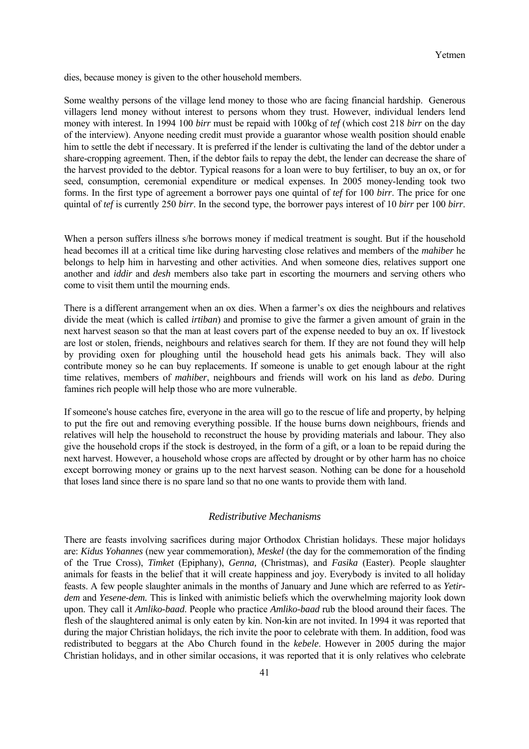dies, because money is given to the other household members.

Some wealthy persons of the village lend money to those who are facing financial hardship. Generous villagers lend money without interest to persons whom they trust. However, individual lenders lend money with interest. In 1994 100 *birr* must be repaid with 100kg of *tef* (which cost 218 *birr* on the day of the interview). Anyone needing credit must provide a guarantor whose wealth position should enable him to settle the debt if necessary. It is preferred if the lender is cultivating the land of the debtor under a share-cropping agreement. Then, if the debtor fails to repay the debt, the lender can decrease the share of the harvest provided to the debtor. Typical reasons for a loan were to buy fertiliser, to buy an ox, or for seed, consumption, ceremonial expenditure or medical expenses. In 2005 money-lending took two forms. In the first type of agreement a borrower pays one quintal of *tef* for 100 *birr*. The price for one quintal of *tef* is currently 250 *birr*. In the second type, the borrower pays interest of 10 *birr* per 100 *birr*.

When a person suffers illness s/he borrows money if medical treatment is sought. But if the household head becomes ill at a critical time like during harvesting close relatives and members of the *mahiber* he belongs to help him in harvesting and other activities. And when someone dies, relatives support one another and *iddir* and *desh* members also take part in escorting the mourners and serving others who come to visit them until the mourning ends.

There is a different arrangement when an ox dies. When a farmer's ox dies the neighbours and relatives divide the meat (which is called *irtiban*) and promise to give the farmer a given amount of grain in the next harvest season so that the man at least covers part of the expense needed to buy an ox. If livestock are lost or stolen, friends, neighbours and relatives search for them. If they are not found they will help by providing oxen for ploughing until the household head gets his animals back. They will also contribute money so he can buy replacements. If someone is unable to get enough labour at the right time relatives, members of *mahiber*, neighbours and friends will work on his land as *debo*. During famines rich people will help those who are more vulnerable.

If someone's house catches fire, everyone in the area will go to the rescue of life and property, by helping to put the fire out and removing everything possible. If the house burns down neighbours, friends and relatives will help the household to reconstruct the house by providing materials and labour. They also give the household crops if the stock is destroyed, in the form of a gift, or a loan to be repaid during the next harvest. However, a household whose crops are affected by drought or by other harm has no choice except borrowing money or grains up to the next harvest season. Nothing can be done for a household that loses land since there is no spare land so that no one wants to provide them with land.

### *Redistributive Mechanisms*

There are feasts involving sacrifices during major Orthodox Christian holidays. These major holidays are: *Kidus Yohannes* (new year commemoration), *Meskel* (the day for the commemoration of the finding of the True Cross), *Timket* (Epiphany), *Genna,* (Christmas), and *Fasika* (Easter). People slaughter animals for feasts in the belief that it will create happiness and joy. Everybody is invited to all holiday feasts. A few people slaughter animals in the months of January and June which are referred to as *Yetir-dem* and *Yesene-dem.* This is linked with animistic beliefs which the overwhelming majority look down upon. They call it *Amliko-baad*. People who practice *Amliko-baad* rub the blood around their faces. The flesh of the slaughtered animal is only eaten by kin. Non-kin are not invited. In 1994 it was reported that during the major Christian holidays, the rich invite the poor to celebrate with them. In addition, food was redistributed to beggars at the Abo Church found in the *kebele*. However in 2005 during the major Christian holidays, and in other similar occasions, it was reported that it is only relatives who celebrate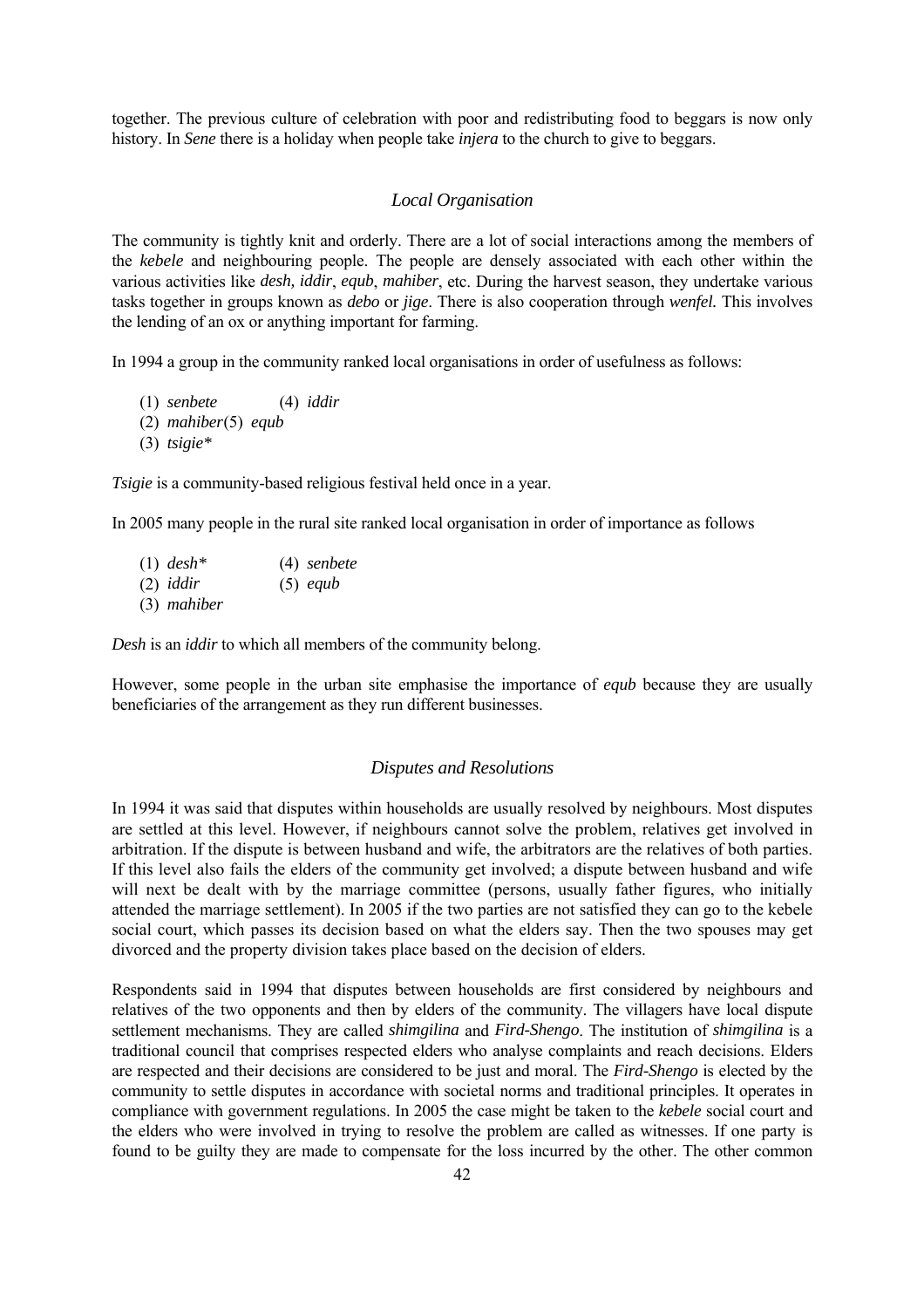together. The previous culture of celebration with poor and redistributing food to beggars is now only history. In *Sene* there is a holiday when people take *injera* to the church to give to beggars.

### *Local Organisation*

The community is tightly knit and orderly. There are a lot of social interactions among the members of the *kebele* and neighbouring people. The people are densely associated with each other within the various activities like *desh, iddir*, *equb*, *mahiber*, etc. During the harvest season, they undertake various tasks together in groups known as *debo* or *jige*. There is also cooperation through *wenfel.* This involves the lending of an ox or anything important for farming.

In 1994 a group in the community ranked local organisations in order of usefulness as follows:

(1) *senbete*
(2) *mahiber*
(3) *tsigie*\*
(4) *iddir*
(5) *equb*

*Tsigie* is a community-based religious festival held once in a year.

In 2005 many people in the rural site ranked local organisation in order of importance as follows

(1) *desh*\*
(2) *iddir*
(3) *mahiber*
(4) *senbete*
(5) *equb*

*Desh* is an *iddir* to which all members of the community belong.

However, some people in the urban site emphasise the importance of *equb* because they are usually beneficiaries of the arrangement as they run different businesses.

### *Disputes and Resolutions*

In 1994 it was said that disputes within households are usually resolved by neighbours. Most disputes are settled at this level. However, if neighbours cannot solve the problem, relatives get involved in arbitration. If the dispute is between husband and wife, the arbitrators are the relatives of both parties. If this level also fails the elders of the community get involved; a dispute between husband and wife will next be dealt with by the marriage committee (persons, usually father figures, who initially attended the marriage settlement). In 2005 if the two parties are not satisfied they can go to the kebele social court, which passes its decision based on what the elders say. Then the two spouses may get divorced and the property division takes place based on the decision of elders.

Respondents said in 1994 that disputes between households are first considered by neighbours and relatives of the two opponents and then by elders of the community. The villagers have local dispute settlement mechanisms. They are called *shimgilina* and *Fird-Shengo*. The institution of *shimgilina* is a traditional council that comprises respected elders who analyse complaints and reach decisions. Elders are respected and their decisions are considered to be just and moral. The *Fird-Shengo* is elected by the community to settle disputes in accordance with societal norms and traditional principles. It operates in compliance with government regulations. In 2005 the case might be taken to the *kebele* social court and the elders who were involved in trying to resolve the problem are called as witnesses. If one party is found to be guilty they are made to compensate for the loss incurred by the other. The other common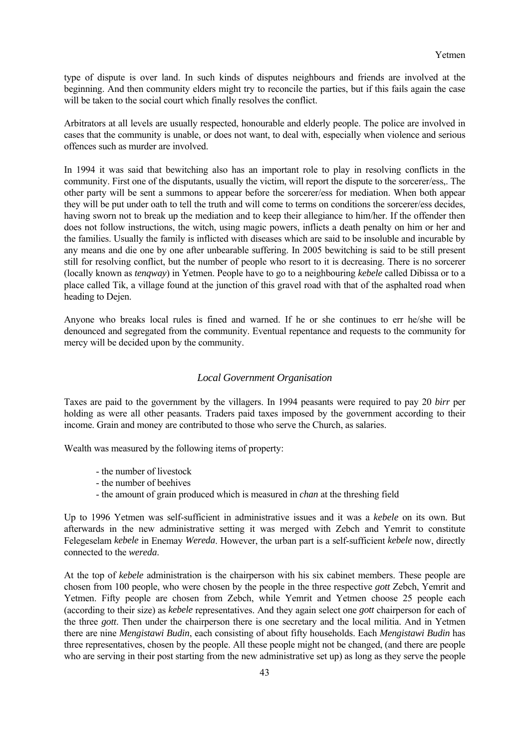type of dispute is over land. In such kinds of disputes neighbours and friends are involved at the beginning. And then community elders might try to reconcile the parties, but if this fails again the case will be taken to the social court which finally resolves the conflict.

Arbitrators at all levels are usually respected, honourable and elderly people. The police are involved in cases that the community is unable, or does not want, to deal with, especially when violence and serious offences such as murder are involved.

In 1994 it was said that bewitching also has an important role to play in resolving conflicts in the community. First one of the disputants, usually the victim, will report the dispute to the sorcerer/ess,. The other party will be sent a summons to appear before the sorcerer/ess for mediation. When both appear they will be put under oath to tell the truth and will come to terms on conditions the sorcerer/ess decides, having sworn not to break up the mediation and to keep their allegiance to him/her. If the offender then does not follow instructions, the witch, using magic powers, inflicts a death penalty on him or her and the families. Usually the family is inflicted with diseases which are said to be insoluble and incurable by any means and die one by one after unbearable suffering. In 2005 bewitching is said to be still present still for resolving conflict, but the number of people who resort to it is decreasing. There is no sorcerer (locally known as *tenqway*) in Yetmen. People have to go to a neighbouring *kebele* called Dibissa or to a place called Tik, a village found at the junction of this gravel road with that of the asphalted road when heading to Dejen.

Anyone who breaks local rules is fined and warned. If he or she continues to err he/she will be denounced and segregated from the community. Eventual repentance and requests to the community for mercy will be decided upon by the community.

### *Local Government Organisation*

Taxes are paid to the government by the villagers. In 1994 peasants were required to pay 20 *birr* per holding as were all other peasants. Traders paid taxes imposed by the government according to their income. Grain and money are contributed to those who serve the Church, as salaries.

Wealth was measured by the following items of property:

- the number of livestock
- the number of beehives
- the amount of grain produced which is measured in *chan* at the threshing field

Up to 1996 Yetmen was self-sufficient in administrative issues and it was a *kebele* on its own. But afterwards in the new administrative setting it was merged with Zebch and Yemrit to constitute Felegeselam *kebele* in Enemay *Wereda*. However, the urban part is a self-sufficient *kebele* now, directly connected to the *wereda*.

At the top of *kebele* administration is the chairperson with his six cabinet members. These people are chosen from 100 people, who were chosen by the people in the three respective *gott* Zebch, Yemrit and Yetmen. Fifty people are chosen from Zebch, while Yemrit and Yetmen choose 25 people each (according to their size) as *kebele* representatives. And they again select one *gott* chairperson for each of the three *gott*. Then under the chairperson there is one secretary and the local militia. And in Yetmen there are nine *Mengistawi Budin*, each consisting of about fifty households. Each *Mengistawi Budin* has three representatives, chosen by the people. All these people might not be changed, (and there are people who are serving in their post starting from the new administrative set up) as long as they serve the people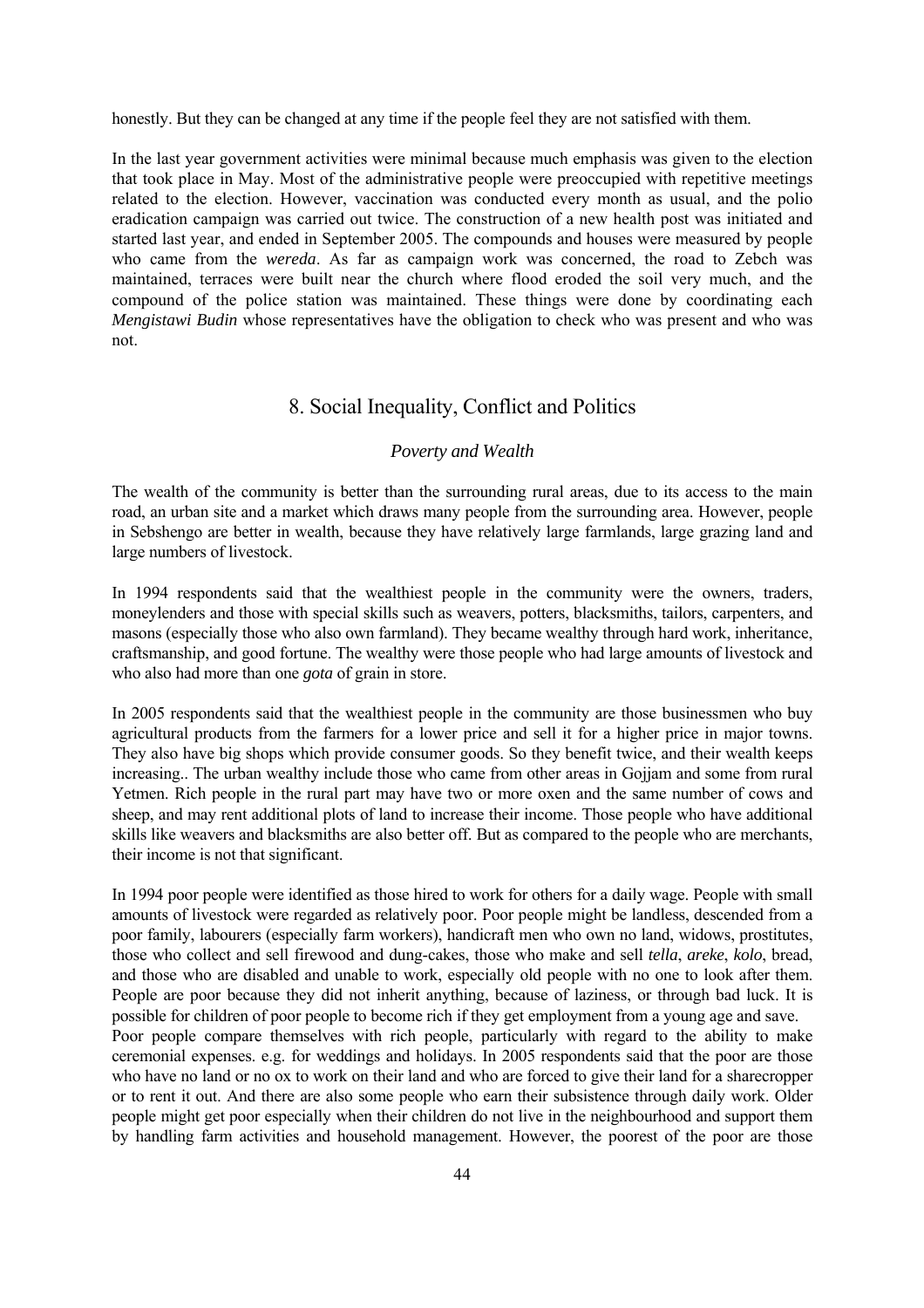honestly. But they can be changed at any time if the people feel they are not satisfied with them.

In the last year government activities were minimal because much emphasis was given to the election that took place in May. Most of the administrative people were preoccupied with repetitive meetings related to the election. However, vaccination was conducted every month as usual, and the polio eradication campaign was carried out twice. The construction of a new health post was initiated and started last year, and ended in September 2005. The compounds and houses were measured by people who came from the *wereda*. As far as campaign work was concerned, the road to Zebch was maintained, terraces were built near the church where flood eroded the soil very much, and the compound of the police station was maintained. These things were done by coordinating each *Mengistawi Budin* whose representatives have the obligation to check who was present and who was not.

## 8. Social Inequality, Conflict and Politics

### *Poverty and Wealth*

The wealth of the community is better than the surrounding rural areas, due to its access to the main road, an urban site and a market which draws many people from the surrounding area. However, people in Sebshengo are better in wealth, because they have relatively large farmlands, large grazing land and large numbers of livestock.

In 1994 respondents said that the wealthiest people in the community were the owners, traders, moneylenders and those with special skills such as weavers, potters, blacksmiths, tailors, carpenters, and masons (especially those who also own farmland). They became wealthy through hard work, inheritance, craftsmanship, and good fortune. The wealthy were those people who had large amounts of livestock and who also had more than one *gota* of grain in store.

In 2005 respondents said that the wealthiest people in the community are those businessmen who buy agricultural products from the farmers for a lower price and sell it for a higher price in major towns. They also have big shops which provide consumer goods. So they benefit twice, and their wealth keeps increasing.. The urban wealthy include those who came from other areas in Gojjam and some from rural Yetmen. Rich people in the rural part may have two or more oxen and the same number of cows and sheep, and may rent additional plots of land to increase their income. Those people who have additional skills like weavers and blacksmiths are also better off. But as compared to the people who are merchants, their income is not that significant.

In 1994 poor people were identified as those hired to work for others for a daily wage. People with small amounts of livestock were regarded as relatively poor. Poor people might be landless, descended from a poor family, labourers (especially farm workers), handicraft men who own no land, widows, prostitutes, those who collect and sell firewood and dung-cakes, those who make and sell *tella*, *areke*, *kolo*, bread, and those who are disabled and unable to work, especially old people with no one to look after them. People are poor because they did not inherit anything, because of laziness, or through bad luck. It is possible for children of poor people to become rich if they get employment from a young age and save.
Poor people compare themselves with rich people, particularly with regard to the ability to make ceremonial expenses. e.g. for weddings and holidays. In 2005 respondents said that the poor are those who have no land or no ox to work on their land and who are forced to give their land for a sharecropper or to rent it out. And there are also some people who earn their subsistence through daily work. Older people might get poor especially when their children do not live in the neighbourhood and support them by handling farm activities and household management. However, the poorest of the poor are those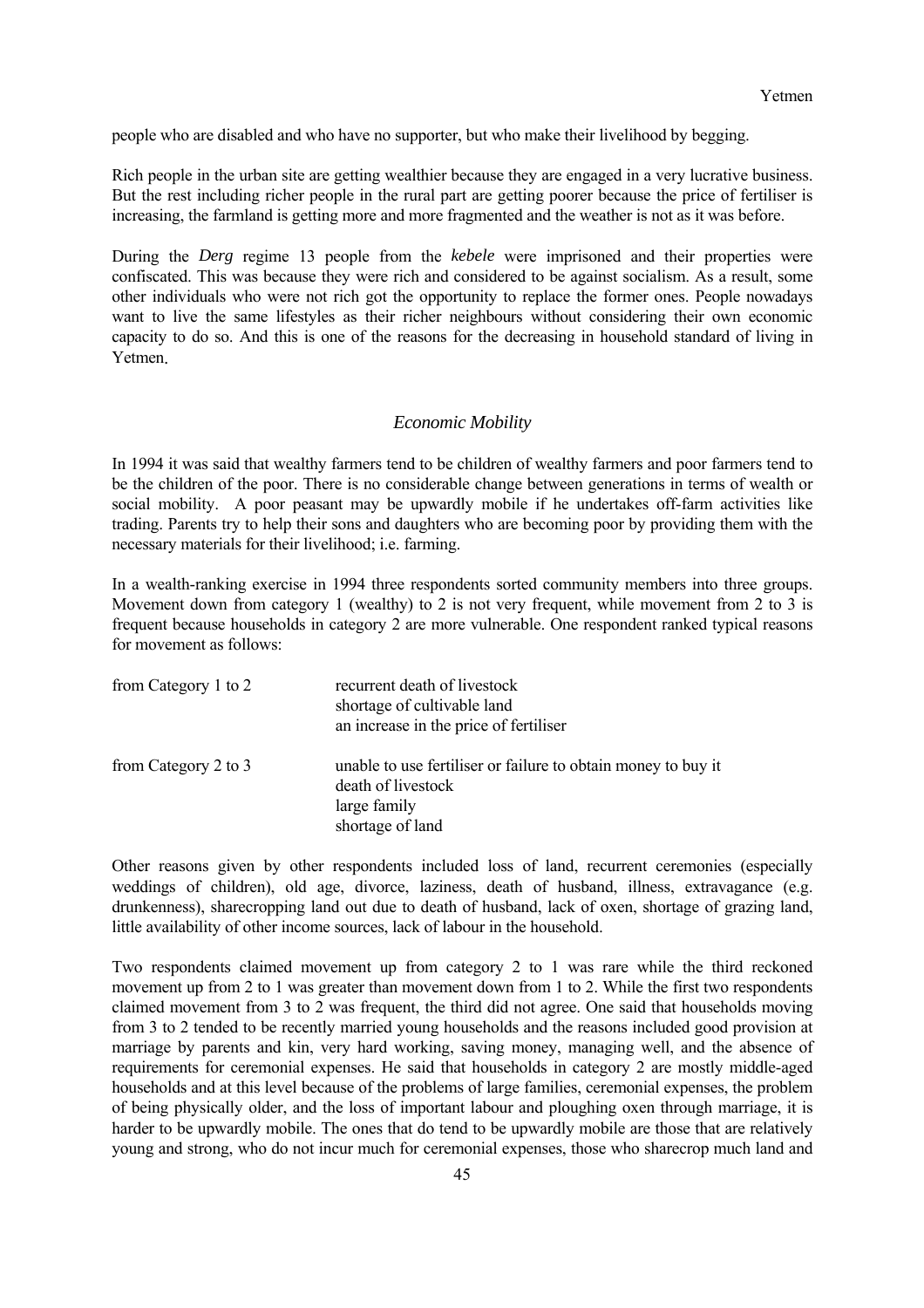people who are disabled and who have no supporter, but who make their livelihood by begging.

Rich people in the urban site are getting wealthier because they are engaged in a very lucrative business. But the rest including richer people in the rural part are getting poorer because the price of fertiliser is increasing, the farmland is getting more and more fragmented and the weather is not as it was before.

During the *Derg* regime 13 people from the *kebele* were imprisoned and their properties were confiscated. This was because they were rich and considered to be against socialism. As a result, some other individuals who were not rich got the opportunity to replace the former ones. People nowadays want to live the same lifestyles as their richer neighbours without considering their own economic capacity to do so. And this is one of the reasons for the decreasing in household standard of living in Yetmen.

## *Economic Mobility*

In 1994 it was said that wealthy farmers tend to be children of wealthy farmers and poor farmers tend to be the children of the poor. There is no considerable change between generations in terms of wealth or social mobility. A poor peasant may be upwardly mobile if he undertakes off-farm activities like trading. Parents try to help their sons and daughters who are becoming poor by providing them with the necessary materials for their livelihood; i.e. farming.

In a wealth-ranking exercise in 1994 three respondents sorted community members into three groups. Movement down from category 1 (wealthy) to 2 is not very frequent, while movement from 2 to 3 is frequent because households in category 2 are more vulnerable. One respondent ranked typical reasons for movement as follows:

| | |
|---|---|
| from Category 1 to 2 | recurrent death of livestock<br>shortage of cultivable land<br>an increase in the price of fertiliser |
| from Category 2 to 3 | unable to use fertiliser or failure to obtain money to buy it<br>death of livestock<br>large family<br>shortage of land |

Other reasons given by other respondents included loss of land, recurrent ceremonies (especially weddings of children), old age, divorce, laziness, death of husband, illness, extravagance (e.g. drunkenness), sharecropping land out due to death of husband, lack of oxen, shortage of grazing land, little availability of other income sources, lack of labour in the household.

Two respondents claimed movement up from category 2 to 1 was rare while the third reckoned movement up from 2 to 1 was greater than movement down from 1 to 2. While the first two respondents claimed movement from 3 to 2 was frequent, the third did not agree. One said that households moving from 3 to 2 tended to be recently married young households and the reasons included good provision at marriage by parents and kin, very hard working, saving money, managing well, and the absence of requirements for ceremonial expenses. He said that households in category 2 are mostly middle-aged households and at this level because of the problems of large families, ceremonial expenses, the problem of being physically older, and the loss of important labour and ploughing oxen through marriage, it is harder to be upwardly mobile. The ones that do tend to be upwardly mobile are those that are relatively young and strong, who do not incur much for ceremonial expenses, those who sharecrop much land and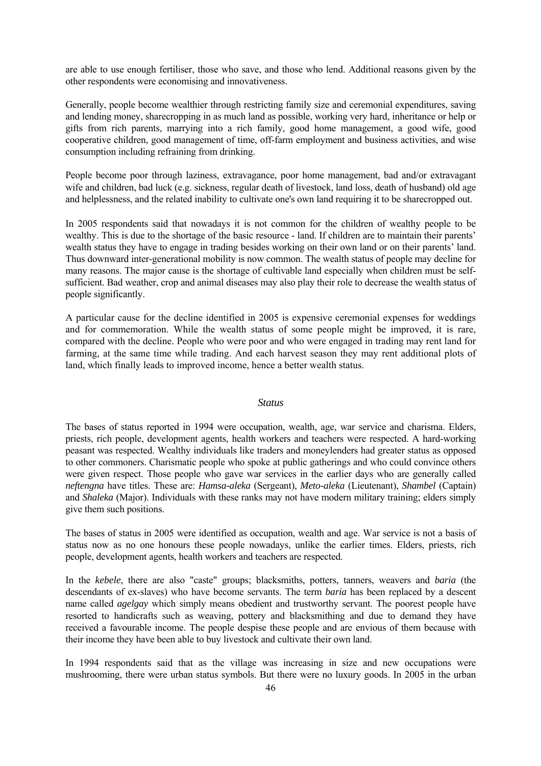are able to use enough fertiliser, those who save, and those who lend. Additional reasons given by the other respondents were economising and innovativeness.

Generally, people become wealthier through restricting family size and ceremonial expenditures, saving and lending money, sharecropping in as much land as possible, working very hard, inheritance or help or gifts from rich parents, marrying into a rich family, good home management, a good wife, good cooperative children, good management of time, off-farm employment and business activities, and wise consumption including refraining from drinking.

People become poor through laziness, extravagance, poor home management, bad and/or extravagant wife and children, bad luck (e.g. sickness, regular death of livestock, land loss, death of husband) old age and helplessness, and the related inability to cultivate one's own land requiring it to be sharecropped out.

In 2005 respondents said that nowadays it is not common for the children of wealthy people to be wealthy. This is due to the shortage of the basic resource - land. If children are to maintain their parents' wealth status they have to engage in trading besides working on their own land or on their parents' land. Thus downward inter-generational mobility is now common. The wealth status of people may decline for many reasons. The major cause is the shortage of cultivable land especially when children must be self-sufficient. Bad weather, crop and animal diseases may also play their role to decrease the wealth status of people significantly.

A particular cause for the decline identified in 2005 is expensive ceremonial expenses for weddings and for commemoration. While the wealth status of some people might be improved, it is rare, compared with the decline. People who were poor and who were engaged in trading may rent land for farming, at the same time while trading. And each harvest season they may rent additional plots of land, which finally leads to improved income, hence a better wealth status.

### *Status*

The bases of status reported in 1994 were occupation, wealth, age, war service and charisma. Elders, priests, rich people, development agents, health workers and teachers were respected. A hard-working peasant was respected. Wealthy individuals like traders and moneylenders had greater status as opposed to other commoners. Charismatic people who spoke at public gatherings and who could convince others were given respect. Those people who gave war services in the earlier days who are generally called *neftengna* have titles. These are: *Hamsa-aleka* (Sergeant), *Meto-aleka* (Lieutenant), *Shambel* (Captain) and *Shaleka* (Major). Individuals with these ranks may not have modern military training; elders simply give them such positions.

The bases of status in 2005 were identified as occupation, wealth and age. War service is not a basis of status now as no one honours these people nowadays, unlike the earlier times. Elders, priests, rich people, development agents, health workers and teachers are respected.

In the *kebele*, there are also "caste" groups; blacksmiths, potters, tanners, weavers and *baria* (the descendants of ex-slaves) who have become servants. The term *baria* has been replaced by a descent name called *agelgay* which simply means obedient and trustworthy servant. The poorest people have resorted to handicrafts such as weaving, pottery and blacksmithing and due to demand they have received a favourable income. The people despise these people and are envious of them because with their income they have been able to buy livestock and cultivate their own land.

In 1994 respondents said that as the village was increasing in size and new occupations were mushrooming, there were urban status symbols. But there were no luxury goods. In 2005 in the urban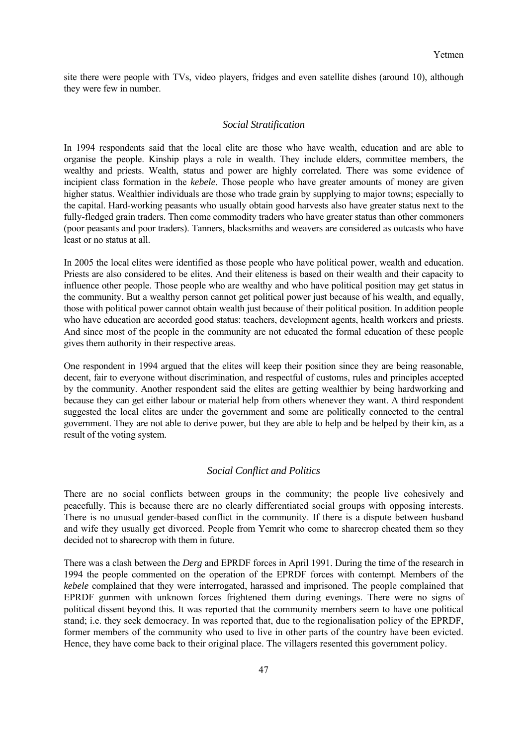site there were people with TVs, video players, fridges and even satellite dishes (around 10), although they were few in number.

### *Social Stratification*

In 1994 respondents said that the local elite are those who have wealth, education and are able to organise the people. Kinship plays a role in wealth. They include elders, committee members, the wealthy and priests. Wealth, status and power are highly correlated. There was some evidence of incipient class formation in the *kebele*. Those people who have greater amounts of money are given higher status. Wealthier individuals are those who trade grain by supplying to major towns; especially to the capital. Hard-working peasants who usually obtain good harvests also have greater status next to the fully-fledged grain traders. Then come commodity traders who have greater status than other commoners (poor peasants and poor traders). Tanners, blacksmiths and weavers are considered as outcasts who have least or no status at all.

In 2005 the local elites were identified as those people who have political power, wealth and education. Priests are also considered to be elites. And their eliteness is based on their wealth and their capacity to influence other people. Those people who are wealthy and who have political position may get status in the community. But a wealthy person cannot get political power just because of his wealth, and equally, those with political power cannot obtain wealth just because of their political position. In addition people who have education are accorded good status: teachers, development agents, health workers and priests. And since most of the people in the community are not educated the formal education of these people gives them authority in their respective areas.

One respondent in 1994 argued that the elites will keep their position since they are being reasonable, decent, fair to everyone without discrimination, and respectful of customs, rules and principles accepted by the community. Another respondent said the elites are getting wealthier by being hardworking and because they can get either labour or material help from others whenever they want. A third respondent suggested the local elites are under the government and some are politically connected to the central government. They are not able to derive power, but they are able to help and be helped by their kin, as a result of the voting system.

### *Social Conflict and Politics*

There are no social conflicts between groups in the community; the people live cohesively and peacefully. This is because there are no clearly differentiated social groups with opposing interests. There is no unusual gender-based conflict in the community. If there is a dispute between husband and wife they usually get divorced. People from Yemrit who come to sharecrop cheated them so they decided not to sharecrop with them in future.

There was a clash between the *Derg* and EPRDF forces in April 1991. During the time of the research in 1994 the people commented on the operation of the EPRDF forces with contempt. Members of the *kebele* complained that they were interrogated, harassed and imprisoned. The people complained that EPRDF gunmen with unknown forces frightened them during evenings. There were no signs of political dissent beyond this. It was reported that the community members seem to have one political stand; i.e. they seek democracy. In was reported that, due to the regionalisation policy of the EPRDF, former members of the community who used to live in other parts of the country have been evicted. Hence, they have come back to their original place. The villagers resented this government policy.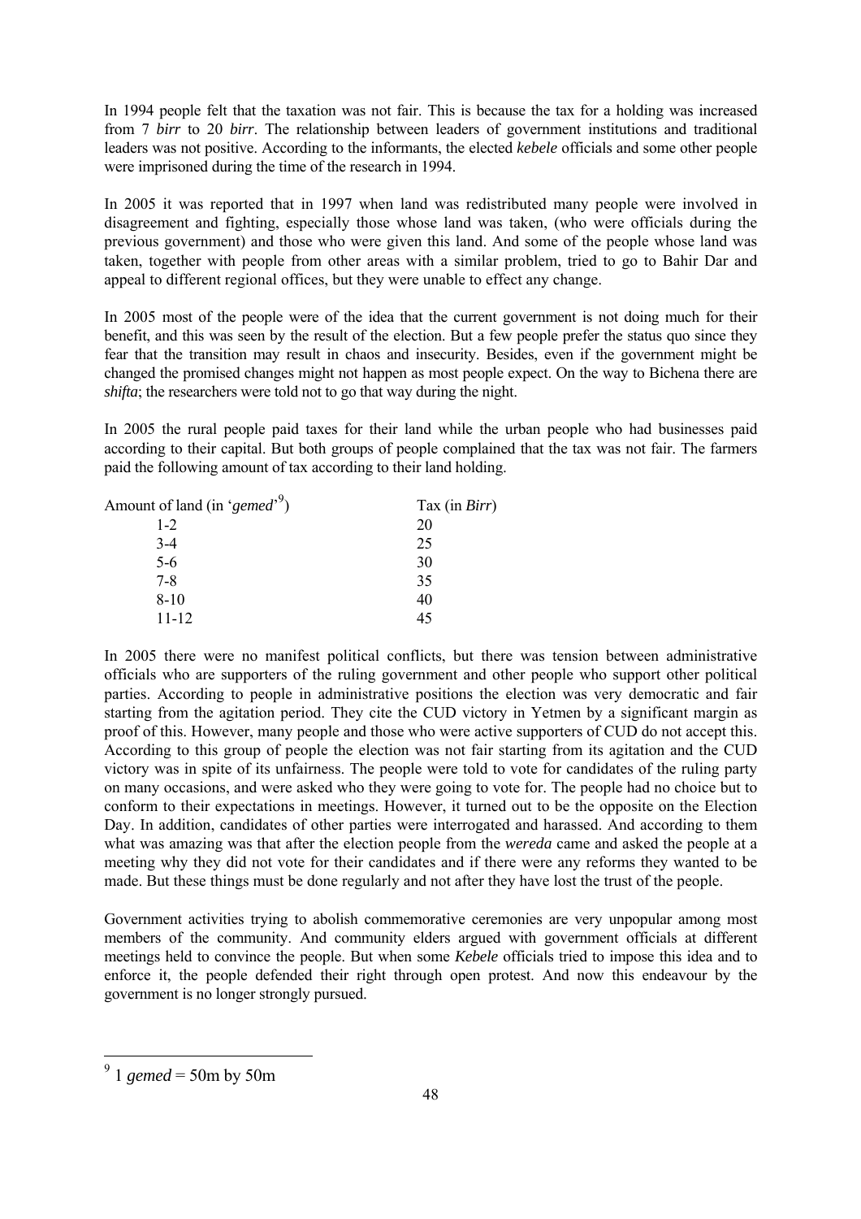In 1994 people felt that the taxation was not fair. This is because the tax for a holding was increased from 7 *birr* to 20 *birr*. The relationship between leaders of government institutions and traditional leaders was not positive. According to the informants, the elected *kebele* officials and some other people were imprisoned during the time of the research in 1994.

In 2005 it was reported that in 1997 when land was redistributed many people were involved in disagreement and fighting, especially those whose land was taken, (who were officials during the previous government) and those who were given this land. And some of the people whose land was taken, together with people from other areas with a similar problem, tried to go to Bahir Dar and appeal to different regional offices, but they were unable to effect any change.

In 2005 most of the people were of the idea that the current government is not doing much for their benefit, and this was seen by the result of the election. But a few people prefer the status quo since they fear that the transition may result in chaos and insecurity. Besides, even if the government might be changed the promised changes might not happen as most people expect. On the way to Bichena there are *shifta*; the researchers were told not to go that way during the night.

In 2005 the rural people paid taxes for their land while the urban people who had businesses paid according to their capital. But both groups of people complained that the tax was not fair. The farmers paid the following amount of tax according to their land holding.

| Amount of land (in '*gemed*'[9]) | Tax (in *Birr*) |
| --- | --- |
| 1-2 | 20 |
| 3-4 | 25 |
| 5-6 | 30 |
| 7-8 | 35 |
| 8-10 | 40 |
| 11-12 | 45 |

In 2005 there were no manifest political conflicts, but there was tension between administrative officials who are supporters of the ruling government and other people who support other political parties. According to people in administrative positions the election was very democratic and fair starting from the agitation period. They cite the CUD victory in Yetmen by a significant margin as proof of this. However, many people and those who were active supporters of CUD do not accept this. According to this group of people the election was not fair starting from its agitation and the CUD victory was in spite of its unfairness. The people were told to vote for candidates of the ruling party on many occasions, and were asked who they were going to vote for. The people had no choice but to conform to their expectations in meetings. However, it turned out to be the opposite on the Election Day. In addition, candidates of other parties were interrogated and harassed. And according to them what was amazing was that after the election people from the *wereda* came and asked the people at a meeting why they did not vote for their candidates and if there were any reforms they wanted to be made. But these things must be done regularly and not after they have lost the trust of the people.

Government activities trying to abolish commemorative ceremonies are very unpopular among most members of the community. And community elders argued with government officials at different meetings held to convince the people. But when some *Kebele* officials tried to impose this idea and to enforce it, the people defended their right through open protest. And now this endeavour by the government is no longer strongly pursued.

[9] 1 *gemed* = 50m by 50m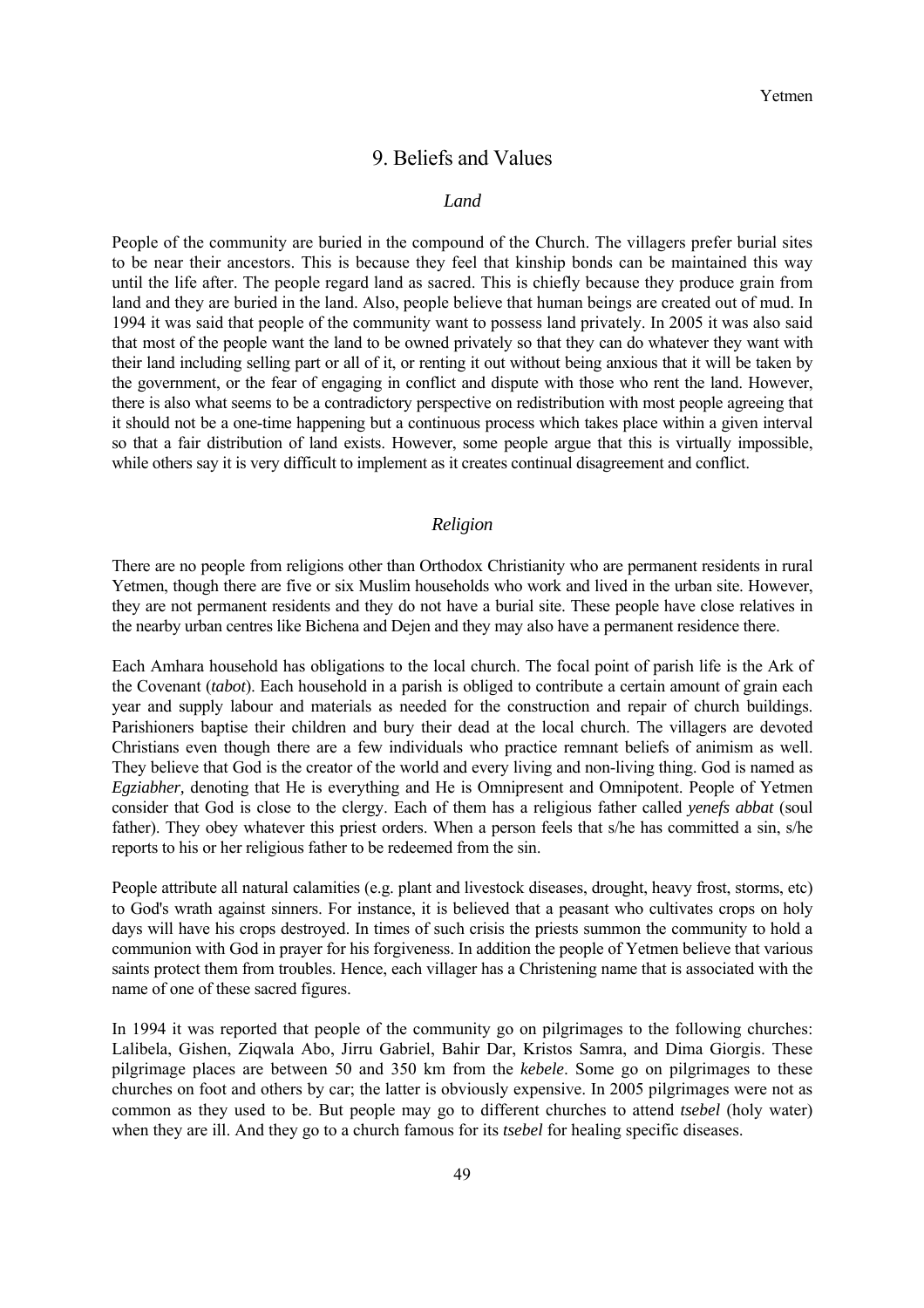## 9. Beliefs and Values

### *Land*

People of the community are buried in the compound of the Church. The villagers prefer burial sites to be near their ancestors. This is because they feel that kinship bonds can be maintained this way until the life after. The people regard land as sacred. This is chiefly because they produce grain from land and they are buried in the land. Also, people believe that human beings are created out of mud. In 1994 it was said that people of the community want to possess land privately. In 2005 it was also said that most of the people want the land to be owned privately so that they can do whatever they want with their land including selling part or all of it, or renting it out without being anxious that it will be taken by the government, or the fear of engaging in conflict and dispute with those who rent the land. However, there is also what seems to be a contradictory perspective on redistribution with most people agreeing that it should not be a one-time happening but a continuous process which takes place within a given interval so that a fair distribution of land exists. However, some people argue that this is virtually impossible, while others say it is very difficult to implement as it creates continual disagreement and conflict.

### *Religion*

There are no people from religions other than Orthodox Christianity who are permanent residents in rural Yetmen, though there are five or six Muslim households who work and lived in the urban site. However, they are not permanent residents and they do not have a burial site. These people have close relatives in the nearby urban centres like Bichena and Dejen and they may also have a permanent residence there.

Each Amhara household has obligations to the local church. The focal point of parish life is the Ark of the Covenant (*tabot*). Each household in a parish is obliged to contribute a certain amount of grain each year and supply labour and materials as needed for the construction and repair of church buildings. Parishioners baptise their children and bury their dead at the local church. The villagers are devoted Christians even though there are a few individuals who practice remnant beliefs of animism as well. They believe that God is the creator of the world and every living and non-living thing. God is named as *Egziabher,* denoting that He is everything and He is Omnipresent and Omnipotent. People of Yetmen consider that God is close to the clergy. Each of them has a religious father called *yenefs abbat* (soul father). They obey whatever this priest orders. When a person feels that s/he has committed a sin, s/he reports to his or her religious father to be redeemed from the sin.

People attribute all natural calamities (e.g. plant and livestock diseases, drought, heavy frost, storms, etc) to God's wrath against sinners. For instance, it is believed that a peasant who cultivates crops on holy days will have his crops destroyed. In times of such crisis the priests summon the community to hold a communion with God in prayer for his forgiveness. In addition the people of Yetmen believe that various saints protect them from troubles. Hence, each villager has a Christening name that is associated with the name of one of these sacred figures.

In 1994 it was reported that people of the community go on pilgrimages to the following churches: Lalibela, Gishen, Ziqwala Abo, Jirru Gabriel, Bahir Dar, Kristos Samra, and Dima Giorgis. These pilgrimage places are between 50 and 350 km from the *kebele*. Some go on pilgrimages to these churches on foot and others by car; the latter is obviously expensive. In 2005 pilgrimages were not as common as they used to be. But people may go to different churches to attend *tsebel* (holy water) when they are ill. And they go to a church famous for its *tsebel* for healing specific diseases.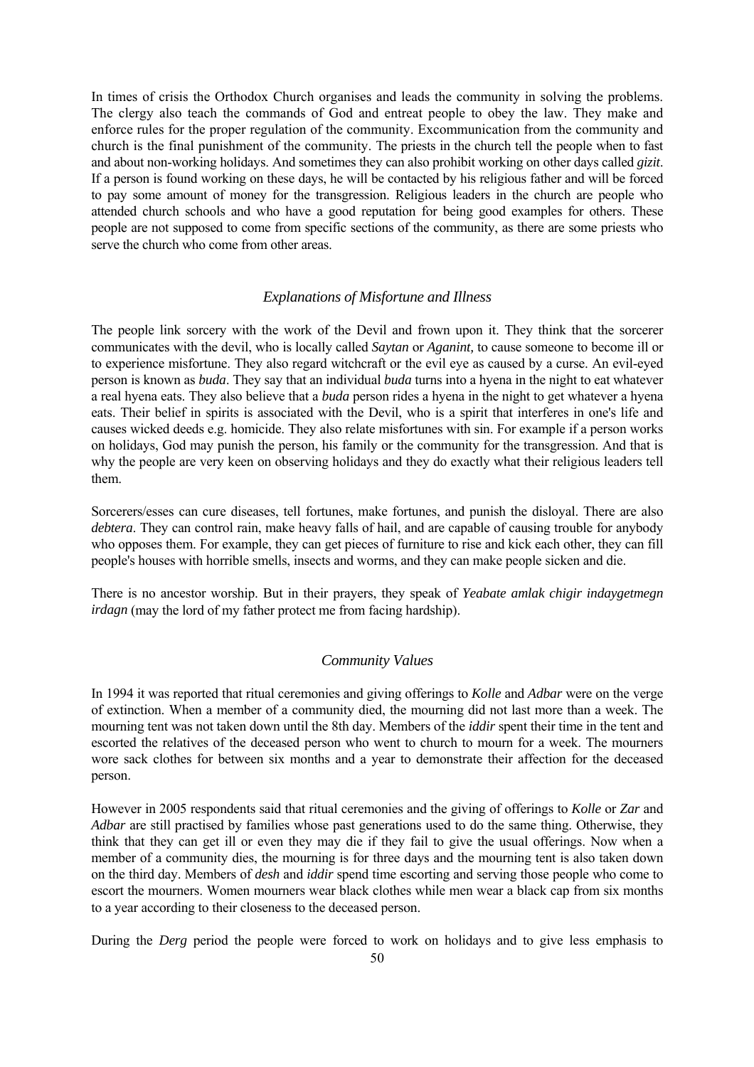In times of crisis the Orthodox Church organises and leads the community in solving the problems. The clergy also teach the commands of God and entreat people to obey the law. They make and enforce rules for the proper regulation of the community. Excommunication from the community and church is the final punishment of the community. The priests in the church tell the people when to fast and about non-working holidays. And sometimes they can also prohibit working on other days called *gizit*. If a person is found working on these days, he will be contacted by his religious father and will be forced to pay some amount of money for the transgression. Religious leaders in the church are people who attended church schools and who have a good reputation for being good examples for others. These people are not supposed to come from specific sections of the community, as there are some priests who serve the church who come from other areas.

### *Explanations of Misfortune and Illness*

The people link sorcery with the work of the Devil and frown upon it. They think that the sorcerer communicates with the devil, who is locally called *Saytan* or *Aganint,* to cause someone to become ill or to experience misfortune. They also regard witchcraft or the evil eye as caused by a curse. An evil-eyed person is known as *buda*. They say that an individual *buda* turns into a hyena in the night to eat whatever a real hyena eats. They also believe that a *buda* person rides a hyena in the night to get whatever a hyena eats. Their belief in spirits is associated with the Devil, who is a spirit that interferes in one's life and causes wicked deeds e.g. homicide. They also relate misfortunes with sin. For example if a person works on holidays, God may punish the person, his family or the community for the transgression. And that is why the people are very keen on observing holidays and they do exactly what their religious leaders tell them.

Sorcerers/esses can cure diseases, tell fortunes, make fortunes, and punish the disloyal. There are also *debtera*. They can control rain, make heavy falls of hail, and are capable of causing trouble for anybody who opposes them. For example, they can get pieces of furniture to rise and kick each other, they can fill people's houses with horrible smells, insects and worms, and they can make people sicken and die.

There is no ancestor worship. But in their prayers, they speak of *Yeabate amlak chigir indaygetmegn irdagn* (may the lord of my father protect me from facing hardship).

### *Community Values*

In 1994 it was reported that ritual ceremonies and giving offerings to *Kolle* and *Adbar* were on the verge of extinction. When a member of a community died, the mourning did not last more than a week. The mourning tent was not taken down until the 8th day. Members of the *iddir* spent their time in the tent and escorted the relatives of the deceased person who went to church to mourn for a week. The mourners wore sack clothes for between six months and a year to demonstrate their affection for the deceased person.

However in 2005 respondents said that ritual ceremonies and the giving of offerings to *Kolle* or *Zar* and *Adbar* are still practised by families whose past generations used to do the same thing. Otherwise, they think that they can get ill or even they may die if they fail to give the usual offerings. Now when a member of a community dies, the mourning is for three days and the mourning tent is also taken down on the third day. Members of *desh* and *iddir* spend time escorting and serving those people who come to escort the mourners. Women mourners wear black clothes while men wear a black cap from six months to a year according to their closeness to the deceased person.

During the *Derg* period the people were forced to work on holidays and to give less emphasis to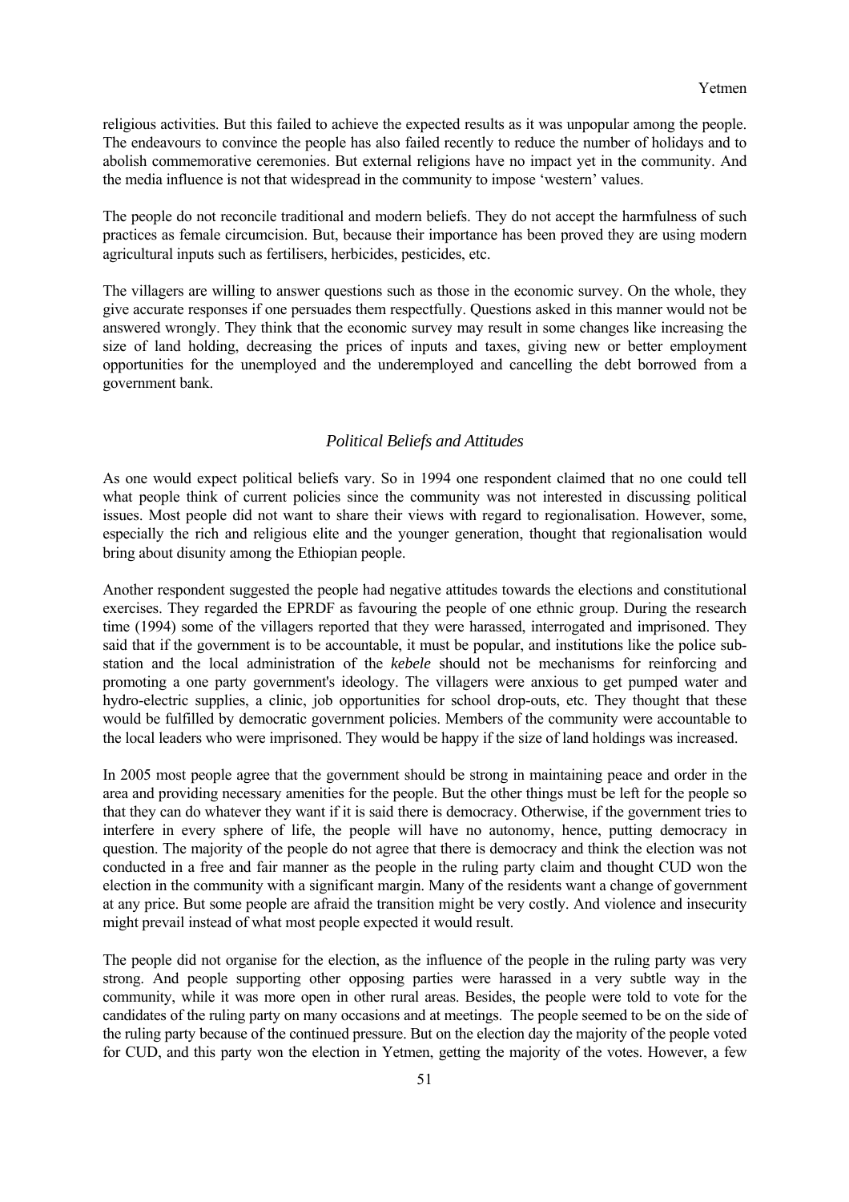religious activities. But this failed to achieve the expected results as it was unpopular among the people. The endeavours to convince the people has also failed recently to reduce the number of holidays and to abolish commemorative ceremonies. But external religions have no impact yet in the community. And the media influence is not that widespread in the community to impose 'western' values.

The people do not reconcile traditional and modern beliefs. They do not accept the harmfulness of such practices as female circumcision. But, because their importance has been proved they are using modern agricultural inputs such as fertilisers, herbicides, pesticides, etc.

The villagers are willing to answer questions such as those in the economic survey. On the whole, they give accurate responses if one persuades them respectfully. Questions asked in this manner would not be answered wrongly. They think that the economic survey may result in some changes like increasing the size of land holding, decreasing the prices of inputs and taxes, giving new or better employment opportunities for the unemployed and the underemployed and cancelling the debt borrowed from a government bank.

### *Political Beliefs and Attitudes*

As one would expect political beliefs vary. So in 1994 one respondent claimed that no one could tell what people think of current policies since the community was not interested in discussing political issues. Most people did not want to share their views with regard to regionalisation. However, some, especially the rich and religious elite and the younger generation, thought that regionalisation would bring about disunity among the Ethiopian people.

Another respondent suggested the people had negative attitudes towards the elections and constitutional exercises. They regarded the EPRDF as favouring the people of one ethnic group. During the research time (1994) some of the villagers reported that they were harassed, interrogated and imprisoned. They said that if the government is to be accountable, it must be popular, and institutions like the police sub-station and the local administration of the *kebele* should not be mechanisms for reinforcing and promoting a one party government's ideology. The villagers were anxious to get pumped water and hydro-electric supplies, a clinic, job opportunities for school drop-outs, etc. They thought that these would be fulfilled by democratic government policies. Members of the community were accountable to the local leaders who were imprisoned. They would be happy if the size of land holdings was increased.

In 2005 most people agree that the government should be strong in maintaining peace and order in the area and providing necessary amenities for the people. But the other things must be left for the people so that they can do whatever they want if it is said there is democracy. Otherwise, if the government tries to interfere in every sphere of life, the people will have no autonomy, hence, putting democracy in question. The majority of the people do not agree that there is democracy and think the election was not conducted in a free and fair manner as the people in the ruling party claim and thought CUD won the election in the community with a significant margin. Many of the residents want a change of government at any price. But some people are afraid the transition might be very costly. And violence and insecurity might prevail instead of what most people expected it would result.

The people did not organise for the election, as the influence of the people in the ruling party was very strong. And people supporting other opposing parties were harassed in a very subtle way in the community, while it was more open in other rural areas. Besides, the people were told to vote for the candidates of the ruling party on many occasions and at meetings. The people seemed to be on the side of the ruling party because of the continued pressure. But on the election day the majority of the people voted for CUD, and this party won the election in Yetmen, getting the majority of the votes. However, a few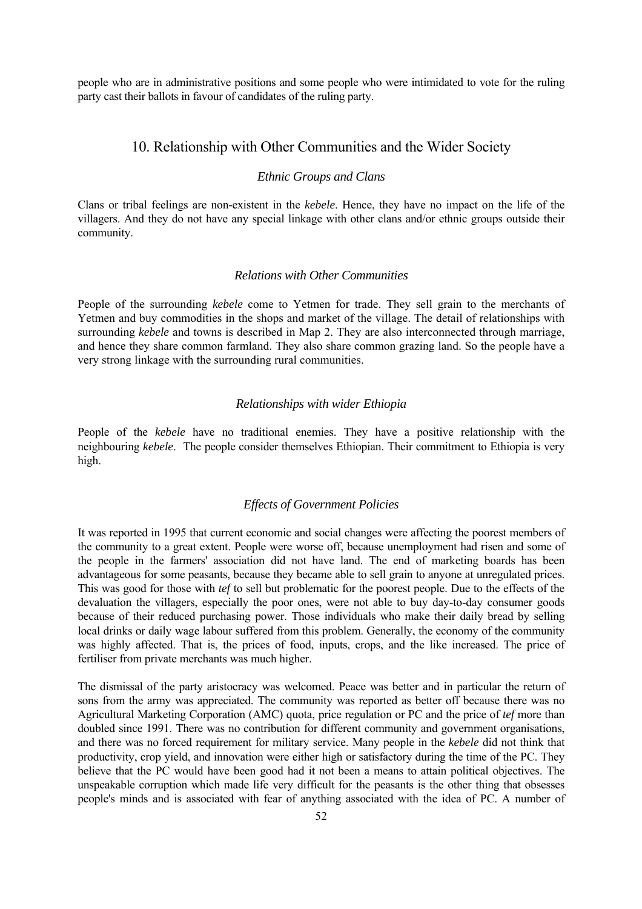people who are in administrative positions and some people who were intimidated to vote for the ruling party cast their ballots in favour of candidates of the ruling party.

## 10. Relationship with Other Communities and the Wider Society

### *Ethnic Groups and Clans*

Clans or tribal feelings are non-existent in the *kebele*. Hence, they have no impact on the life of the villagers. And they do not have any special linkage with other clans and/or ethnic groups outside their community.

### *Relations with Other Communities*

People of the surrounding *kebele* come to Yetmen for trade. They sell grain to the merchants of Yetmen and buy commodities in the shops and market of the village. The detail of relationships with surrounding *kebele* and towns is described in Map 2. They are also interconnected through marriage, and hence they share common farmland. They also share common grazing land. So the people have a very strong linkage with the surrounding rural communities.

### *Relationships with wider Ethiopia*

People of the *kebele* have no traditional enemies. They have a positive relationship with the neighbouring *kebele*. The people consider themselves Ethiopian. Their commitment to Ethiopia is very high.

### *Effects of Government Policies*

It was reported in 1995 that current economic and social changes were affecting the poorest members of the community to a great extent. People were worse off, because unemployment had risen and some of the people in the farmers' association did not have land. The end of marketing boards has been advantageous for some peasants, because they became able to sell grain to anyone at unregulated prices. This was good for those with *tef* to sell but problematic for the poorest people. Due to the effects of the devaluation the villagers, especially the poor ones, were not able to buy day-to-day consumer goods because of their reduced purchasing power. Those individuals who make their daily bread by selling local drinks or daily wage labour suffered from this problem. Generally, the economy of the community was highly affected. That is, the prices of food, inputs, crops, and the like increased. The price of fertiliser from private merchants was much higher.

The dismissal of the party aristocracy was welcomed. Peace was better and in particular the return of sons from the army was appreciated. The community was reported as better off because there was no Agricultural Marketing Corporation (AMC) quota, price regulation or PC and the price of *tef* more than doubled since 1991. There was no contribution for different community and government organisations, and there was no forced requirement for military service. Many people in the *kebele* did not think that productivity, crop yield, and innovation were either high or satisfactory during the time of the PC. They believe that the PC would have been good had it not been a means to attain political objectives. The unspeakable corruption which made life very difficult for the peasants is the other thing that obsesses people's minds and is associated with fear of anything associated with the idea of PC. A number of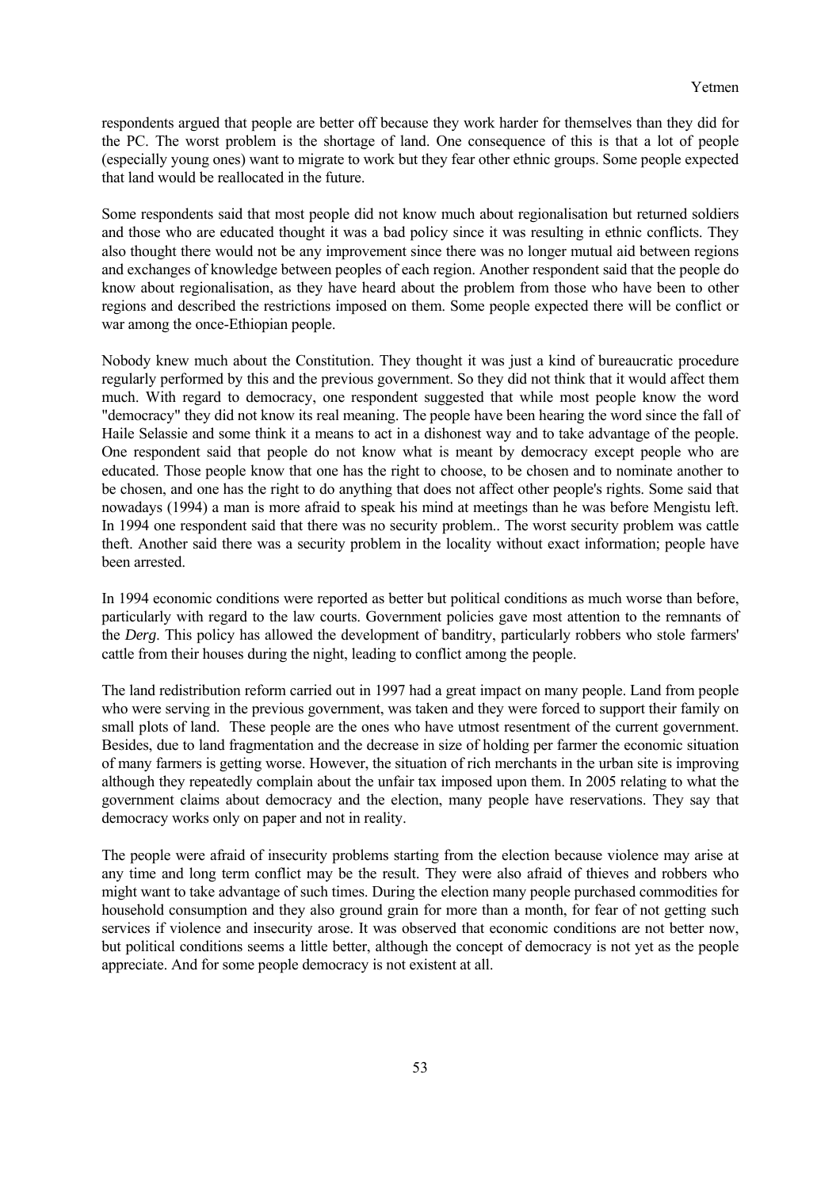respondents argued that people are better off because they work harder for themselves than they did for the PC. The worst problem is the shortage of land. One consequence of this is that a lot of people (especially young ones) want to migrate to work but they fear other ethnic groups. Some people expected that land would be reallocated in the future.

Some respondents said that most people did not know much about regionalisation but returned soldiers and those who are educated thought it was a bad policy since it was resulting in ethnic conflicts. They also thought there would not be any improvement since there was no longer mutual aid between regions and exchanges of knowledge between peoples of each region. Another respondent said that the people do know about regionalisation, as they have heard about the problem from those who have been to other regions and described the restrictions imposed on them. Some people expected there will be conflict or war among the once-Ethiopian people.

Nobody knew much about the Constitution. They thought it was just a kind of bureaucratic procedure regularly performed by this and the previous government. So they did not think that it would affect them much. With regard to democracy, one respondent suggested that while most people know the word "democracy" they did not know its real meaning. The people have been hearing the word since the fall of Haile Selassie and some think it a means to act in a dishonest way and to take advantage of the people. One respondent said that people do not know what is meant by democracy except people who are educated. Those people know that one has the right to choose, to be chosen and to nominate another to be chosen, and one has the right to do anything that does not affect other people's rights. Some said that nowadays (1994) a man is more afraid to speak his mind at meetings than he was before Mengistu left. In 1994 one respondent said that there was no security problem.. The worst security problem was cattle theft. Another said there was a security problem in the locality without exact information; people have been arrested.

In 1994 economic conditions were reported as better but political conditions as much worse than before, particularly with regard to the law courts. Government policies gave most attention to the remnants of the *Derg*. This policy has allowed the development of banditry, particularly robbers who stole farmers' cattle from their houses during the night, leading to conflict among the people.

The land redistribution reform carried out in 1997 had a great impact on many people. Land from people who were serving in the previous government, was taken and they were forced to support their family on small plots of land. These people are the ones who have utmost resentment of the current government. Besides, due to land fragmentation and the decrease in size of holding per farmer the economic situation of many farmers is getting worse. However, the situation of rich merchants in the urban site is improving although they repeatedly complain about the unfair tax imposed upon them. In 2005 relating to what the government claims about democracy and the election, many people have reservations. They say that democracy works only on paper and not in reality.

The people were afraid of insecurity problems starting from the election because violence may arise at any time and long term conflict may be the result. They were also afraid of thieves and robbers who might want to take advantage of such times. During the election many people purchased commodities for household consumption and they also ground grain for more than a month, for fear of not getting such services if violence and insecurity arose. It was observed that economic conditions are not better now, but political conditions seems a little better, although the concept of democracy is not yet as the people appreciate. And for some people democracy is not existent at all.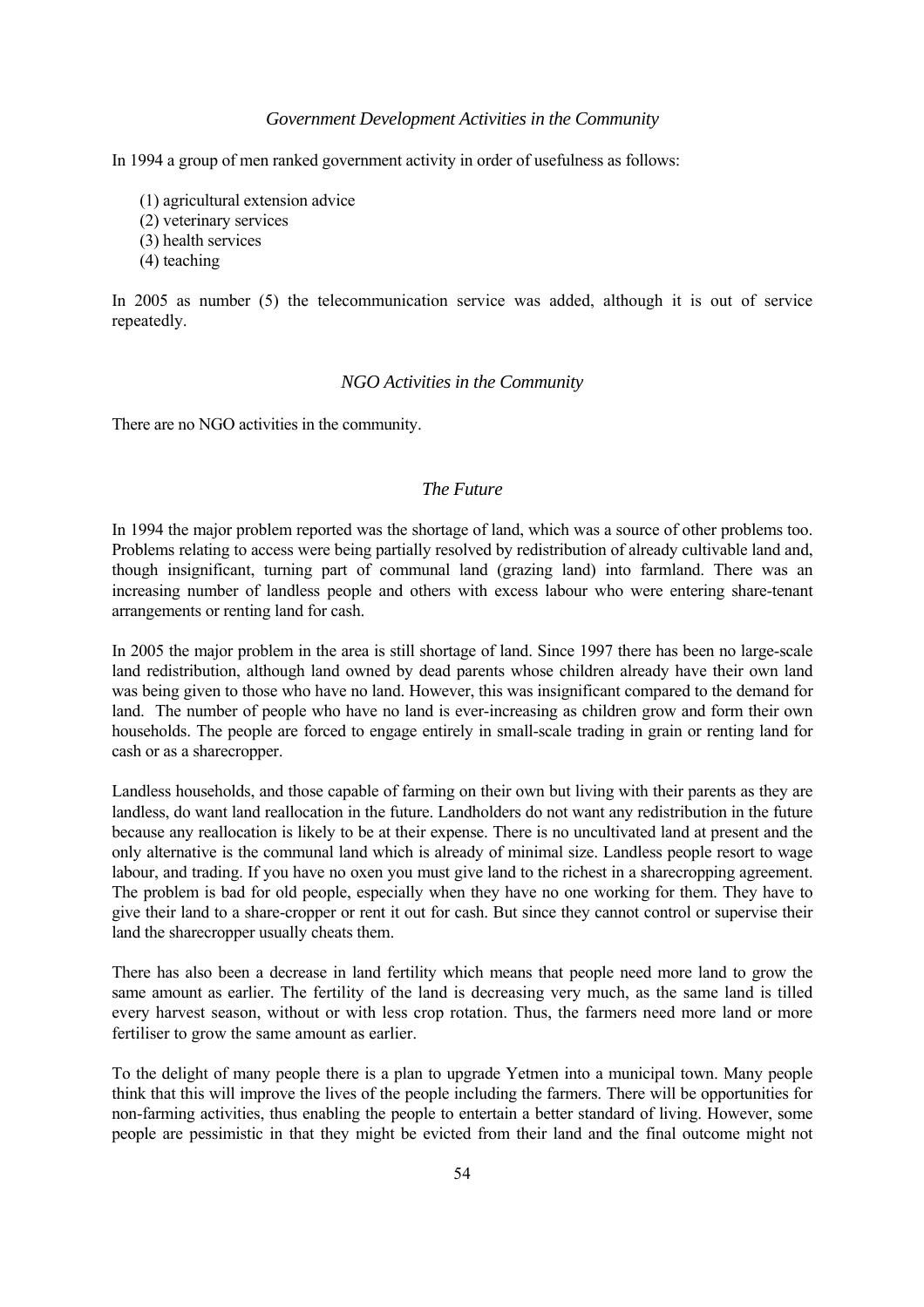### *Government Development Activities in the Community*

In 1994 a group of men ranked government activity in order of usefulness as follows:

(1) agricultural extension advice
(2) veterinary services
(3) health services
(4) teaching

In 2005 as number (5) the telecommunication service was added, although it is out of service repeatedly.

### *NGO Activities in the Community*

There are no NGO activities in the community.

### *The Future*

In 1994 the major problem reported was the shortage of land, which was a source of other problems too. Problems relating to access were being partially resolved by redistribution of already cultivable land and, though insignificant, turning part of communal land (grazing land) into farmland. There was an increasing number of landless people and others with excess labour who were entering share-tenant arrangements or renting land for cash.

In 2005 the major problem in the area is still shortage of land. Since 1997 there has been no large-scale land redistribution, although land owned by dead parents whose children already have their own land was being given to those who have no land. However, this was insignificant compared to the demand for land. The number of people who have no land is ever-increasing as children grow and form their own households. The people are forced to engage entirely in small-scale trading in grain or renting land for cash or as a sharecropper.

Landless households, and those capable of farming on their own but living with their parents as they are landless, do want land reallocation in the future. Landholders do not want any redistribution in the future because any reallocation is likely to be at their expense. There is no uncultivated land at present and the only alternative is the communal land which is already of minimal size. Landless people resort to wage labour, and trading. If you have no oxen you must give land to the richest in a sharecropping agreement. The problem is bad for old people, especially when they have no one working for them. They have to give their land to a share-cropper or rent it out for cash. But since they cannot control or supervise their land the sharecropper usually cheats them.

There has also been a decrease in land fertility which means that people need more land to grow the same amount as earlier. The fertility of the land is decreasing very much, as the same land is tilled every harvest season, without or with less crop rotation. Thus, the farmers need more land or more fertiliser to grow the same amount as earlier.

To the delight of many people there is a plan to upgrade Yetmen into a municipal town. Many people think that this will improve the lives of the people including the farmers. There will be opportunities for non-farming activities, thus enabling the people to entertain a better standard of living. However, some people are pessimistic in that they might be evicted from their land and the final outcome might not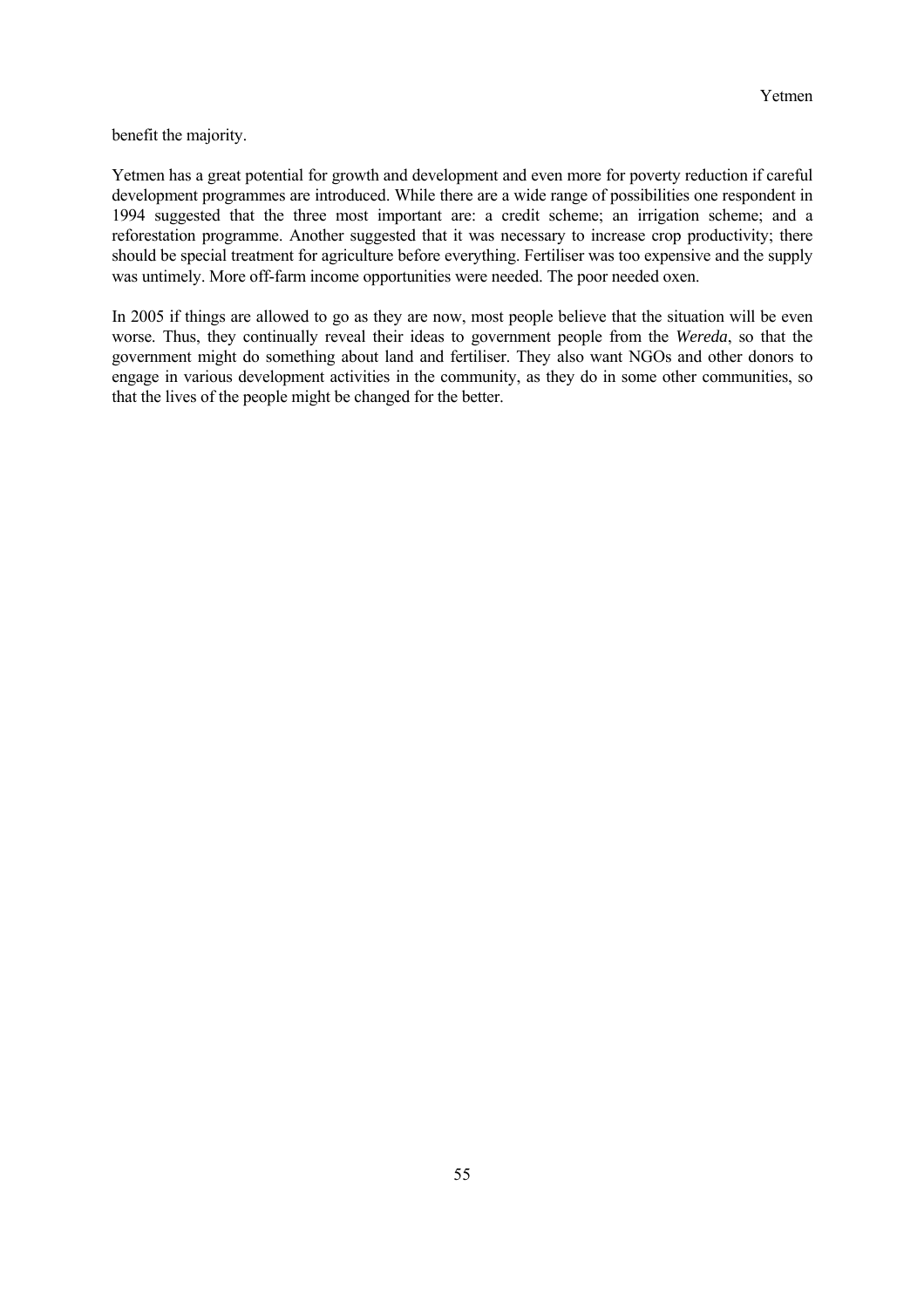benefit the majority.

Yetmen has a great potential for growth and development and even more for poverty reduction if careful development programmes are introduced. While there are a wide range of possibilities one respondent in 1994 suggested that the three most important are: a credit scheme; an irrigation scheme; and a reforestation programme. Another suggested that it was necessary to increase crop productivity; there should be special treatment for agriculture before everything. Fertiliser was too expensive and the supply was untimely. More off-farm income opportunities were needed. The poor needed oxen.

In 2005 if things are allowed to go as they are now, most people believe that the situation will be even worse. Thus, they continually reveal their ideas to government people from the *Wereda*, so that the government might do something about land and fertiliser. They also want NGOs and other donors to engage in various development activities in the community, as they do in some other communities, so that the lives of the people might be changed for the better.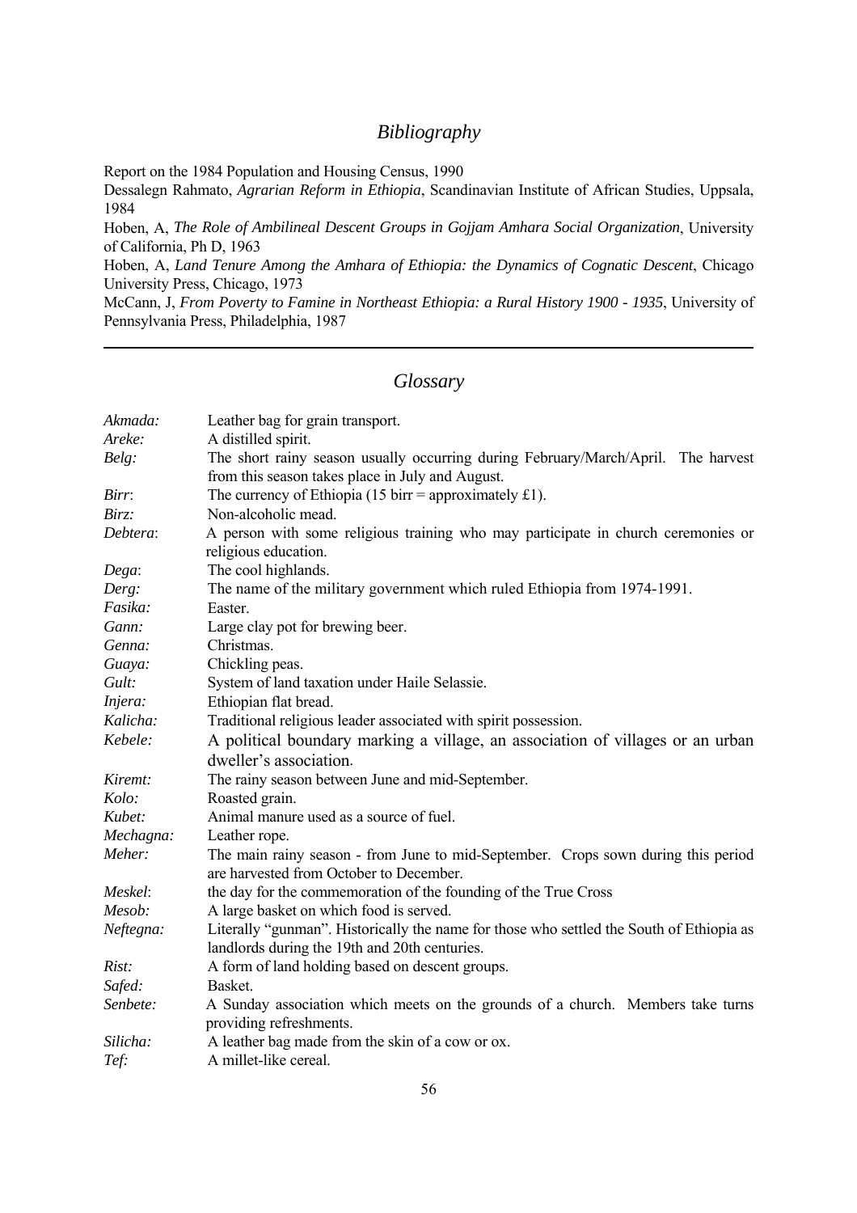## *Bibliography*

Report on the 1984 Population and Housing Census, 1990

Dessalegn Rahmato, *Agrarian Reform in Ethiopia*, Scandinavian Institute of African Studies, Uppsala, 1984

Hoben, A, *The Role of Ambilineal Descent Groups in Gojjam Amhara Social Organization*, University of California, Ph D, 1963

Hoben, A, *Land Tenure Among the Amhara of Ethiopia: the Dynamics of Cognatic Descent*, Chicago University Press, Chicago, 1973

McCann, J, *From Poverty to Famine in Northeast Ethiopia: a Rural History 1900 - 1935*, University of Pennsylvania Press, Philadelphia, 1987

---

## *Glossary*

| | |
|---|---|
| *Akmada:* | Leather bag for grain transport. |
| *Areke:* | A distilled spirit. |
| *Belg:* | The short rainy season usually occurring during February/March/April. The harvest from this season takes place in July and August. |
| *Birr*: | The currency of Ethiopia (15 birr = approximately £1). |
| *Birz:* | Non-alcoholic mead. |
| *Debtera*: | A person with some religious training who may participate in church ceremonies or religious education. |
| *Dega*: | The cool highlands. |
| *Derg:* | The name of the military government which ruled Ethiopia from 1974-1991. |
| *Fasika:* | Easter. |
| *Gann:* | Large clay pot for brewing beer. |
| *Genna:* | Christmas. |
| *Guaya:* | Chickling peas. |
| *Gult:* | System of land taxation under Haile Selassie. |
| *Injera:* | Ethiopian flat bread. |
| *Kalicha:* | Traditional religious leader associated with spirit possession. |
| *Kebele:* | A political boundary marking a village, an association of villages or an urban dweller's association. |
| *Kiremt:* | The rainy season between June and mid-September. |
| *Kolo:* | Roasted grain. |
| *Kubet:* | Animal manure used as a source of fuel. |
| *Mechagna:* | Leather rope. |
| *Meher:* | The main rainy season - from June to mid-September. Crops sown during this period are harvested from October to December. |
| *Meskel*: | the day for the commemoration of the founding of the True Cross |
| *Mesob:* | A large basket on which food is served. |
| *Neftegna:* | Literally "gunman". Historically the name for those who settled the South of Ethiopia as landlords during the 19th and 20th centuries. |
| *Rist:* | A form of land holding based on descent groups. |
| *Safed:* | Basket. |
| *Senbete:* | A Sunday association which meets on the grounds of a church. Members take turns providing refreshments. |
| *Silicha:* | A leather bag made from the skin of a cow or ox. |
| *Tef:* | A millet-like cereal. |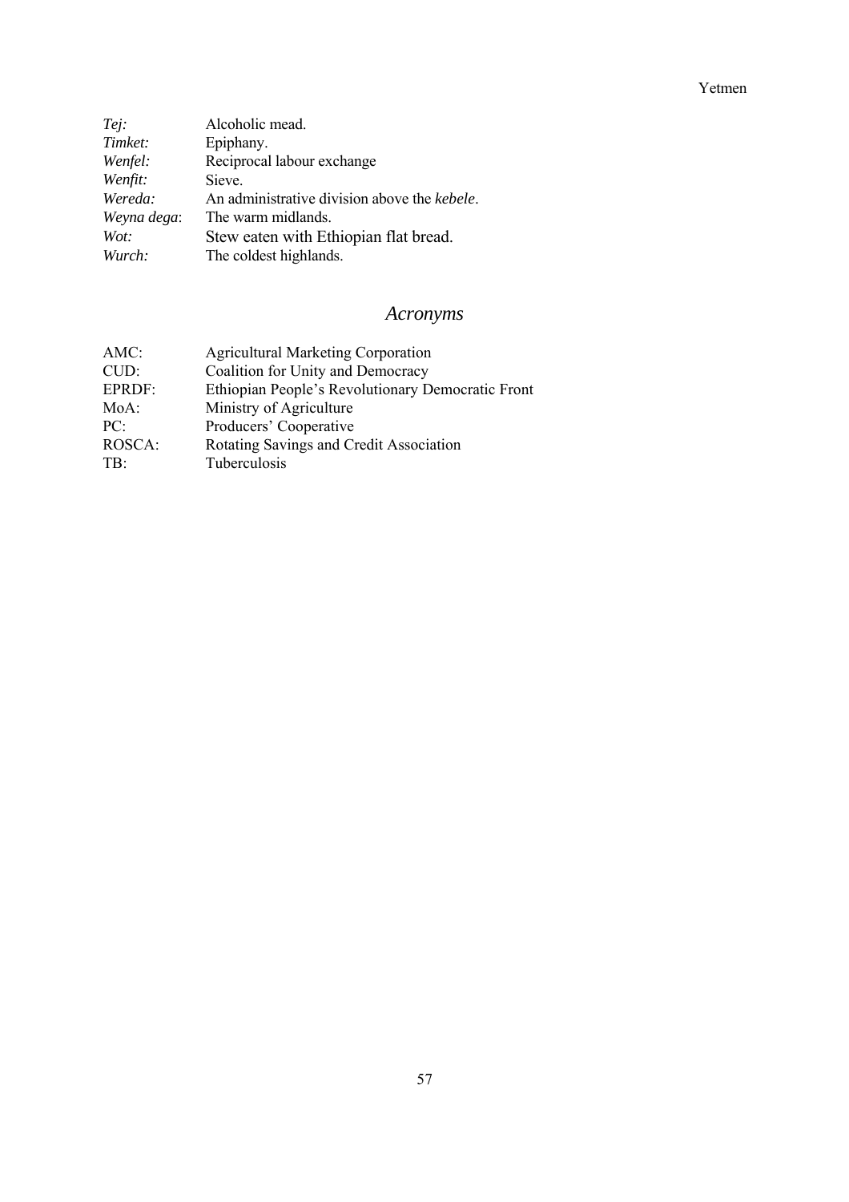*Tej:* Alcoholic mead.
*Timket:* Epiphany.
*Wenfel:* Reciprocal labour exchange
*Wenfit:* Sieve.
*Wereda:* An administrative division above the *kebele*.
*Weyna dega*: The warm midlands.
*Wot:* Stew eaten with Ethiopian flat bread.
*Wurch:* The coldest highlands.

## *Acronyms*

AMC: Agricultural Marketing Corporation
CUD: Coalition for Unity and Democracy
EPRDF: Ethiopian People's Revolutionary Democratic Front
MoA: Ministry of Agriculture
PC: Producers' Cooperative
ROSCA: Rotating Savings and Credit Association
TB: Tuberculosis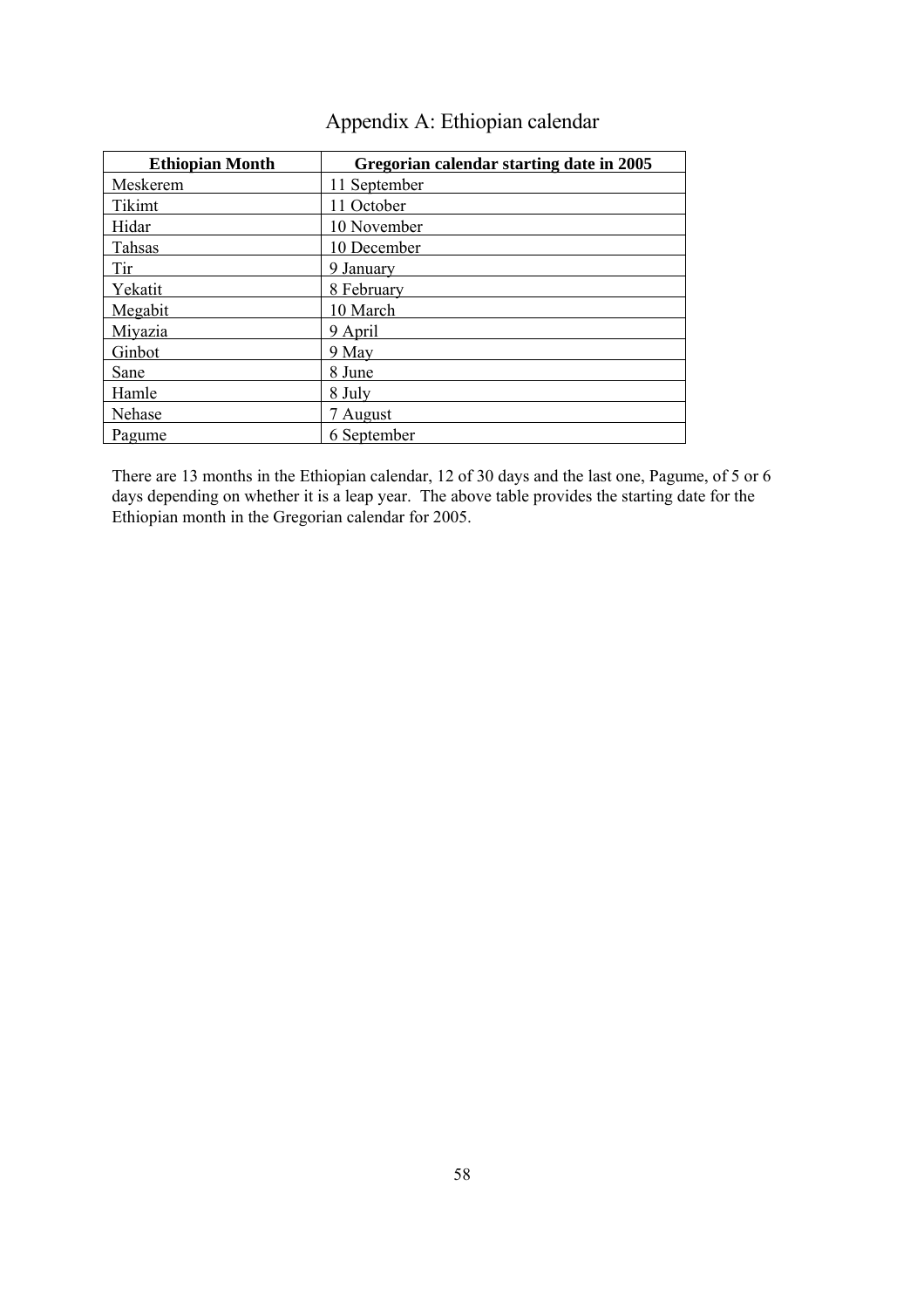# Appendix A: Ethiopian calendar

| Ethiopian Month | Gregorian calendar starting date in 2005 |
| --- | --- |
| Meskerem | 11 September |
| Tikimt | 11 October |
| Hidar | 10 November |
| Tahsas | 10 December |
| Tir | 9 January |
| Yekatit | 8 February |
| Megabit | 10 March |
| Miyazia | 9 April |
| Ginbot | 9 May |
| Sane | 8 June |
| Hamle | 8 July |
| Nehase | 7 August |
| Pagume | 6 September |

There are 13 months in the Ethiopian calendar, 12 of 30 days and the last one, Pagume, of 5 or 6 days depending on whether it is a leap year. The above table provides the starting date for the Ethiopian month in the Gregorian calendar for 2005.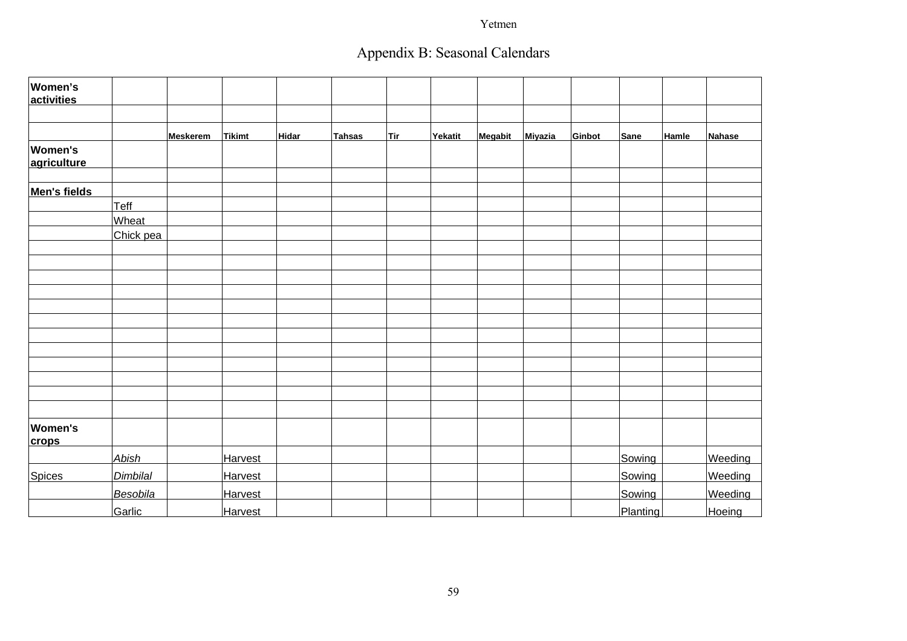# Appendix B: Seasonal Calendars

| **Women's activities** | | | | | | | | | | | | | |
|---|---|---|---|---|---|---|---|---|---|---|---|---|---|
| | | | | | | | | | | | | | |
| | | **Meskerem** | **Tikimt** | **Hidar** | **Tahsas** | **Tir** | **Yekatit** | **Megabit** | **Miyazia** | **Ginbot** | **Sane** | **Hamle** | **Nahase** |
| **Women's agriculture** | | | | | | | | | | | | | |
| | | | | | | | | | | | | | |
| **Men's fields** | | | | | | | | | | | | | |
| | Teff | | | | | | | | | | | | |
| | Wheat | | | | | | | | | | | | |
| | Chick pea | | | | | | | | | | | | |
| | | | | | | | | | | | | | |
| | | | | | | | | | | | | | |
| | | | | | | | | | | | | | |
| | | | | | | | | | | | | | |
| | | | | | | | | | | | | | |
| | | | | | | | | | | | | | |
| | | | | | | | | | | | | | |
| | | | | | | | | | | | | | |
| | | | | | | | | | | | | | |
| | | | | | | | | | | | | | |
| | | | | | | | | | | | | | |
| | | | | | | | | | | | | | |
| **Women's crops** | | | | | | | | | | | | | |
| | *Abish* | | Harvest | | | | | | | | Sowing | | Weeding |
| Spices | *Dimbilal* | | Harvest | | | | | | | | Sowing | | Weeding |
| | *Besobila* | | Harvest | | | | | | | | Sowing | | Weeding |
| | Garlic | | Harvest | | | | | | | | Planting | | Hoeing |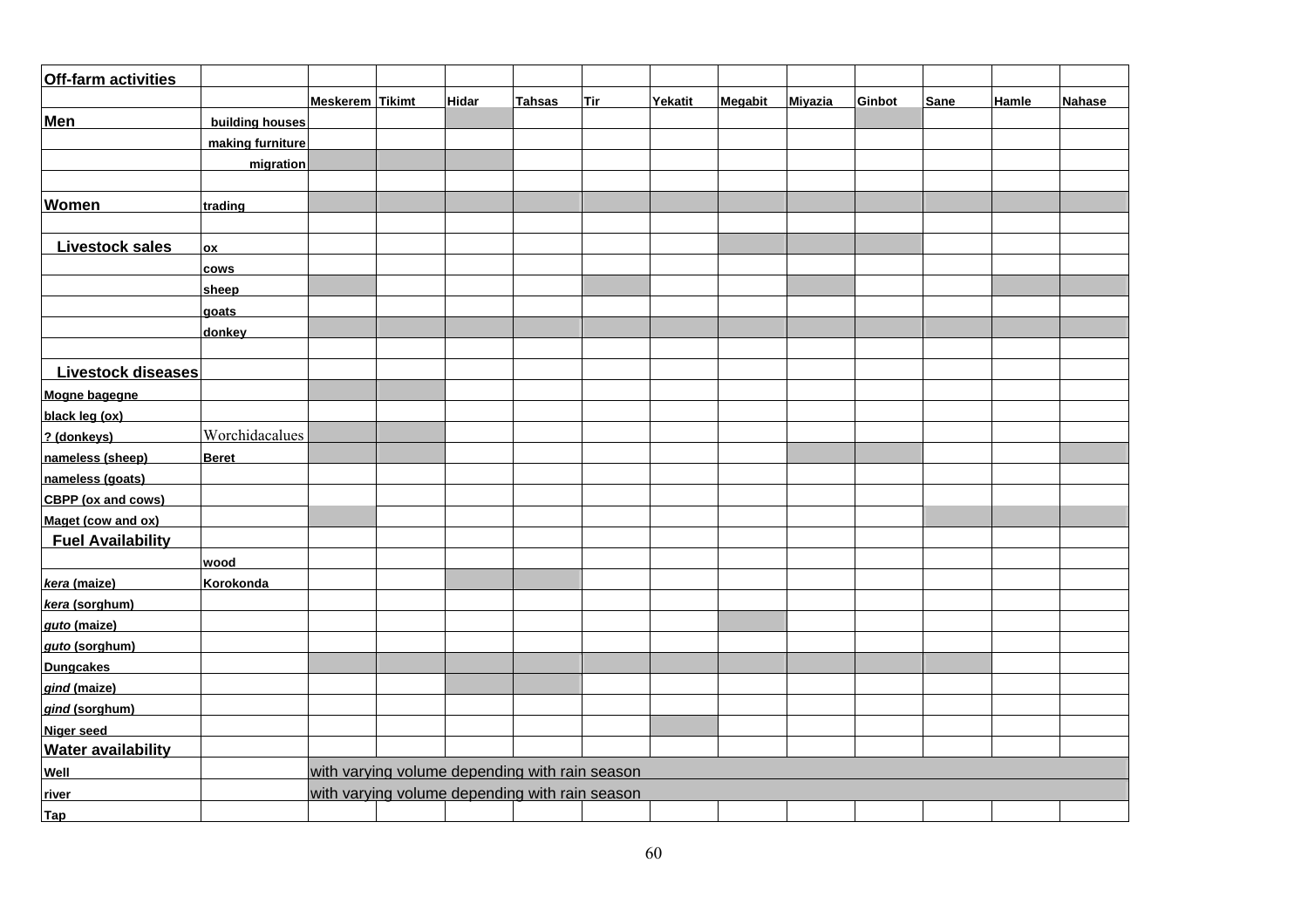| Off-farm activities | | | | | | | | | | | | | |
|---|---|---|---|---|---|---|---|---|---|---|---|---|---|
| | | Meskerem | Tikimt | Hidar | Tahsas | Tir | Yekatit | Megabit | Miyazia | Ginbot | Sane | Hamle | Nahase |
| **Men** | building houses | | | X | | | | | | X | | | |
| | making furniture | | | | | | | | | | | | |
| | migration | X | X | X | | | | | | | | | |
| | | | | | | | | | | | | | |
| **Women** | trading | X | X | X | X | X | X | X | X | X | X | X | X |
| | | | | | | | | | | | | | |
| **Livestock sales** | ox | | | | | | | X | X | X | | | |
| | cows | | | | | | | | | | | | |
| | sheep | X | | | | X | | | X | | | X | X |
| | goats | | | | | | | | | | | | |
| | donkey | X | X | X | X | X | X | X | X | X | X | X | X |
| | | | | | | | | | | | | | |
| **Livestock diseases** | | | | | | | | | | | | | |
| Mogne bagegne | | X | X | | | | | | | | | | |
| black leg (ox) | | | | | | | | | | | | | |
| ? (donkeys) | Worchidacalues | X | X | | | | | | | | | | |
| nameless (sheep) | Beret | X | X | | | | | | X | X | | | X |
| nameless (goats) | | | | | | | | | | | | | |
| CBPP (ox and cows) | | | | | | | | | | | | | |
| Maget (cow and ox) | | X | | | | | | | | | X | X | X |
| **Fuel Availability** | | | | | | | | | | | | | |
| | wood | | | | | | | | | | | | |
| *kera* (maize) | Korokonda | | | X | X | | | | | | | | |
| *kera* (sorghum) | | | | | | | | | | | | | |
| *guto* (maize) | | | | | | | | X | | | | | |
| *guto* (sorghum) | | | | | | | | | | | | | |
| Dungcakes | | X | X | X | X | X | X | X | X | X | X | | |
| *gind* (maize) | | | | X | X | | | | | | | | |
| *gind* (sorghum) | | | | | | | | | | | | | |
| Niger seed | | | | | | | X | | | | | | |
| **Water availability** | | | | | | | | | | | | | |
| Well | | with varying volume depending with rain season | | | | | | | | | | | |
| river | | with varying volume depending with rain season | | | | | | | | | | | |
| Tap | | | | | | | | | | | | | |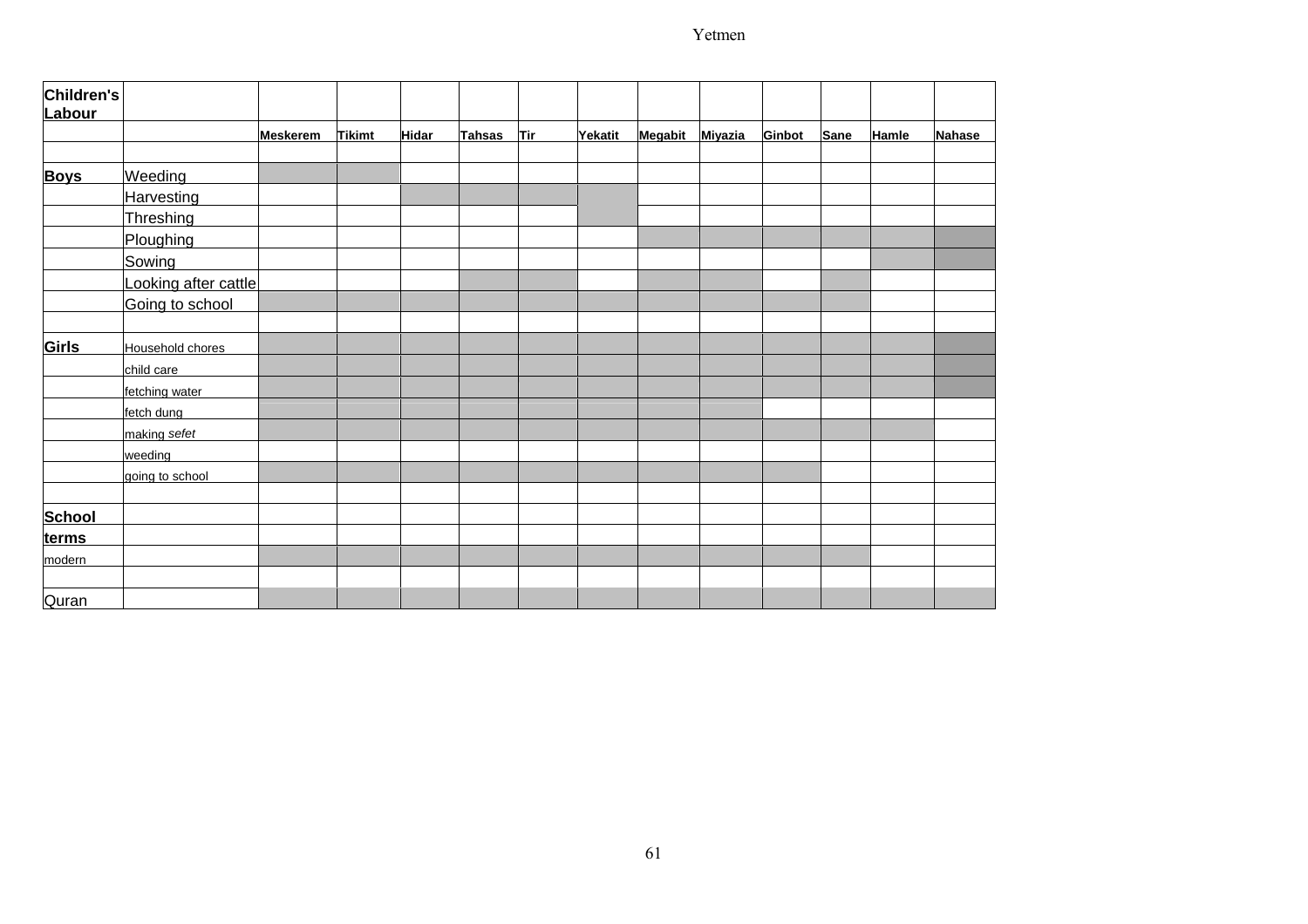| Children's Labour | | Meskerem | Tikimt | Hidar | Tahsas | Tir | Yekatit | Megabit | Miyazia | Ginbot | Sane | Hamle | Nahase |
|---|---|---|---|---|---|---|---|---|---|---|---|---|---|
| | | | | | | | | | | | | | |
| **Boys** | Weeding | ■ | ■ | | | | | | | | | | |
| | Harvesting | | | ■ | ■ | ■ | ■ | | | | | | |
| | Threshing | | | | | | ■ | | | | | | |
| | Ploughing | | | | | | | ■ | ■ | ■ | ■ | ■ | ■ |
| | Sowing | | | | | | | | | | | ■ | ■ |
| | Looking after cattle | | | | ■ | ■ | | ■ | ■ | | ■ | | |
| | Going to school | ■ | ■ | ■ | ■ | ■ | ■ | ■ | ■ | ■ | ■ | | |
| | | | | | | | | | | | | | |
| **Girls** | Household chores | ■ | ■ | ■ | ■ | ■ | ■ | ■ | ■ | ■ | ■ | ■ | ■ |
| | child care | ■ | ■ | ■ | ■ | ■ | ■ | ■ | ■ | ■ | ■ | ■ | ■ |
| | fetching water | ■ | ■ | ■ | ■ | ■ | ■ | ■ | ■ | ■ | ■ | ■ | ■ |
| | fetch dung | ■ | ■ | ■ | ■ | ■ | ■ | ■ | ■ | | | | |
| | making *sefet* | ■ | ■ | ■ | ■ | ■ | ■ | ■ | ■ | ■ | ■ | ■ | |
| | weeding | | | | | | | | | | | | |
| | going to school | ■ | ■ | ■ | ■ | ■ | ■ | ■ | ■ | ■ | | | |
| | | | | | | | | | | | | | |
| **School terms** | | | | | | | | | | | | | |
| modern | | ■ | ■ | ■ | ■ | ■ | ■ | ■ | ■ | ■ | ■ | | |
| | | | | | | | | | | | | | |
| Quran | | ■ | ■ | ■ | ■ | ■ | ■ | ■ | ■ | ■ | ■ | ■ | ■ |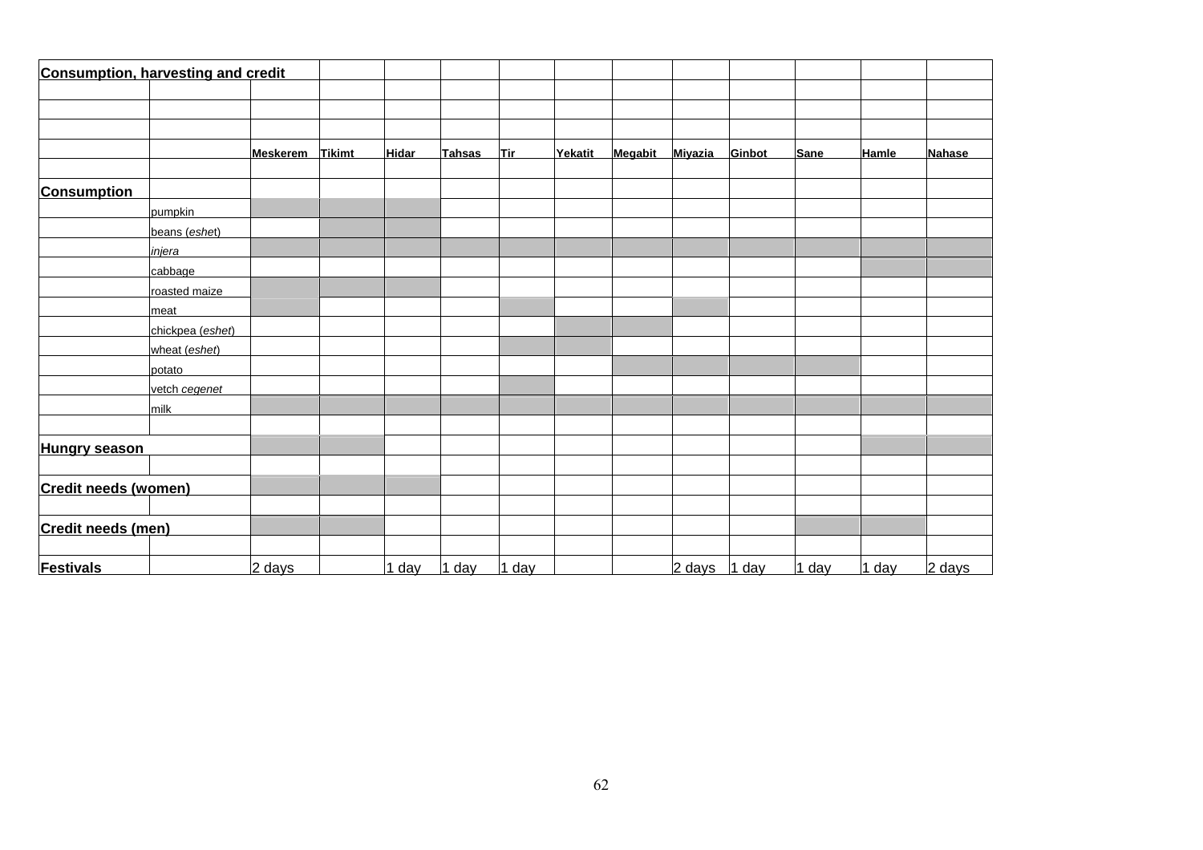**Consumption, harvesting and credit**

(Shaded cells in the original are marked with X.)

| | | Meskerem | Tikimt | Hidar | Tahsas | Tir | Yekatit | Megabit | Miyazia | Ginbot | Sane | Hamle | Nahase |
|---|---|---|---|---|---|---|---|---|---|---|---|---|---|
| **Consumption** | | | | | | | | | | | | | |
| | pumpkin | X | X | X | | | | | | | | | |
| | beans (*eshet*) | | X | X | | | | | | | | | |
| | *injera* | X | X | X | X | X | X | X | X | X | X | X | X |
| | cabbage | | | | | | | | | | | X | X |
| | roasted maize | X | X | X | | | | | | | | | |
| | meat | X | | | | X | | | X | | | | |
| | chickpea (*eshet*) | | | | | | X | X | | | | | |
| | wheat (*eshet*) | | | | | X | X | | | | | | |
| | potato | | | | | | | X | X | X | X | | |
| | vetch *cegenet* | | | | | X | | | | | | | |
| | milk | X | X | X | X | X | X | X | X | X | X | X | X |
| **Hungry season** | | X | X | | | | | | | | | X | X |
| **Credit needs (women)** | | X | X | X | | | | | | | | | |
| **Credit needs (men)** | | X | X | | | | | | | | X | X | |
| **Festivals** | | 2 days | | 1 day | 1 day | 1 day | | | 2 days | 1 day | 1 day | 1 day | 2 days |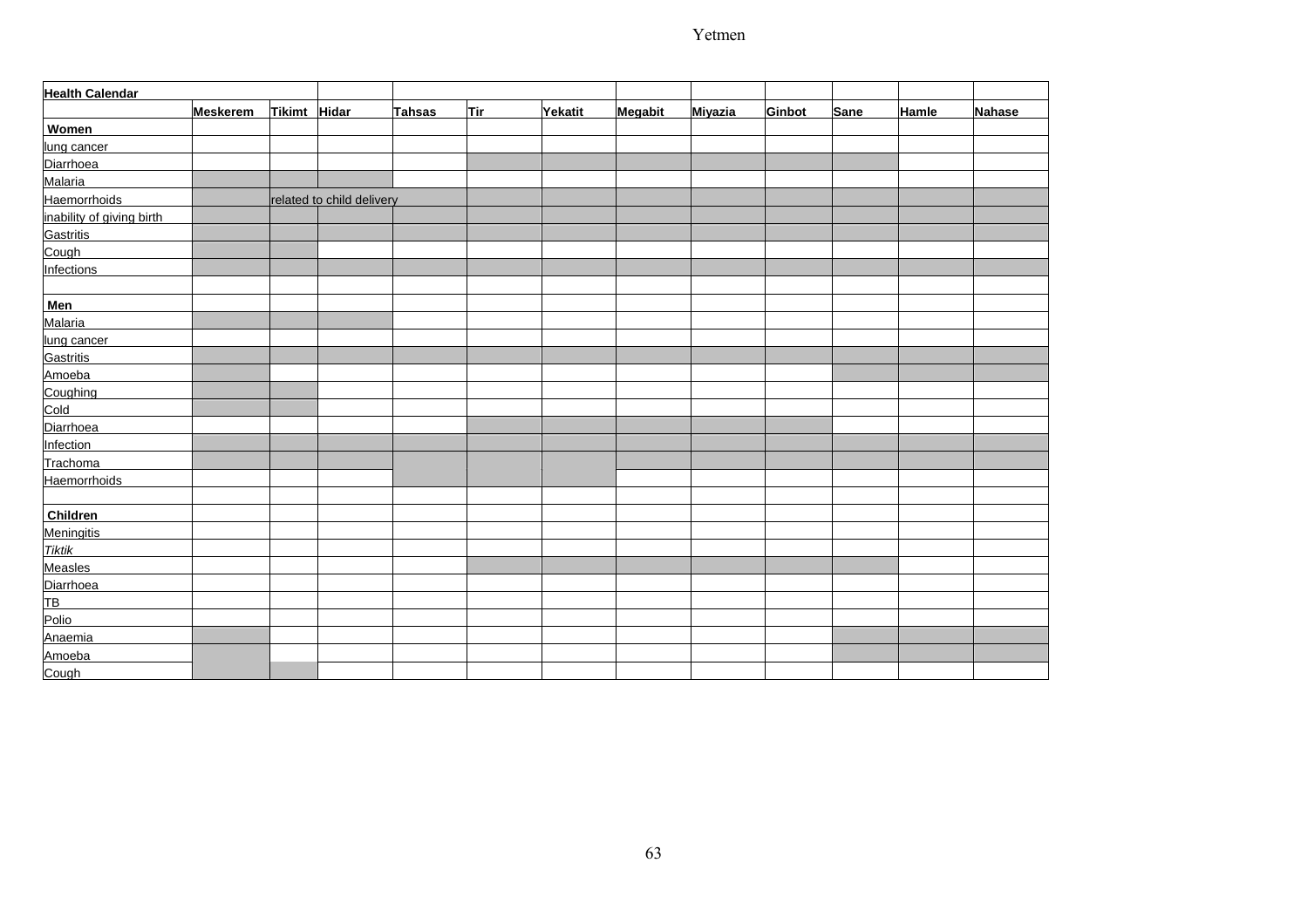**Health Calendar**

Shaded cells in the source calendar are marked with X.

| | Meskerem | Tikimt | Hidar | Tahsas | Tir | Yekatit | Megabit | Miyazia | Ginbot | Sane | Hamle | Nahase |
|---|---|---|---|---|---|---|---|---|---|---|---|---|
| **Women** | | | | | | | | | | | | |
| lung cancer | | | | | | | | | | | | |
| Diarrhoea | | | | | X | X | X | X | X | X | | |
| Malaria | X | X | X | | | | | | | | | |
| Haemorrhoids | | related to child delivery | | | X | X | X | X | X | X | X | X |
| inability of giving birth | X | X | X | X | X | X | X | X | X | X | X | X |
| Gastritis | X | X | X | X | X | X | X | X | X | X | X | X |
| Cough | X | X | | | | | | | | | | |
| Infections | X | X | X | X | X | X | X | X | X | X | X | X |
| | | | | | | | | | | | | |
| **Men** | | | | | | | | | | | | |
| Malaria | X | X | X | | | | | | | | | |
| lung cancer | | | | | | | | | | | | |
| Gastritis | X | X | X | X | X | X | X | X | X | X | X | X |
| Amoeba | X | | | | | | | | | X | X | X |
| Coughing | X | X | | | | | | | | | | |
| Cold | X | X | | | | | | | | | | |
| Diarrhoea | | | | | X | X | X | X | X | | | |
| Infection | X | X | X | X | X | X | X | X | X | X | X | X |
| Trachoma | X | X | X | X | X | X | X | X | X | X | X | X |
| Haemorrhoids | | | | X | X | X | | | | | | |
| | | | | | | | | | | | | |
| **Children** | | | | | | | | | | | | |
| Meningitis | | | | | | | | | | | | |
| *Tiktik* | | | | | | | | | | | | |
| Measles | | | | | X | X | X | X | X | X | | |
| Diarrhoea | | | | | | | | | | | | |
| TB | | | | | | | | | | | | |
| Polio | | | | | | | | | | | | |
| Anaemia | X | | | | | | | | | X | X | X |
| Amoeba | X | | | | | | | | | X | X | X |
| Cough | X | X | | | | | | | | | | |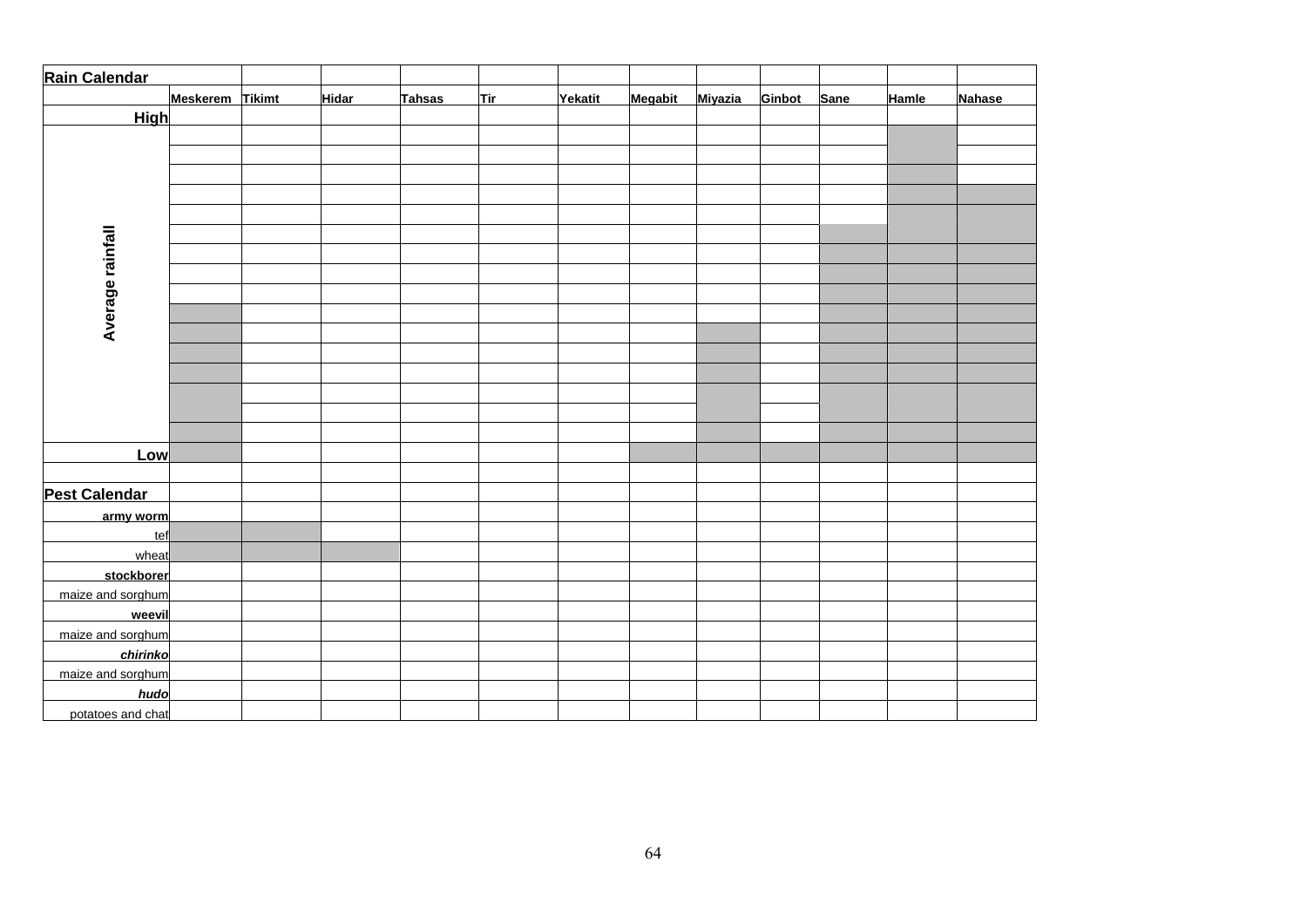**Rain Calendar**

| | Meskerem | Tikimt | Hidar | Tahsas | Tir | Yekatit | Megabit | Miyazia | Ginbot | Sane | Hamle | Nahase |
|---|---|---|---|---|---|---|---|---|---|---|---|---|
| **High** | | | | | | | | | | | | |
| **Average rainfall** | | | | | | | | | | | ■ | |
| | | | | | | | | | | | ■ | |
| | | | | | | | | | | | ■ | |
| | | | | | | | | | | | ■ | ■ |
| | | | | | | | | | | | ■ | ■ |
| | | | | | | | | | | ■ | ■ | ■ |
| | | | | | | | | | | ■ | ■ | ■ |
| | | | | | | | | | | ■ | ■ | ■ |
| | | | | | | | | | | ■ | ■ | ■ |
| | ■ | | | | | | | | | ■ | ■ | ■ |
| | ■ | | | | | | | ■ | | ■ | ■ | ■ |
| | ■ | | | | | | | ■ | | ■ | ■ | ■ |
| | ■ | | | | | | | ■ | | ■ | ■ | ■ |
| | ■ | | | | | | | ■ | | ■ | ■ | ■ |
| | ■ | | | | | | | ■ | | ■ | ■ | ■ |
| | ■ | | | | | | | ■ | | ■ | ■ | ■ |
| **Low** | ■ | | | | | | ■ | ■ | ■ | ■ | ■ | ■ |

**Pest Calendar**

| | Meskerem | Tikimt | Hidar | Tahsas | Tir | Yekatit | Megabit | Miyazia | Ginbot | Sane | Hamle | Nahase |
|---|---|---|---|---|---|---|---|---|---|---|---|---|
| **army worm** | | | | | | | | | | | | |
| tef | ■ | ■ | | | | | | | | | | |
| wheat | ■ | ■ | ■ | | | | | | | | | |
| **stockborer** | | | | | | | | | | | | |
| maize and sorghum | | | | | | | | | | | | |
| **weevil** | | | | | | | | | | | | |
| maize and sorghum | | | | | | | | | | | | |
| ***chirinko*** | | | | | | | | | | | | |
| maize and sorghum | | | | | | | | | | | | |
| ***hudo*** | | | | | | | | | | | | |
| potatoes and chat | | | | | | | | | | | | |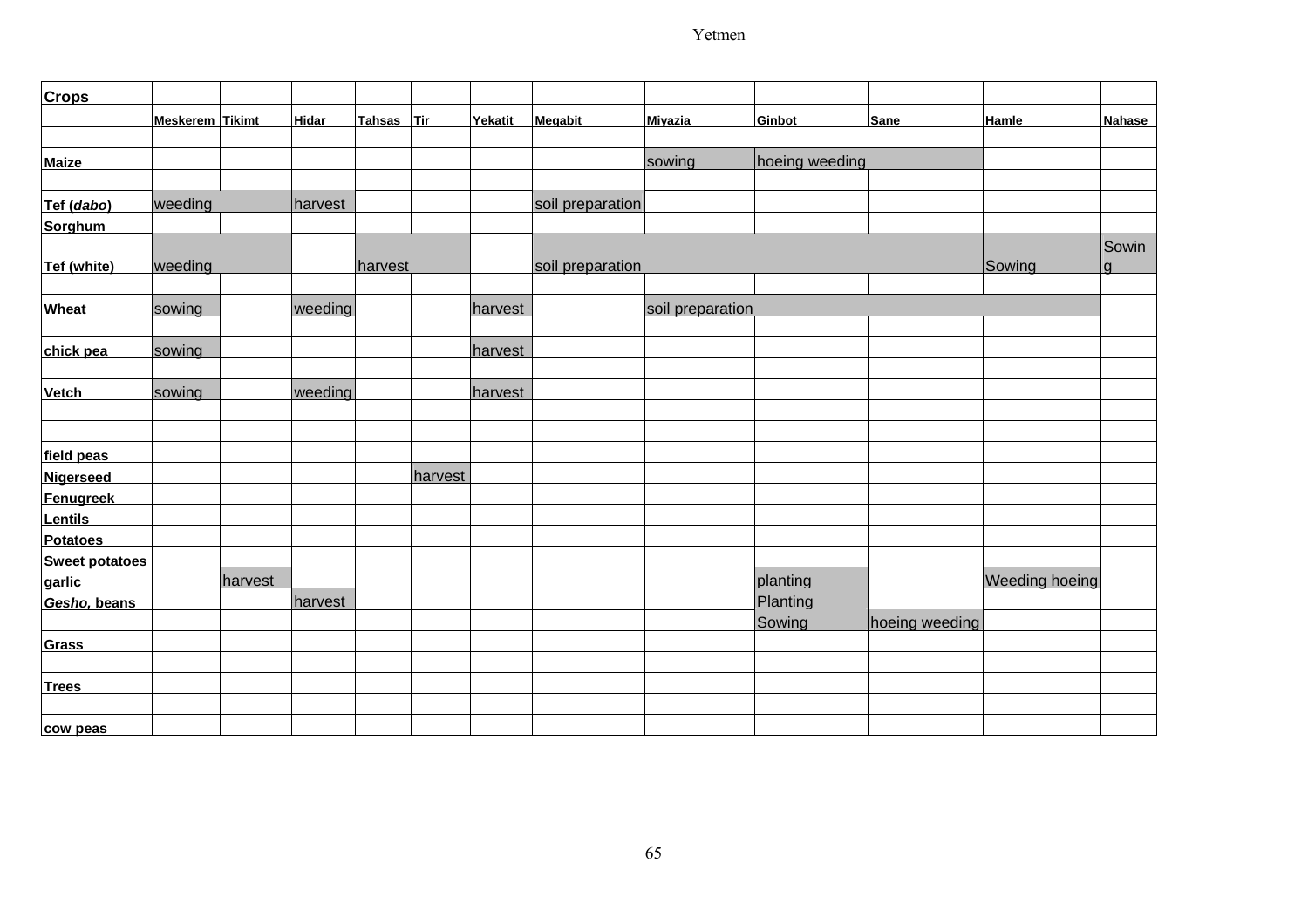| Crops | | | | | | | | | | | | |
|---|---|---|---|---|---|---|---|---|---|---|---|---|
| | Meskerem | Tikimt | Hidar | Tahsas | Tir | Yekatit | Megabit | Miyazia | Ginbot | Sane | Hamle | Nahase |
| | | | | | | | | | | | | |
| Maize | | | | | | | | sowing | hoeing weeding | | | |
| | | | | | | | | | | | | |
| Tef (*dabo*) | weeding | | harvest | | | | soil preparation | | | | | |
| Sorghum | | | | | | | | | | | | |
| Tef (white) | weeding | | | harvest | | | soil preparation | | | | Sowing | Sowing |
| | | | | | | | | | | | | |
| Wheat | sowing | | weeding | | | harvest | | soil preparation | | | | |
| | | | | | | | | | | | | |
| chick pea | sowing | | | | | harvest | | | | | | |
| | | | | | | | | | | | | |
| Vetch | sowing | | weeding | | | harvest | | | | | | |
| | | | | | | | | | | | | |
| | | | | | | | | | | | | |
| field peas | | | | | | | | | | | | |
| Nigerseed | | | | | harvest | | | | | | | |
| Fenugreek | | | | | | | | | | | | |
| Lentils | | | | | | | | | | | | |
| Potatoes | | | | | | | | | | | | |
| Sweet potatoes | | | | | | | | | | | | |
| garlic | | harvest | | | | | | | planting | | Weeding hoeing | |
| *Gesho*, beans | | | harvest | | | | | | Planting | | | |
| | | | | | | | | | Sowing | hoeing weeding | | |
| Grass | | | | | | | | | | | | |
| | | | | | | | | | | | | |
| Trees | | | | | | | | | | | | |
| | | | | | | | | | | | | |
| cow peas | | | | | | | | | | | | |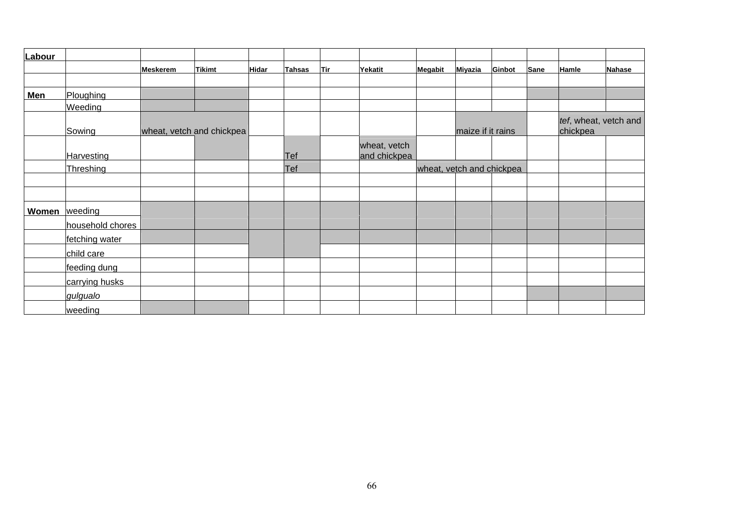| Labour | | | | | | | | | | | | | |
|---|---|---|---|---|---|---|---|---|---|---|---|---|---|
| | | Meskerem | Tikimt | Hidar | Tahsas | Tir | Yekatit | Megabit | Miyazia | Ginbot | Sane | Hamle | Nahase |
| | | | | | | | | | | | | | |
| Men | Ploughing | | | | | | | | | | | | |
| | Weeding | | | | | | | | | | | | |
| | Sowing | wheat, vetch and chickpea | | | | | | | maize if it rains | | | *tef*, wheat, vetch and chickpea | |
| | Harvesting | | | | Tef | | wheat, vetch and chickpea | | | | | | |
| | Threshing | | | | Tef | | | wheat, vetch and chickpea | | | | | |
| | | | | | | | | | | | | | |
| | | | | | | | | | | | | | |
| Women | weeding | | | | | | | | | | | | |
| | household chores | | | | | | | | | | | | |
| | fetching water | | | | | | | | | | | | |
| | child care | | | | | | | | | | | | |
| | feeding dung | | | | | | | | | | | | |
| | carrying husks | | | | | | | | | | | | |
| | *gulgualo* | | | | | | | | | | | | |
| | weeding | | | | | | | | | | | | |